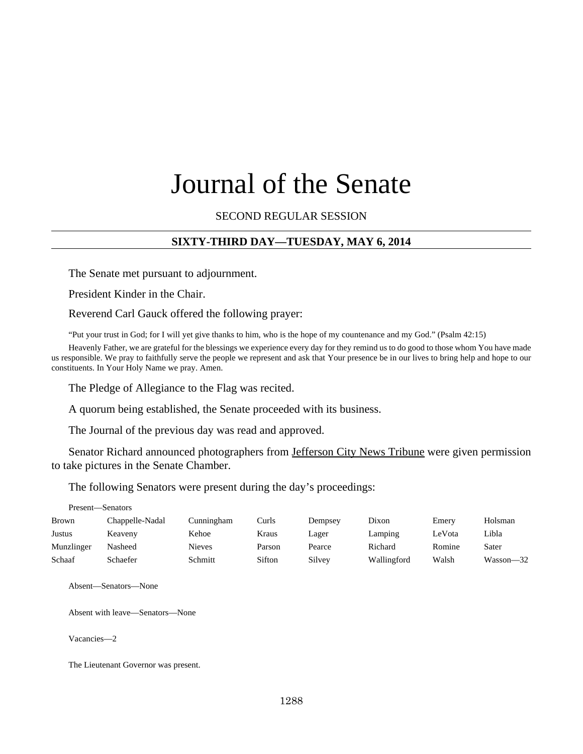# Journal of the Senate

SECOND REGULAR SESSION

## SIXTY-THIRD DAY—TUESDAY, MAY 6, 2014

The Senate met pursuant to adjournment.

President Kinder in the Chair.

Reverend Carl Gauck offered the following prayer:

"Put your trust in God; for I will yet give thanks to him, who is the hope of my countenance and my God." (Psalm 42:15)

Heavenly Father, we are grateful for the blessings we experience every day for they remind us to do good to those whom You have made us responsible. We pray to faithfully serve the people we represent and ask that Your presence be in our lives to bring help and hope to our constituents. In Your Holy Name we pray. Amen.

The Pledge of Allegiance to the Flag was recited.

A quorum being established, the Senate proceeded with its business.

The Journal of the previous day was read and approved.

Senator Richard announced photographers from Jefferson City News Tribune were given permission to take pictures in the Senate Chamber.

The following Senators were present during the day's proceedings:

Present—Senators

| | | | | | | | |
|---|---|---|---|---|---|---|---|
| Brown | Chappelle-Nadal | Cunningham | Curls | Dempsey | Dixon | Emery | Holsman |
| Justus | Keaveny | Kehoe | Kraus | Lager | Lamping | LeVota | Libla |
| Munzlinger | Nasheed | Nieves | Parson | Pearce | Richard | Romine | Sater |
| Schaaf | Schaefer | Schmitt | Sifton | Silvey | Wallingford | Walsh | Wasson—32 |

Absent—Senators—None

Absent with leave—Senators—None

Vacancies—2

The Lieutenant Governor was present.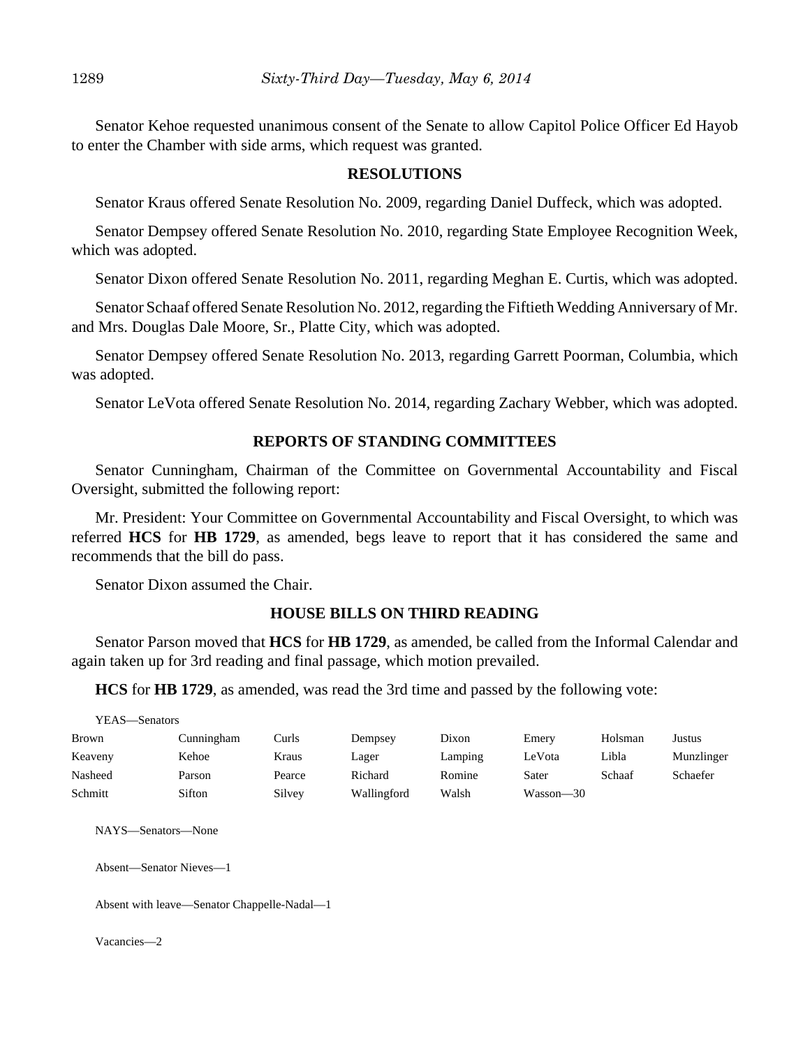Senator Kehoe requested unanimous consent of the Senate to allow Capitol Police Officer Ed Hayob to enter the Chamber with side arms, which request was granted.

## RESOLUTIONS

Senator Kraus offered Senate Resolution No. 2009, regarding Daniel Duffeck, which was adopted.

Senator Dempsey offered Senate Resolution No. 2010, regarding State Employee Recognition Week, which was adopted.

Senator Dixon offered Senate Resolution No. 2011, regarding Meghan E. Curtis, which was adopted.

Senator Schaaf offered Senate Resolution No. 2012, regarding the Fiftieth Wedding Anniversary of Mr. and Mrs. Douglas Dale Moore, Sr., Platte City, which was adopted.

Senator Dempsey offered Senate Resolution No. 2013, regarding Garrett Poorman, Columbia, which was adopted.

Senator LeVota offered Senate Resolution No. 2014, regarding Zachary Webber, which was adopted.

## REPORTS OF STANDING COMMITTEES

Senator Cunningham, Chairman of the Committee on Governmental Accountability and Fiscal Oversight, submitted the following report:

Mr. President: Your Committee on Governmental Accountability and Fiscal Oversight, to which was referred **HCS** for **HB 1729**, as amended, begs leave to report that it has considered the same and recommends that the bill do pass.

Senator Dixon assumed the Chair.

## HOUSE BILLS ON THIRD READING

Senator Parson moved that **HCS** for **HB 1729**, as amended, be called from the Informal Calendar and again taken up for 3rd reading and final passage, which motion prevailed.

**HCS** for **HB 1729**, as amended, was read the 3rd time and passed by the following vote:

YEAS—Senators

| | | | | | | | |
|---|---|---|---|---|---|---|---|
| Brown | Cunningham | Curls | Dempsey | Dixon | Emery | Holsman | Justus |
| Keaveny | Kehoe | Kraus | Lager | Lamping | LeVota | Libla | Munzlinger |
| Nasheed | Parson | Pearce | Richard | Romine | Sater | Schaaf | Schaefer |
| Schmitt | Sifton | Silvey | Wallingford | Walsh | Wasson—30 | | |

NAYS—Senators—None

Absent—Senator Nieves—1

Absent with leave—Senator Chappelle-Nadal—1

Vacancies—2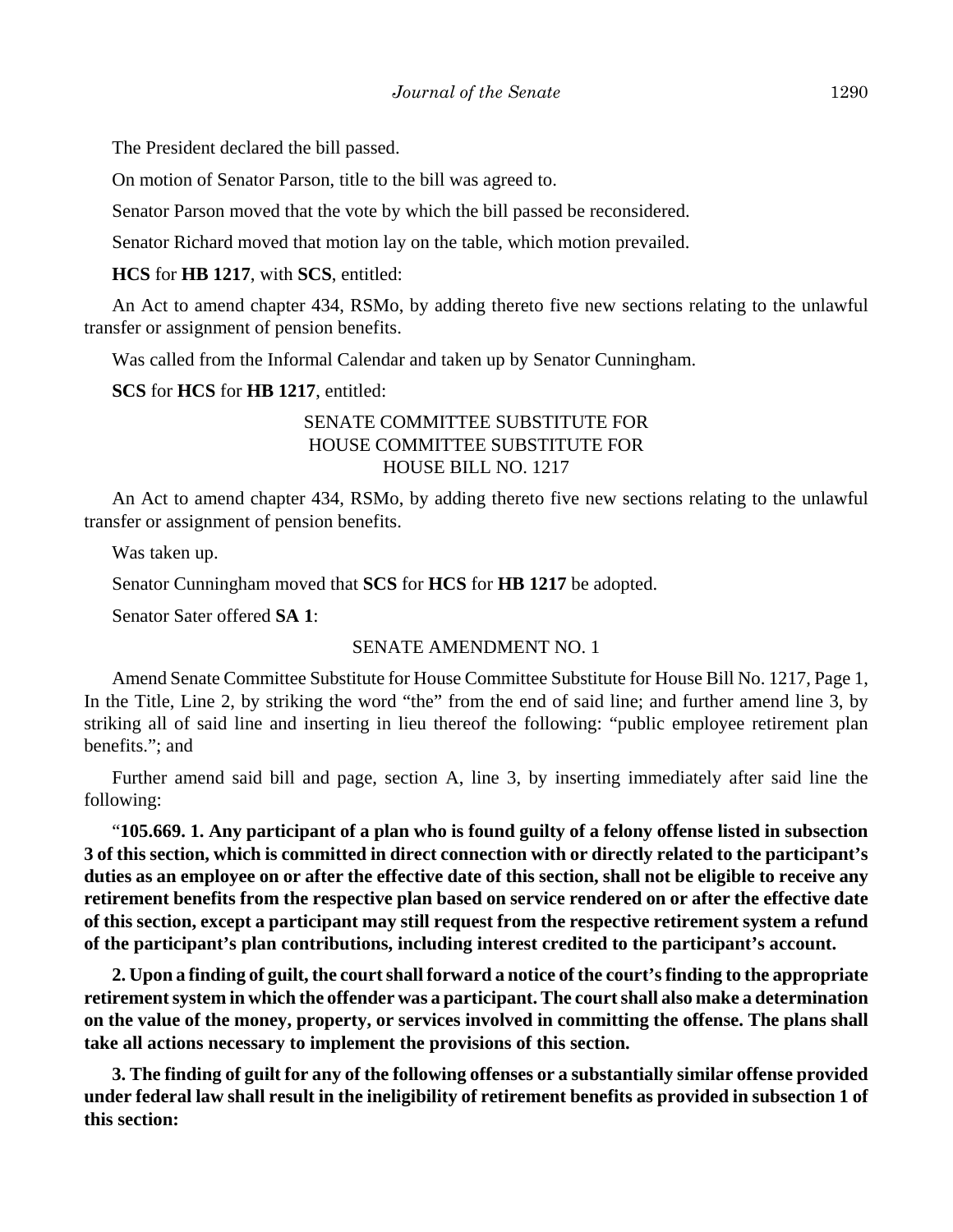The President declared the bill passed.

On motion of Senator Parson, title to the bill was agreed to.

Senator Parson moved that the vote by which the bill passed be reconsidered.

Senator Richard moved that motion lay on the table, which motion prevailed.

**HCS** for **HB 1217**, with **SCS**, entitled:

An Act to amend chapter 434, RSMo, by adding thereto five new sections relating to the unlawful transfer or assignment of pension benefits.

Was called from the Informal Calendar and taken up by Senator Cunningham.

**SCS** for **HCS** for **HB 1217**, entitled:

SENATE COMMITTEE SUBSTITUTE FOR
HOUSE COMMITTEE SUBSTITUTE FOR
HOUSE BILL NO. 1217

An Act to amend chapter 434, RSMo, by adding thereto five new sections relating to the unlawful transfer or assignment of pension benefits.

Was taken up.

Senator Cunningham moved that **SCS** for **HCS** for **HB 1217** be adopted.

Senator Sater offered **SA 1**:

SENATE AMENDMENT NO. 1

Amend Senate Committee Substitute for House Committee Substitute for House Bill No. 1217, Page 1, In the Title, Line 2, by striking the word "the" from the end of said line; and further amend line 3, by striking all of said line and inserting in lieu thereof the following: "public employee retirement plan benefits."; and

Further amend said bill and page, section A, line 3, by inserting immediately after said line the following:

"**105.669. 1. Any participant of a plan who is found guilty of a felony offense listed in subsection 3 of this section, which is committed in direct connection with or directly related to the participant's duties as an employee on or after the effective date of this section, shall not be eligible to receive any retirement benefits from the respective plan based on service rendered on or after the effective date of this section, except a participant may still request from the respective retirement system a refund of the participant's plan contributions, including interest credited to the participant's account.**

**2. Upon a finding of guilt, the court shall forward a notice of the court's finding to the appropriate retirement system in which the offender was a participant. The court shall also make a determination on the value of the money, property, or services involved in committing the offense. The plans shall take all actions necessary to implement the provisions of this section.**

**3. The finding of guilt for any of the following offenses or a substantially similar offense provided under federal law shall result in the ineligibility of retirement benefits as provided in subsection 1 of this section:**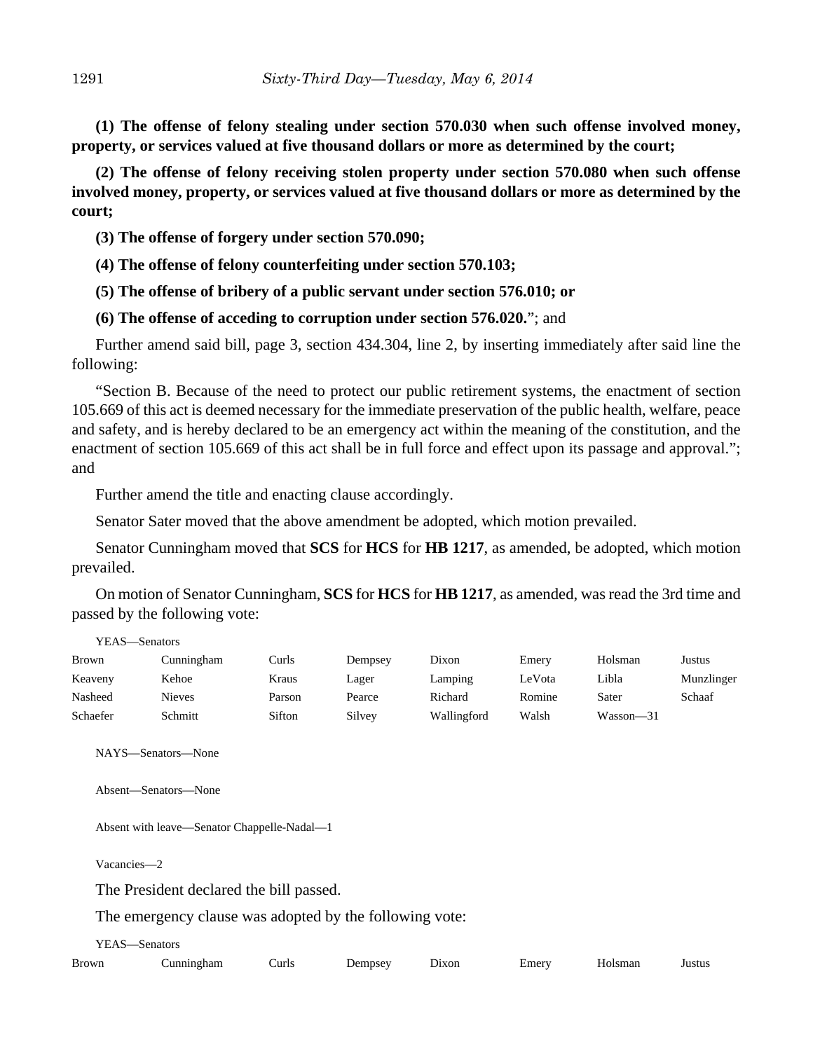**(1) The offense of felony stealing under section 570.030 when such offense involved money, property, or services valued at five thousand dollars or more as determined by the court;**

**(2) The offense of felony receiving stolen property under section 570.080 when such offense involved money, property, or services valued at five thousand dollars or more as determined by the court;**

**(3) The offense of forgery under section 570.090;**

**(4) The offense of felony counterfeiting under section 570.103;**

**(5) The offense of bribery of a public servant under section 576.010; or**

**(6) The offense of acceding to corruption under section 576.020.**"; and

Further amend said bill, page 3, section 434.304, line 2, by inserting immediately after said line the following:

"Section B. Because of the need to protect our public retirement systems, the enactment of section 105.669 of this act is deemed necessary for the immediate preservation of the public health, welfare, peace and safety, and is hereby declared to be an emergency act within the meaning of the constitution, and the enactment of section 105.669 of this act shall be in full force and effect upon its passage and approval."; and

Further amend the title and enacting clause accordingly.

Senator Sater moved that the above amendment be adopted, which motion prevailed.

Senator Cunningham moved that **SCS** for **HCS** for **HB 1217**, as amended, be adopted, which motion prevailed.

On motion of Senator Cunningham, **SCS** for **HCS** for **HB 1217**, as amended, was read the 3rd time and passed by the following vote:

YEAS—Senators

| | | | | | | | |
|---|---|---|---|---|---|---|---|
| Brown | Cunningham | Curls | Dempsey | Dixon | Emery | Holsman | Justus |
| Keaveny | Kehoe | Kraus | Lager | Lamping | LeVota | Libla | Munzlinger |
| Nasheed | Nieves | Parson | Pearce | Richard | Romine | Sater | Schaaf |
| Schaefer | Schmitt | Sifton | Silvey | Wallingford | Walsh | Wasson—31 | |

NAYS—Senators—None

Absent—Senators—None

Absent with leave—Senator Chappelle-Nadal—1

Vacancies—2

The President declared the bill passed.

The emergency clause was adopted by the following vote:

YEAS—Senators

| | | | | | | | |
|---|---|---|---|---|---|---|---|
| Brown | Cunningham | Curls | Dempsey | Dixon | Emery | Holsman | Justus |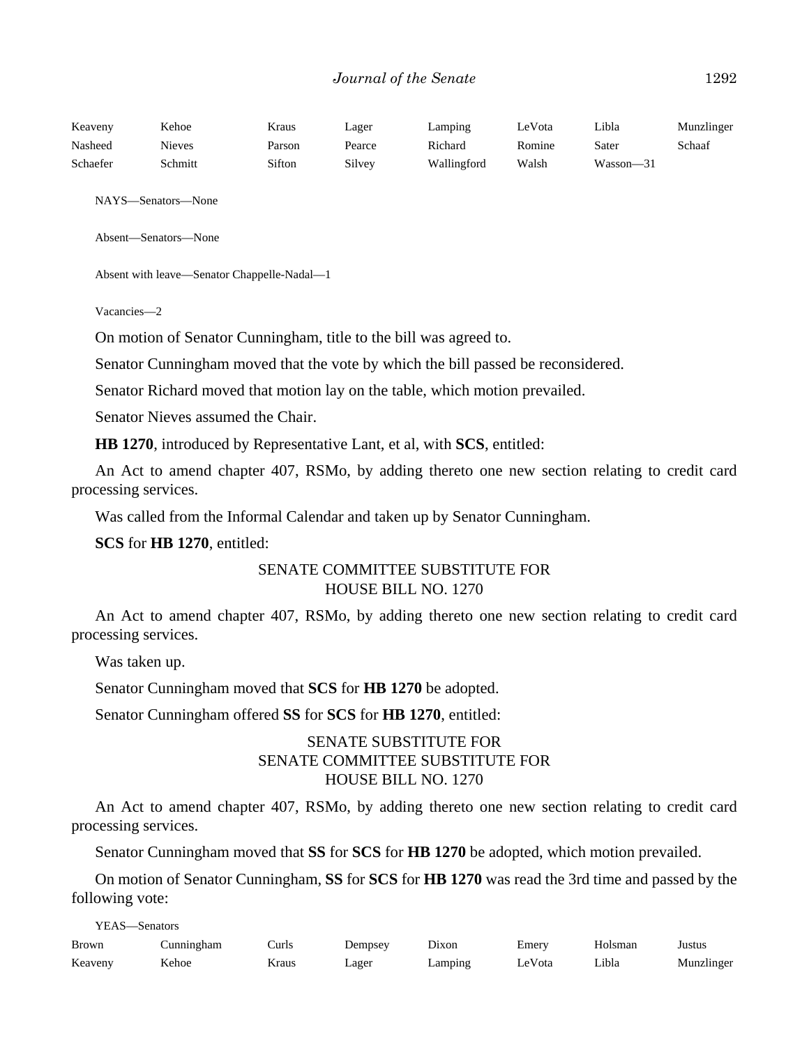| | | | | | | | |
|---|---|---|---|---|---|---|---|
| Keaveny | Kehoe | Kraus | Lager | Lamping | LeVota | Libla | Munzlinger |
| Nasheed | Nieves | Parson | Pearce | Richard | Romine | Sater | Schaaf |
| Schaefer | Schmitt | Sifton | Silvey | Wallingford | Walsh | Wasson—31 | |

NAYS—Senators—None

Absent—Senators—None

Absent with leave—Senator Chappelle-Nadal—1

Vacancies—2

On motion of Senator Cunningham, title to the bill was agreed to.

Senator Cunningham moved that the vote by which the bill passed be reconsidered.

Senator Richard moved that motion lay on the table, which motion prevailed.

Senator Nieves assumed the Chair.

**HB 1270**, introduced by Representative Lant, et al, with **SCS**, entitled:

An Act to amend chapter 407, RSMo, by adding thereto one new section relating to credit card processing services.

Was called from the Informal Calendar and taken up by Senator Cunningham.

**SCS** for **HB 1270**, entitled:

SENATE COMMITTEE SUBSTITUTE FOR
HOUSE BILL NO. 1270

An Act to amend chapter 407, RSMo, by adding thereto one new section relating to credit card processing services.

Was taken up.

Senator Cunningham moved that **SCS** for **HB 1270** be adopted.

Senator Cunningham offered **SS** for **SCS** for **HB 1270**, entitled:

SENATE SUBSTITUTE FOR
SENATE COMMITTEE SUBSTITUTE FOR
HOUSE BILL NO. 1270

An Act to amend chapter 407, RSMo, by adding thereto one new section relating to credit card processing services.

Senator Cunningham moved that **SS** for **SCS** for **HB 1270** be adopted, which motion prevailed.

On motion of Senator Cunningham, **SS** for **SCS** for **HB 1270** was read the 3rd time and passed by the following vote:

YEAS—Senators

| | | | | | | | |
|---|---|---|---|---|---|---|---|
| Brown | Cunningham | Curls | Dempsey | Dixon | Emery | Holsman | Justus |
| Keaveny | Kehoe | Kraus | Lager | Lamping | LeVota | Libla | Munzlinger |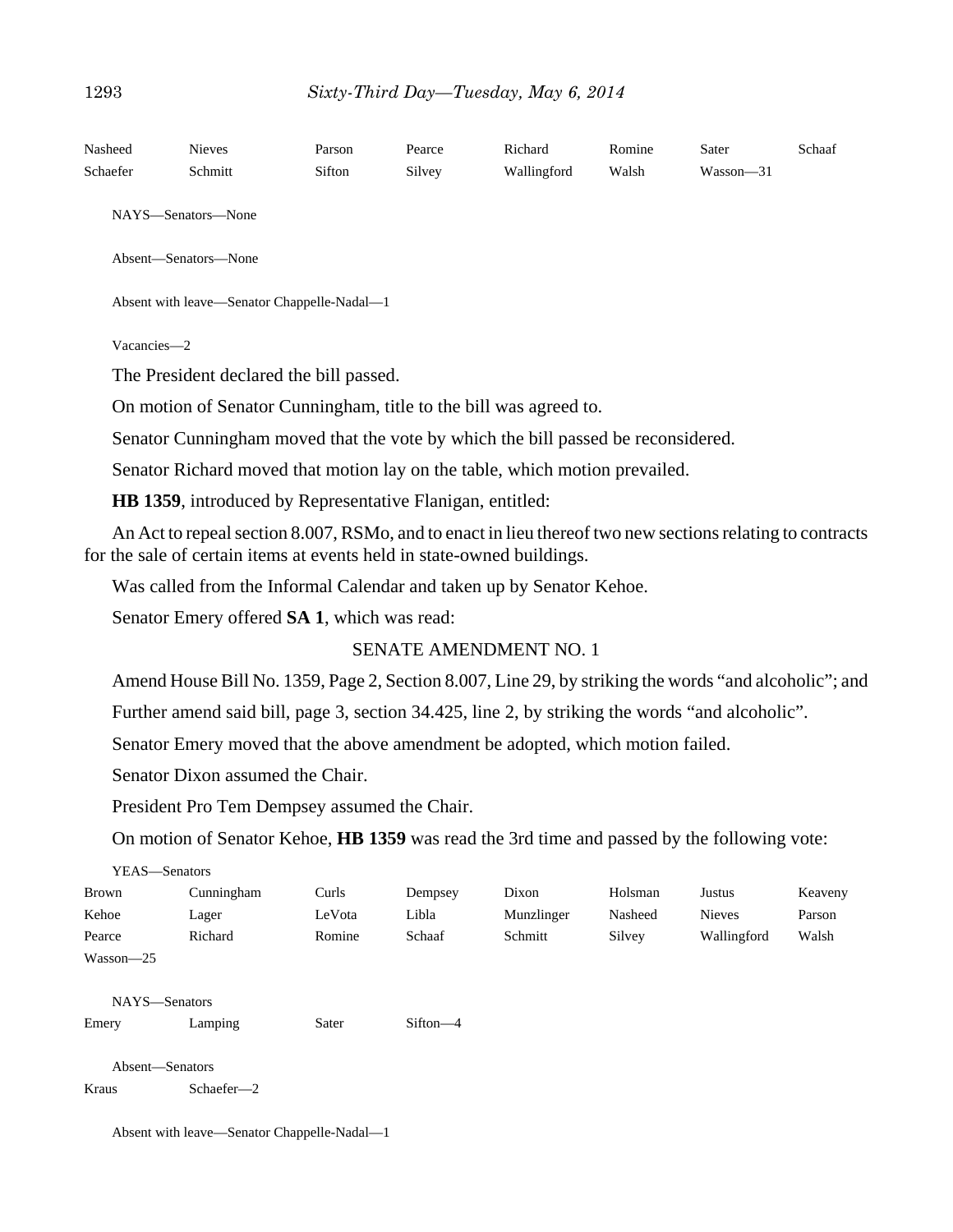Nasheed Nieves Parson Pearce Richard Romine Sater Schaaf
Schaefer Schmitt Sifton Silvey Wallingford Walsh Wasson—31

NAYS—Senators—None

Absent—Senators—None

Absent with leave—Senator Chappelle-Nadal—1

Vacancies—2

The President declared the bill passed.

On motion of Senator Cunningham, title to the bill was agreed to.

Senator Cunningham moved that the vote by which the bill passed be reconsidered.

Senator Richard moved that motion lay on the table, which motion prevailed.

**HB 1359**, introduced by Representative Flanigan, entitled:

An Act to repeal section 8.007, RSMo, and to enact in lieu thereof two new sections relating to contracts for the sale of certain items at events held in state-owned buildings.

Was called from the Informal Calendar and taken up by Senator Kehoe.

Senator Emery offered **SA 1**, which was read:

SENATE AMENDMENT NO. 1

Amend House Bill No. 1359, Page 2, Section 8.007, Line 29, by striking the words "and alcoholic"; and

Further amend said bill, page 3, section 34.425, line 2, by striking the words "and alcoholic".

Senator Emery moved that the above amendment be adopted, which motion failed.

Senator Dixon assumed the Chair.

President Pro Tem Dempsey assumed the Chair.

On motion of Senator Kehoe, **HB 1359** was read the 3rd time and passed by the following vote:

YEAS—Senators
Brown Cunningham Curls Dempsey Dixon Holsman Justus Keaveny
Kehoe Lager LeVota Libla Munzlinger Nasheed Nieves Parson
Pearce Richard Romine Schaaf Schmitt Silvey Wallingford Walsh
Wasson—25

NAYS—Senators
Emery Lamping Sater Sifton—4

Absent—Senators
Kraus Schaefer—2

Absent with leave—Senator Chappelle-Nadal—1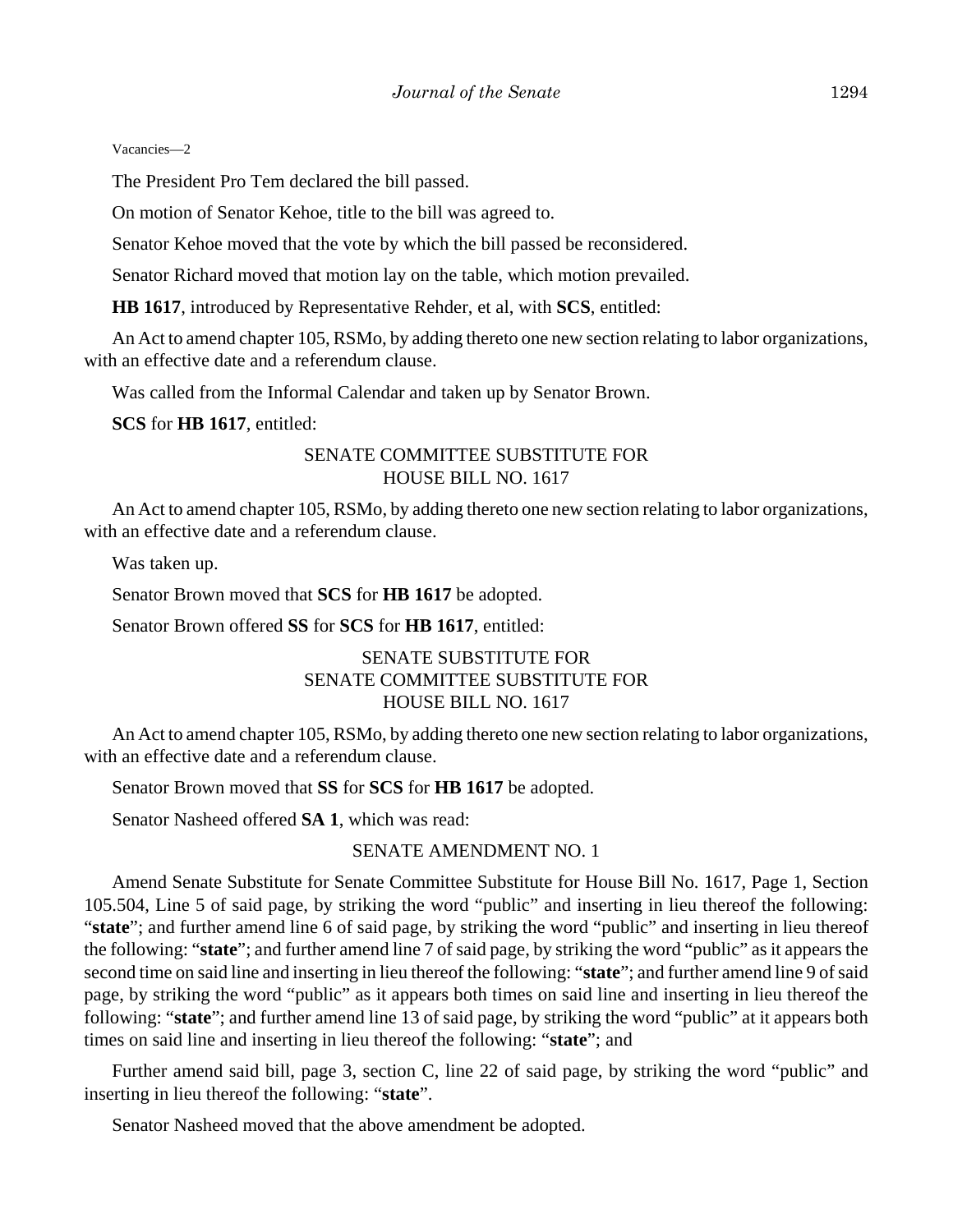Vacancies—2

The President Pro Tem declared the bill passed.

On motion of Senator Kehoe, title to the bill was agreed to.

Senator Kehoe moved that the vote by which the bill passed be reconsidered.

Senator Richard moved that motion lay on the table, which motion prevailed.

**HB 1617**, introduced by Representative Rehder, et al, with **SCS**, entitled:

An Act to amend chapter 105, RSMo, by adding thereto one new section relating to labor organizations, with an effective date and a referendum clause.

Was called from the Informal Calendar and taken up by Senator Brown.

**SCS** for **HB 1617**, entitled:

SENATE COMMITTEE SUBSTITUTE FOR
HOUSE BILL NO. 1617

An Act to amend chapter 105, RSMo, by adding thereto one new section relating to labor organizations, with an effective date and a referendum clause.

Was taken up.

Senator Brown moved that **SCS** for **HB 1617** be adopted.

Senator Brown offered **SS** for **SCS** for **HB 1617**, entitled:

SENATE SUBSTITUTE FOR
SENATE COMMITTEE SUBSTITUTE FOR
HOUSE BILL NO. 1617

An Act to amend chapter 105, RSMo, by adding thereto one new section relating to labor organizations, with an effective date and a referendum clause.

Senator Brown moved that **SS** for **SCS** for **HB 1617** be adopted.

Senator Nasheed offered **SA 1**, which was read:

SENATE AMENDMENT NO. 1

Amend Senate Substitute for Senate Committee Substitute for House Bill No. 1617, Page 1, Section 105.504, Line 5 of said page, by striking the word "public" and inserting in lieu thereof the following: "**state**"; and further amend line 6 of said page, by striking the word "public" and inserting in lieu thereof the following: "**state**"; and further amend line 7 of said page, by striking the word "public" as it appears the second time on said line and inserting in lieu thereof the following: "**state**"; and further amend line 9 of said page, by striking the word "public" as it appears both times on said line and inserting in lieu thereof the following: "**state**"; and further amend line 13 of said page, by striking the word "public" at it appears both times on said line and inserting in lieu thereof the following: "**state**"; and

Further amend said bill, page 3, section C, line 22 of said page, by striking the word "public" and inserting in lieu thereof the following: "**state**".

Senator Nasheed moved that the above amendment be adopted.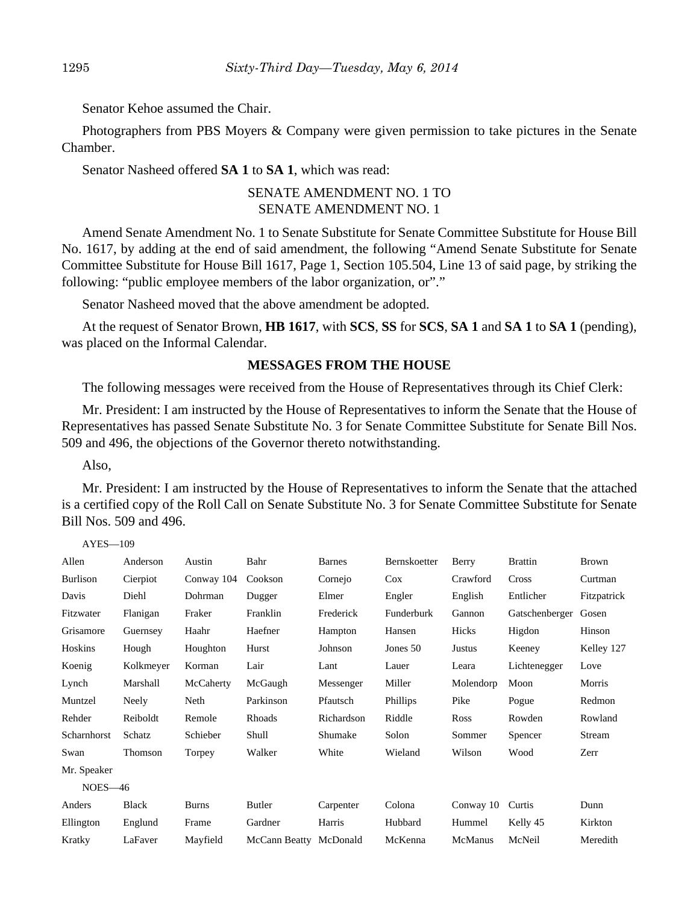Senator Kehoe assumed the Chair.

Photographers from PBS Moyers & Company were given permission to take pictures in the Senate Chamber.

Senator Nasheed offered **SA 1** to **SA 1**, which was read:

SENATE AMENDMENT NO. 1 TO
SENATE AMENDMENT NO. 1

Amend Senate Amendment No. 1 to Senate Substitute for Senate Committee Substitute for House Bill No. 1617, by adding at the end of said amendment, the following "Amend Senate Substitute for Senate Committee Substitute for House Bill 1617, Page 1, Section 105.504, Line 13 of said page, by striking the following: "public employee members of the labor organization, or"."

Senator Nasheed moved that the above amendment be adopted.

At the request of Senator Brown, **HB 1617**, with **SCS**, **SS** for **SCS**, **SA 1** and **SA 1** to **SA 1** (pending), was placed on the Informal Calendar.

## MESSAGES FROM THE HOUSE

The following messages were received from the House of Representatives through its Chief Clerk:

Mr. President: I am instructed by the House of Representatives to inform the Senate that the House of Representatives has passed Senate Substitute No. 3 for Senate Committee Substitute for Senate Bill Nos. 509 and 496, the objections of the Governor thereto notwithstanding.

Also,

Mr. President: I am instructed by the House of Representatives to inform the Senate that the attached is a certified copy of the Roll Call on Senate Substitute No. 3 for Senate Committee Substitute for Senate Bill Nos. 509 and 496.

AYES—109

| | | | | | | | | |
|---|---|---|---|---|---|---|---|---|
| Allen | Anderson | Austin | Bahr | Barnes | Bernskoetter | Berry | Brattin | Brown |
| Burlison | Cierpiot | Conway 104 | Cookson | Cornejo | Cox | Crawford | Cross | Curtman |
| Davis | Diehl | Dohrman | Dugger | Elmer | Engler | English | Entlicher | Fitzpatrick |
| Fitzwater | Flanigan | Fraker | Franklin | Frederick | Funderburk | Gannon | Gatschenberger | Gosen |
| Grisamore | Guernsey | Haahr | Haefner | Hampton | Hansen | Hicks | Higdon | Hinson |
| Hoskins | Hough | Houghton | Hurst | Johnson | Jones 50 | Justus | Keeney | Kelley 127 |
| Koenig | Kolkmeyer | Korman | Lair | Lant | Lauer | Leara | Lichtenegger | Love |
| Lynch | Marshall | McCaherty | McGaugh | Messenger | Miller | Molendorp | Moon | Morris |
| Muntzel | Neely | Neth | Parkinson | Pfautsch | Phillips | Pike | Pogue | Redmon |
| Rehder | Reiboldt | Remole | Rhoads | Richardson | Riddle | Ross | Rowden | Rowland |
| Scharnhorst | Schatz | Schieber | Shull | Shumake | Solon | Sommer | Spencer | Stream |
| Swan | Thomson | Torpey | Walker | White | Wieland | Wilson | Wood | Zerr |
| Mr. Speaker | | | | | | | | |

NOES—46

| | | | | | | | | |
|---|---|---|---|---|---|---|---|---|
| Anders | Black | Burns | Butler | Carpenter | Colona | Conway 10 | Curtis | Dunn |
| Ellington | Englund | Frame | Gardner | Harris | Hubbard | Hummel | Kelly 45 | Kirkton |
| Kratky | LaFaver | Mayfield | McCann Beatty | McDonald | McKenna | McManus | McNeil | Meredith |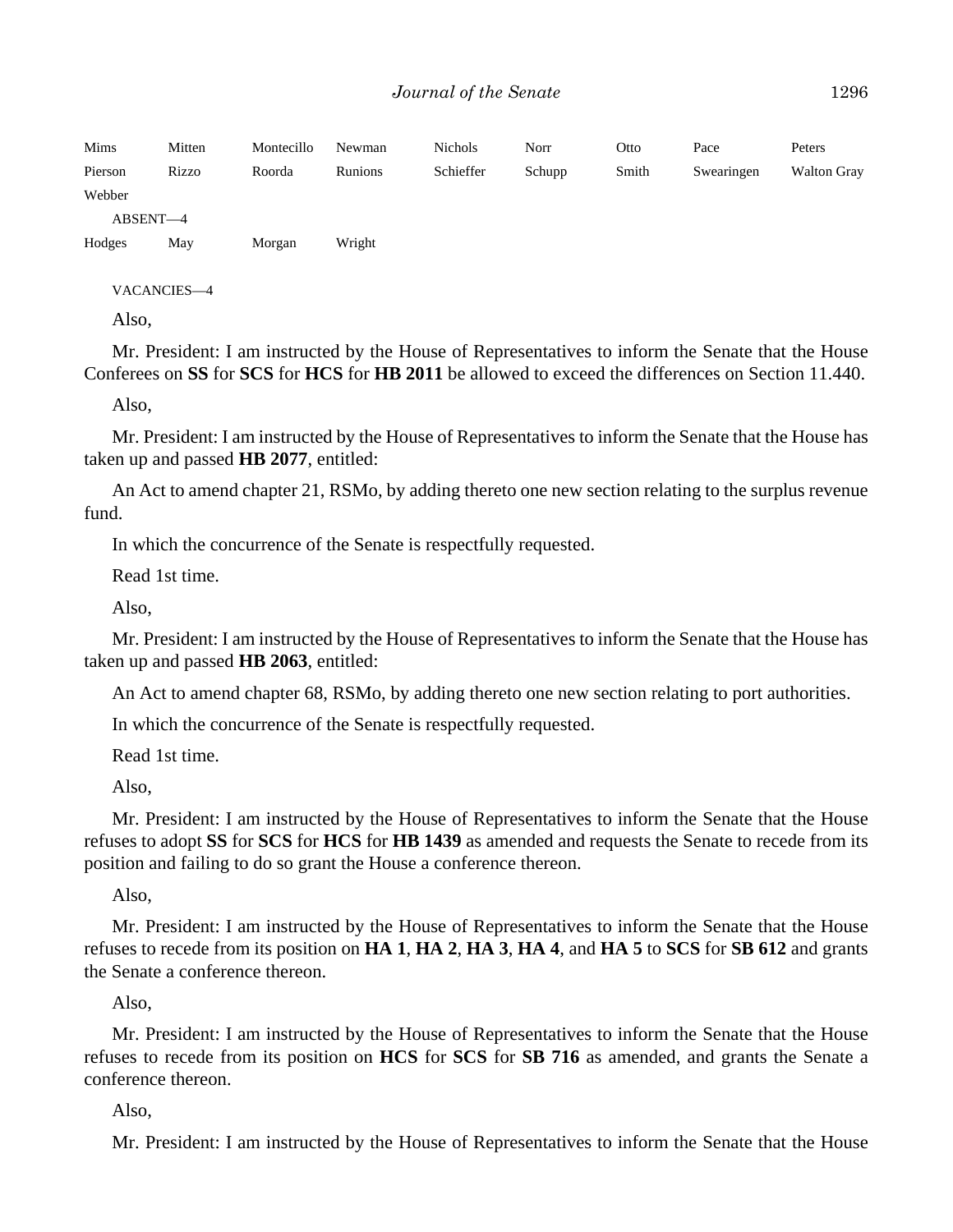| Mims | Mitten | Montecillo | Newman | Nichols | Norr | Otto | Pace | Peters |
|---|---|---|---|---|---|---|---|---|
| Pierson | Rizzo | Roorda | Runions | Schieffer | Schupp | Smith | Swearingen | Walton Gray |
| Webber | | | | | | | | |

ABSENT—4

| Hodges | May | Morgan | Wright |
|---|---|---|---|

VACANCIES—4

Also,

Mr. President: I am instructed by the House of Representatives to inform the Senate that the House Conferees on **SS** for **SCS** for **HCS** for **HB 2011** be allowed to exceed the differences on Section 11.440.

Also,

Mr. President: I am instructed by the House of Representatives to inform the Senate that the House has taken up and passed **HB 2077**, entitled:

An Act to amend chapter 21, RSMo, by adding thereto one new section relating to the surplus revenue fund.

In which the concurrence of the Senate is respectfully requested.

Read 1st time.

Also,

Mr. President: I am instructed by the House of Representatives to inform the Senate that the House has taken up and passed **HB 2063**, entitled:

An Act to amend chapter 68, RSMo, by adding thereto one new section relating to port authorities.

In which the concurrence of the Senate is respectfully requested.

Read 1st time.

Also,

Mr. President: I am instructed by the House of Representatives to inform the Senate that the House refuses to adopt **SS** for **SCS** for **HCS** for **HB 1439** as amended and requests the Senate to recede from its position and failing to do so grant the House a conference thereon.

Also,

Mr. President: I am instructed by the House of Representatives to inform the Senate that the House refuses to recede from its position on **HA 1**, **HA 2**, **HA 3**, **HA 4**, and **HA 5** to **SCS** for **SB 612** and grants the Senate a conference thereon.

Also,

Mr. President: I am instructed by the House of Representatives to inform the Senate that the House refuses to recede from its position on **HCS** for **SCS** for **SB 716** as amended, and grants the Senate a conference thereon.

Also,

Mr. President: I am instructed by the House of Representatives to inform the Senate that the House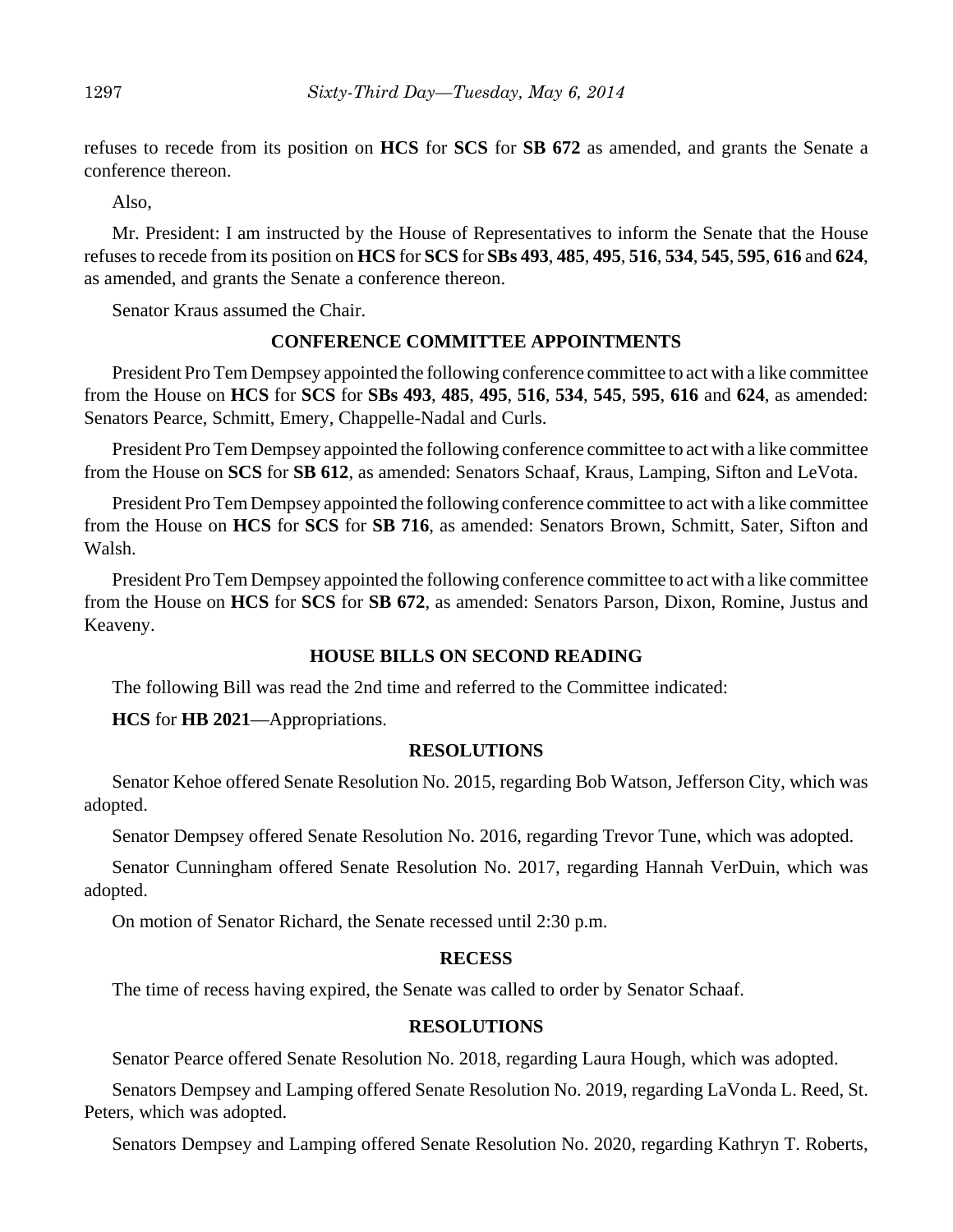refuses to recede from its position on **HCS** for **SCS** for **SB 672** as amended, and grants the Senate a conference thereon.

Also,

Mr. President: I am instructed by the House of Representatives to inform the Senate that the House refuses to recede from its position on **HCS** for **SCS** for **SBs 493**, **485**, **495**, **516**, **534**, **545**, **595**, **616** and **624**, as amended, and grants the Senate a conference thereon.

Senator Kraus assumed the Chair.

## CONFERENCE COMMITTEE APPOINTMENTS

President Pro Tem Dempsey appointed the following conference committee to act with a like committee from the House on **HCS** for **SCS** for **SBs 493**, **485**, **495**, **516**, **534**, **545**, **595**, **616** and **624**, as amended: Senators Pearce, Schmitt, Emery, Chappelle-Nadal and Curls.

President Pro Tem Dempsey appointed the following conference committee to act with a like committee from the House on **SCS** for **SB 612**, as amended: Senators Schaaf, Kraus, Lamping, Sifton and LeVota.

President Pro Tem Dempsey appointed the following conference committee to act with a like committee from the House on **HCS** for **SCS** for **SB 716**, as amended: Senators Brown, Schmitt, Sater, Sifton and Walsh.

President Pro Tem Dempsey appointed the following conference committee to act with a like committee from the House on **HCS** for **SCS** for **SB 672**, as amended: Senators Parson, Dixon, Romine, Justus and Keaveny.

## HOUSE BILLS ON SECOND READING

The following Bill was read the 2nd time and referred to the Committee indicated:

**HCS** for **HB 2021**—Appropriations.

## RESOLUTIONS

Senator Kehoe offered Senate Resolution No. 2015, regarding Bob Watson, Jefferson City, which was adopted.

Senator Dempsey offered Senate Resolution No. 2016, regarding Trevor Tune, which was adopted.

Senator Cunningham offered Senate Resolution No. 2017, regarding Hannah VerDuin, which was adopted.

On motion of Senator Richard, the Senate recessed until 2:30 p.m.

## RECESS

The time of recess having expired, the Senate was called to order by Senator Schaaf.

## RESOLUTIONS

Senator Pearce offered Senate Resolution No. 2018, regarding Laura Hough, which was adopted.

Senators Dempsey and Lamping offered Senate Resolution No. 2019, regarding LaVonda L. Reed, St. Peters, which was adopted.

Senators Dempsey and Lamping offered Senate Resolution No. 2020, regarding Kathryn T. Roberts,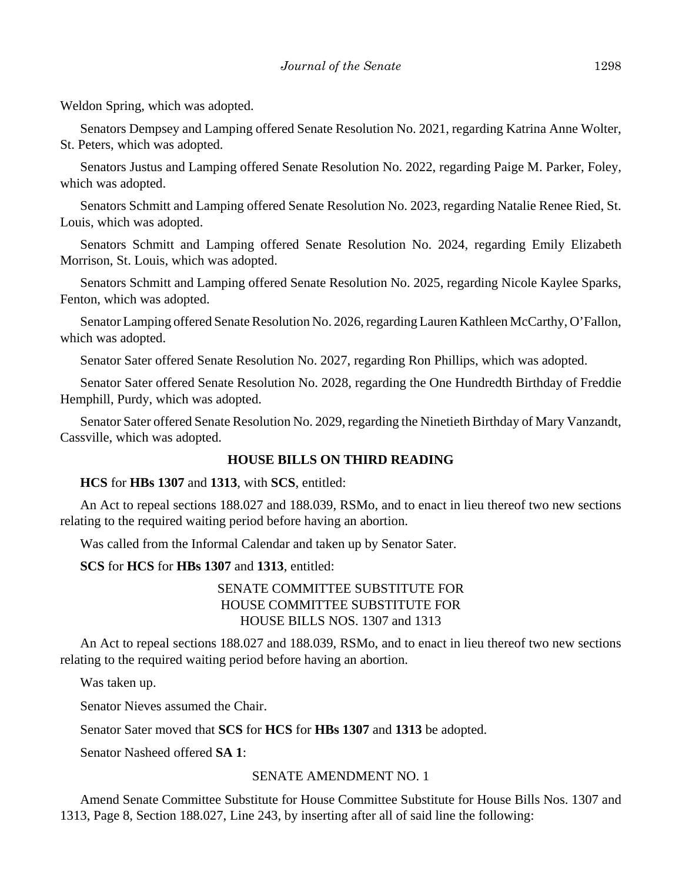Weldon Spring, which was adopted.

Senators Dempsey and Lamping offered Senate Resolution No. 2021, regarding Katrina Anne Wolter, St. Peters, which was adopted.

Senators Justus and Lamping offered Senate Resolution No. 2022, regarding Paige M. Parker, Foley, which was adopted.

Senators Schmitt and Lamping offered Senate Resolution No. 2023, regarding Natalie Renee Ried, St. Louis, which was adopted.

Senators Schmitt and Lamping offered Senate Resolution No. 2024, regarding Emily Elizabeth Morrison, St. Louis, which was adopted.

Senators Schmitt and Lamping offered Senate Resolution No. 2025, regarding Nicole Kaylee Sparks, Fenton, which was adopted.

Senator Lamping offered Senate Resolution No. 2026, regarding Lauren Kathleen McCarthy, O'Fallon, which was adopted.

Senator Sater offered Senate Resolution No. 2027, regarding Ron Phillips, which was adopted.

Senator Sater offered Senate Resolution No. 2028, regarding the One Hundredth Birthday of Freddie Hemphill, Purdy, which was adopted.

Senator Sater offered Senate Resolution No. 2029, regarding the Ninetieth Birthday of Mary Vanzandt, Cassville, which was adopted.

**HOUSE BILLS ON THIRD READING**

**HCS** for **HBs 1307** and **1313**, with **SCS**, entitled:

An Act to repeal sections 188.027 and 188.039, RSMo, and to enact in lieu thereof two new sections relating to the required waiting period before having an abortion.

Was called from the Informal Calendar and taken up by Senator Sater.

**SCS** for **HCS** for **HBs 1307** and **1313**, entitled:

SENATE COMMITTEE SUBSTITUTE FOR
HOUSE COMMITTEE SUBSTITUTE FOR
HOUSE BILLS NOS. 1307 and 1313

An Act to repeal sections 188.027 and 188.039, RSMo, and to enact in lieu thereof two new sections relating to the required waiting period before having an abortion.

Was taken up.

Senator Nieves assumed the Chair.

Senator Sater moved that **SCS** for **HCS** for **HBs 1307** and **1313** be adopted.

Senator Nasheed offered **SA 1**:

SENATE AMENDMENT NO. 1

Amend Senate Committee Substitute for House Committee Substitute for House Bills Nos. 1307 and 1313, Page 8, Section 188.027, Line 243, by inserting after all of said line the following: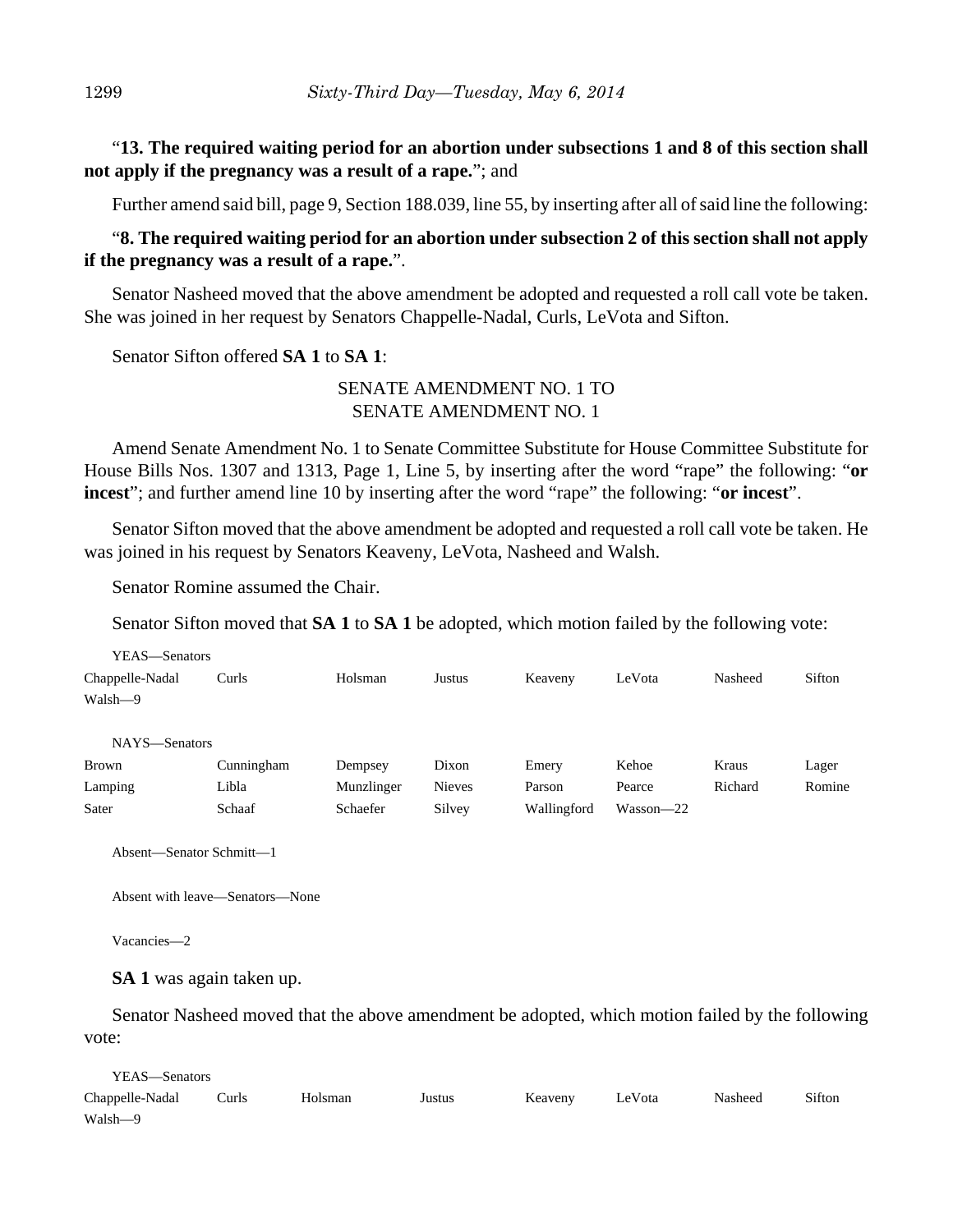"**13. The required waiting period for an abortion under subsections 1 and 8 of this section shall not apply if the pregnancy was a result of a rape.**"; and

Further amend said bill, page 9, Section 188.039, line 55, by inserting after all of said line the following:

"**8. The required waiting period for an abortion under subsection 2 of this section shall not apply if the pregnancy was a result of a rape.**".

Senator Nasheed moved that the above amendment be adopted and requested a roll call vote be taken. She was joined in her request by Senators Chappelle-Nadal, Curls, LeVota and Sifton.

Senator Sifton offered **SA 1** to **SA 1**:

SENATE AMENDMENT NO. 1 TO
SENATE AMENDMENT NO. 1

Amend Senate Amendment No. 1 to Senate Committee Substitute for House Committee Substitute for House Bills Nos. 1307 and 1313, Page 1, Line 5, by inserting after the word "rape" the following: "**or incest**"; and further amend line 10 by inserting after the word "rape" the following: "**or incest**".

Senator Sifton moved that the above amendment be adopted and requested a roll call vote be taken. He was joined in his request by Senators Keaveny, LeVota, Nasheed and Walsh.

Senator Romine assumed the Chair.

Senator Sifton moved that **SA 1** to **SA 1** be adopted, which motion failed by the following vote:

YEAS—Senators

| | | | | | | | |
|---|---|---|---|---|---|---|---|
| Chappelle-Nadal | Curls | Holsman | Justus | Keaveny | LeVota | Nasheed | Sifton |
| Walsh—9 | | | | | | | |

NAYS—Senators

| | | | | | | | |
|---|---|---|---|---|---|---|---|
| Brown | Cunningham | Dempsey | Dixon | Emery | Kehoe | Kraus | Lager |
| Lamping | Libla | Munzlinger | Nieves | Parson | Pearce | Richard | Romine |
| Sater | Schaaf | Schaefer | Silvey | Wallingford | Wasson—22 | | |

Absent—Senator Schmitt—1

Absent with leave—Senators—None

Vacancies—2

**SA 1** was again taken up.

Senator Nasheed moved that the above amendment be adopted, which motion failed by the following vote:

YEAS—Senators

| | | | | | | | |
|---|---|---|---|---|---|---|---|
| Chappelle-Nadal | Curls | Holsman | Justus | Keaveny | LeVota | Nasheed | Sifton |
| Walsh—9 | | | | | | | |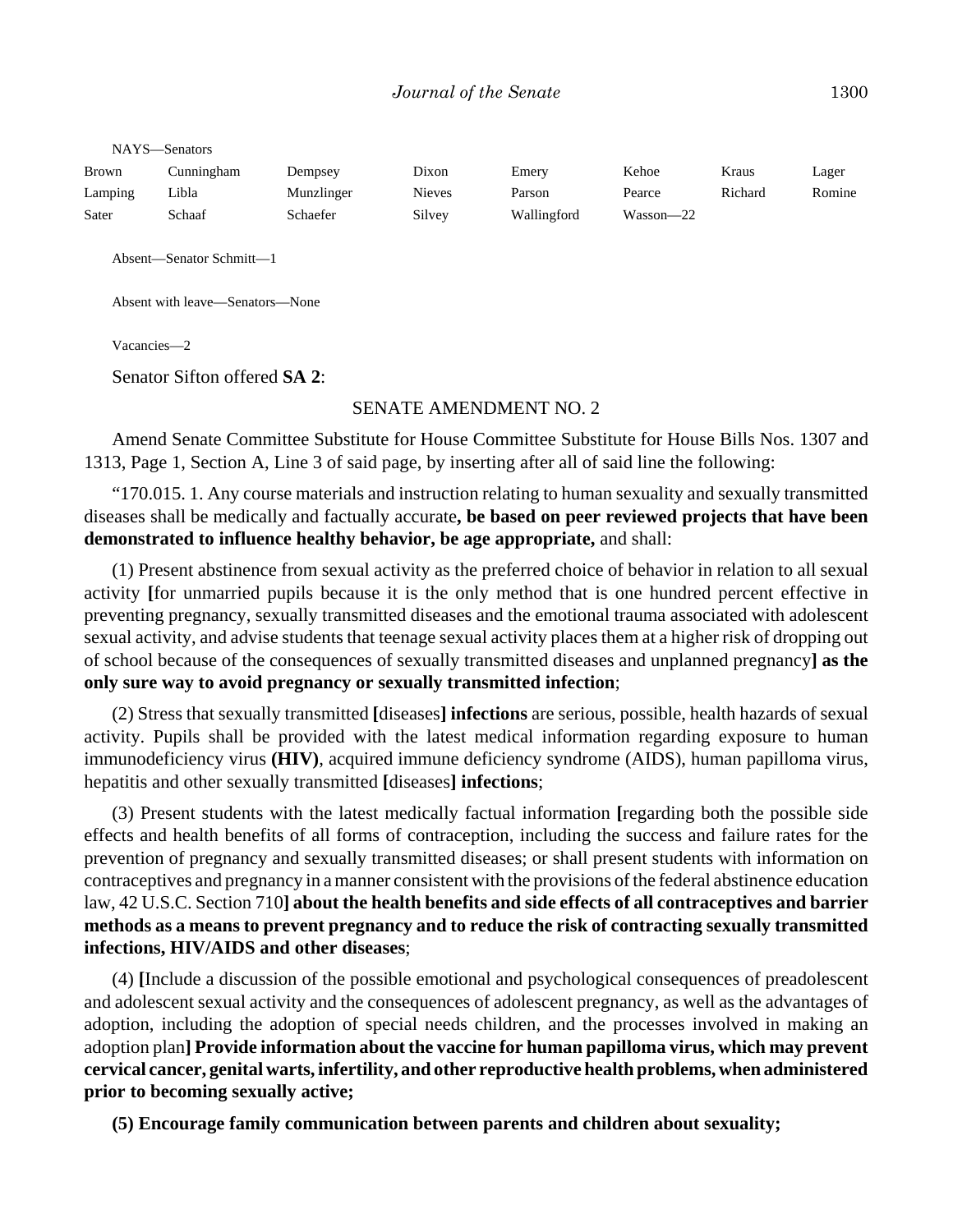NAYS—Senators

| | | | | | | | |
|---|---|---|---|---|---|---|---|
| Brown | Cunningham | Dempsey | Dixon | Emery | Kehoe | Kraus | Lager |
| Lamping | Libla | Munzlinger | Nieves | Parson | Pearce | Richard | Romine |
| Sater | Schaaf | Schaefer | Silvey | Wallingford | Wasson—22 | | |

Absent—Senator Schmitt—1

Absent with leave—Senators—None

Vacancies—2

Senator Sifton offered **SA 2**:

SENATE AMENDMENT NO. 2

Amend Senate Committee Substitute for House Committee Substitute for House Bills Nos. 1307 and 1313, Page 1, Section A, Line 3 of said page, by inserting after all of said line the following:

"170.015. 1. Any course materials and instruction relating to human sexuality and sexually transmitted diseases shall be medically and factually accurate**, be based on peer reviewed projects that have been demonstrated to influence healthy behavior, be age appropriate,** and shall:

(1) Present abstinence from sexual activity as the preferred choice of behavior in relation to all sexual activity **[**for unmarried pupils because it is the only method that is one hundred percent effective in preventing pregnancy, sexually transmitted diseases and the emotional trauma associated with adolescent sexual activity, and advise students that teenage sexual activity places them at a higher risk of dropping out of school because of the consequences of sexually transmitted diseases and unplanned pregnancy**] as the only sure way to avoid pregnancy or sexually transmitted infection**;

(2) Stress that sexually transmitted **[**diseases**] infections** are serious, possible, health hazards of sexual activity. Pupils shall be provided with the latest medical information regarding exposure to human immunodeficiency virus **(HIV)**, acquired immune deficiency syndrome (AIDS), human papilloma virus, hepatitis and other sexually transmitted **[**diseases**] infections**;

(3) Present students with the latest medically factual information **[**regarding both the possible side effects and health benefits of all forms of contraception, including the success and failure rates for the prevention of pregnancy and sexually transmitted diseases; or shall present students with information on contraceptives and pregnancy in a manner consistent with the provisions of the federal abstinence education law, 42 U.S.C. Section 710**] about the health benefits and side effects of all contraceptives and barrier methods as a means to prevent pregnancy and to reduce the risk of contracting sexually transmitted infections, HIV/AIDS and other diseases**;

(4) **[**Include a discussion of the possible emotional and psychological consequences of preadolescent and adolescent sexual activity and the consequences of adolescent pregnancy, as well as the advantages of adoption, including the adoption of special needs children, and the processes involved in making an adoption plan**] Provide information about the vaccine for human papilloma virus, which may prevent cervical cancer, genital warts, infertility, and other reproductive health problems, when administered prior to becoming sexually active;**

**(5) Encourage family communication between parents and children about sexuality;**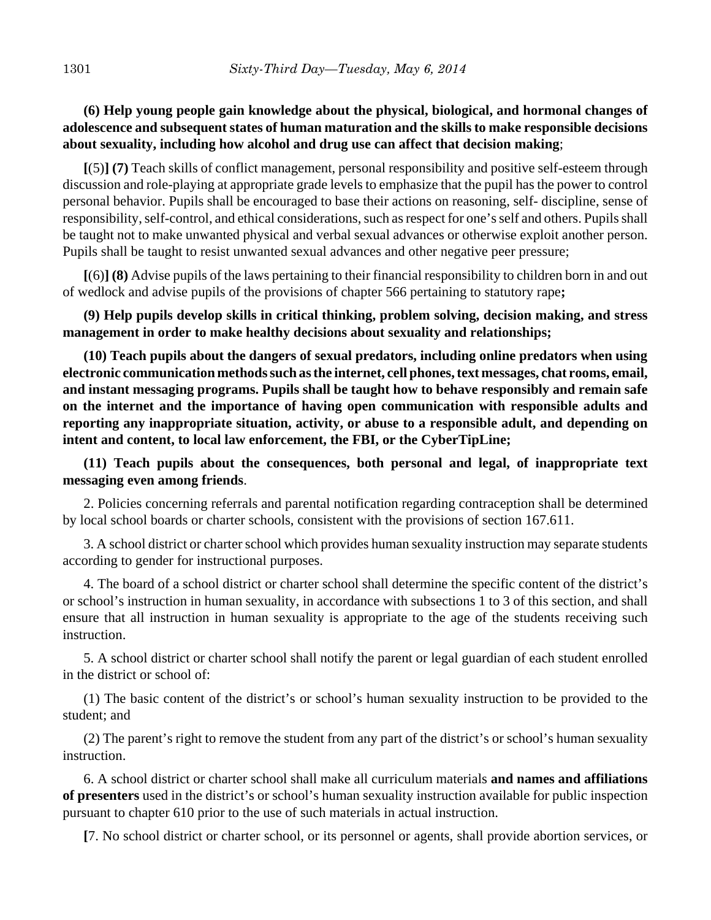**(6) Help young people gain knowledge about the physical, biological, and hormonal changes of adolescence and subsequent states of human maturation and the skills to make responsible decisions about sexuality, including how alcohol and drug use can affect that decision making**;

**[**(5)**] (7)** Teach skills of conflict management, personal responsibility and positive self-esteem through discussion and role-playing at appropriate grade levels to emphasize that the pupil has the power to control personal behavior. Pupils shall be encouraged to base their actions on reasoning, self- discipline, sense of responsibility, self-control, and ethical considerations, such as respect for one's self and others. Pupils shall be taught not to make unwanted physical and verbal sexual advances or otherwise exploit another person. Pupils shall be taught to resist unwanted sexual advances and other negative peer pressure;

**[**(6)**] (8)** Advise pupils of the laws pertaining to their financial responsibility to children born in and out of wedlock and advise pupils of the provisions of chapter 566 pertaining to statutory rape**;**

**(9) Help pupils develop skills in critical thinking, problem solving, decision making, and stress management in order to make healthy decisions about sexuality and relationships;**

**(10) Teach pupils about the dangers of sexual predators, including online predators when using electronic communication methods such as the internet, cell phones, text messages, chat rooms, email, and instant messaging programs. Pupils shall be taught how to behave responsibly and remain safe on the internet and the importance of having open communication with responsible adults and reporting any inappropriate situation, activity, or abuse to a responsible adult, and depending on intent and content, to local law enforcement, the FBI, or the CyberTipLine;**

**(11) Teach pupils about the consequences, both personal and legal, of inappropriate text messaging even among friends**.

2. Policies concerning referrals and parental notification regarding contraception shall be determined by local school boards or charter schools, consistent with the provisions of section 167.611.

3. A school district or charter school which provides human sexuality instruction may separate students according to gender for instructional purposes.

4. The board of a school district or charter school shall determine the specific content of the district's or school's instruction in human sexuality, in accordance with subsections 1 to 3 of this section, and shall ensure that all instruction in human sexuality is appropriate to the age of the students receiving such instruction.

5. A school district or charter school shall notify the parent or legal guardian of each student enrolled in the district or school of:

(1) The basic content of the district's or school's human sexuality instruction to be provided to the student; and

(2) The parent's right to remove the student from any part of the district's or school's human sexuality instruction.

6. A school district or charter school shall make all curriculum materials **and names and affiliations of presenters** used in the district's or school's human sexuality instruction available for public inspection pursuant to chapter 610 prior to the use of such materials in actual instruction.

**[**7. No school district or charter school, or its personnel or agents, shall provide abortion services, or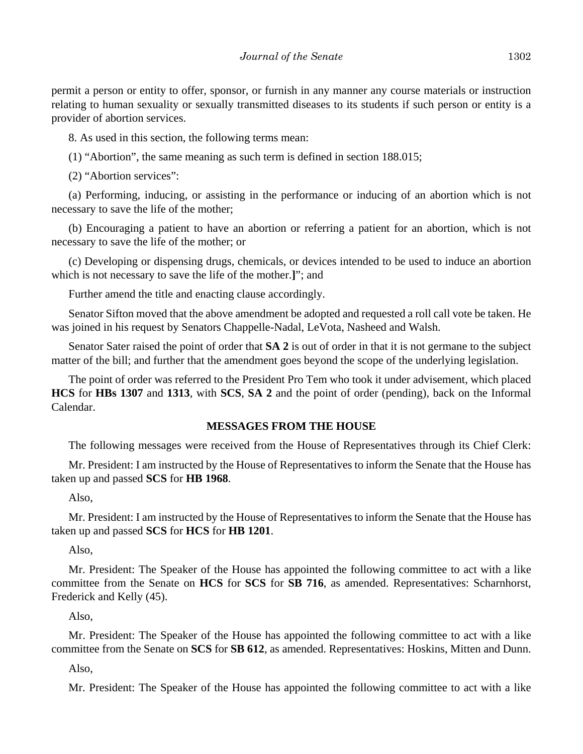permit a person or entity to offer, sponsor, or furnish in any manner any course materials or instruction relating to human sexuality or sexually transmitted diseases to its students if such person or entity is a provider of abortion services.

8. As used in this section, the following terms mean:

(1) "Abortion", the same meaning as such term is defined in section 188.015;

(2) "Abortion services":

(a) Performing, inducing, or assisting in the performance or inducing of an abortion which is not necessary to save the life of the mother;

(b) Encouraging a patient to have an abortion or referring a patient for an abortion, which is not necessary to save the life of the mother; or

(c) Developing or dispensing drugs, chemicals, or devices intended to be used to induce an abortion which is not necessary to save the life of the mother.**]**"; and

Further amend the title and enacting clause accordingly.

Senator Sifton moved that the above amendment be adopted and requested a roll call vote be taken. He was joined in his request by Senators Chappelle-Nadal, LeVota, Nasheed and Walsh.

Senator Sater raised the point of order that **SA 2** is out of order in that it is not germane to the subject matter of the bill; and further that the amendment goes beyond the scope of the underlying legislation.

The point of order was referred to the President Pro Tem who took it under advisement, which placed **HCS** for **HBs 1307** and **1313**, with **SCS**, **SA 2** and the point of order (pending), back on the Informal Calendar.

## MESSAGES FROM THE HOUSE

The following messages were received from the House of Representatives through its Chief Clerk:

Mr. President: I am instructed by the House of Representatives to inform the Senate that the House has taken up and passed **SCS** for **HB 1968**.

Also,

Mr. President: I am instructed by the House of Representatives to inform the Senate that the House has taken up and passed **SCS** for **HCS** for **HB 1201**.

Also,

Mr. President: The Speaker of the House has appointed the following committee to act with a like committee from the Senate on **HCS** for **SCS** for **SB 716**, as amended. Representatives: Scharnhorst, Frederick and Kelly (45).

Also,

Mr. President: The Speaker of the House has appointed the following committee to act with a like committee from the Senate on **SCS** for **SB 612**, as amended. Representatives: Hoskins, Mitten and Dunn.

Also,

Mr. President: The Speaker of the House has appointed the following committee to act with a like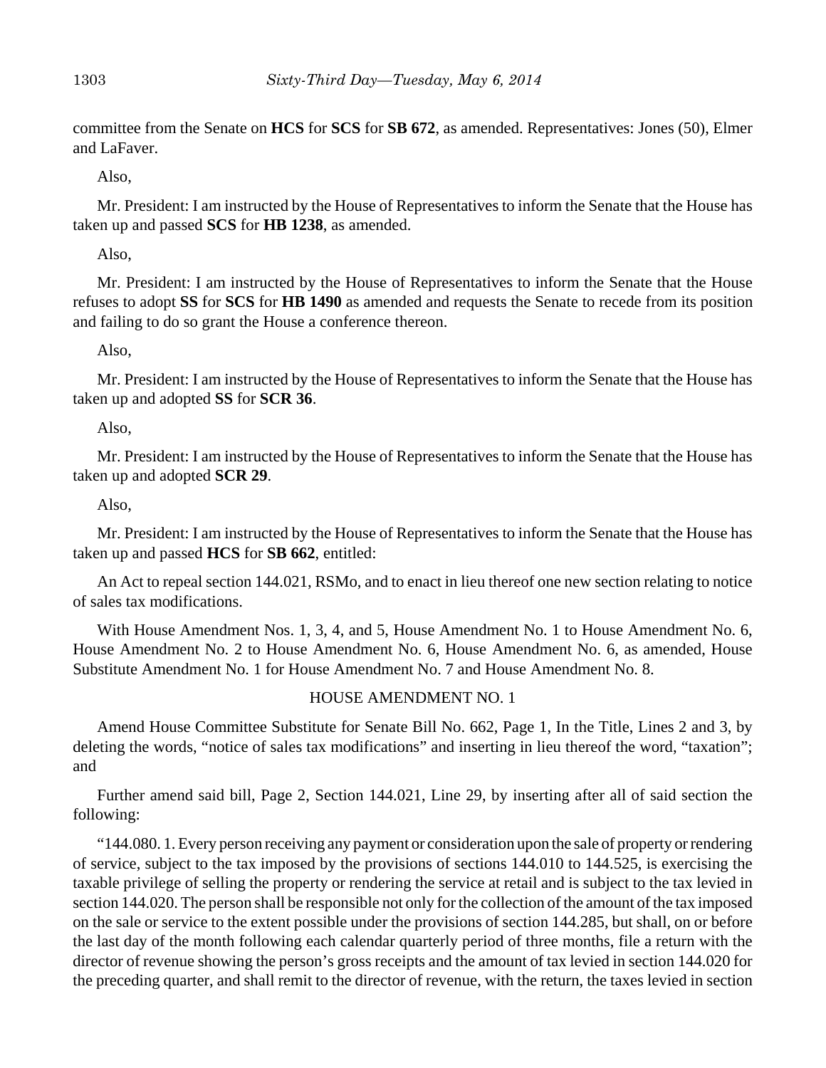committee from the Senate on **HCS** for **SCS** for **SB 672**, as amended. Representatives: Jones (50), Elmer and LaFaver.

Also,

Mr. President: I am instructed by the House of Representatives to inform the Senate that the House has taken up and passed **SCS** for **HB 1238**, as amended.

Also,

Mr. President: I am instructed by the House of Representatives to inform the Senate that the House refuses to adopt **SS** for **SCS** for **HB 1490** as amended and requests the Senate to recede from its position and failing to do so grant the House a conference thereon.

Also,

Mr. President: I am instructed by the House of Representatives to inform the Senate that the House has taken up and adopted **SS** for **SCR 36**.

Also,

Mr. President: I am instructed by the House of Representatives to inform the Senate that the House has taken up and adopted **SCR 29**.

Also,

Mr. President: I am instructed by the House of Representatives to inform the Senate that the House has taken up and passed **HCS** for **SB 662**, entitled:

An Act to repeal section 144.021, RSMo, and to enact in lieu thereof one new section relating to notice of sales tax modifications.

With House Amendment Nos. 1, 3, 4, and 5, House Amendment No. 1 to House Amendment No. 6, House Amendment No. 2 to House Amendment No. 6, House Amendment No. 6, as amended, House Substitute Amendment No. 1 for House Amendment No. 7 and House Amendment No. 8.

HOUSE AMENDMENT NO. 1

Amend House Committee Substitute for Senate Bill No. 662, Page 1, In the Title, Lines 2 and 3, by deleting the words, "notice of sales tax modifications" and inserting in lieu thereof the word, "taxation"; and

Further amend said bill, Page 2, Section 144.021, Line 29, by inserting after all of said section the following:

"144.080. 1. Every person receiving any payment or consideration upon the sale of property or rendering of service, subject to the tax imposed by the provisions of sections 144.010 to 144.525, is exercising the taxable privilege of selling the property or rendering the service at retail and is subject to the tax levied in section 144.020. The person shall be responsible not only for the collection of the amount of the tax imposed on the sale or service to the extent possible under the provisions of section 144.285, but shall, on or before the last day of the month following each calendar quarterly period of three months, file a return with the director of revenue showing the person's gross receipts and the amount of tax levied in section 144.020 for the preceding quarter, and shall remit to the director of revenue, with the return, the taxes levied in section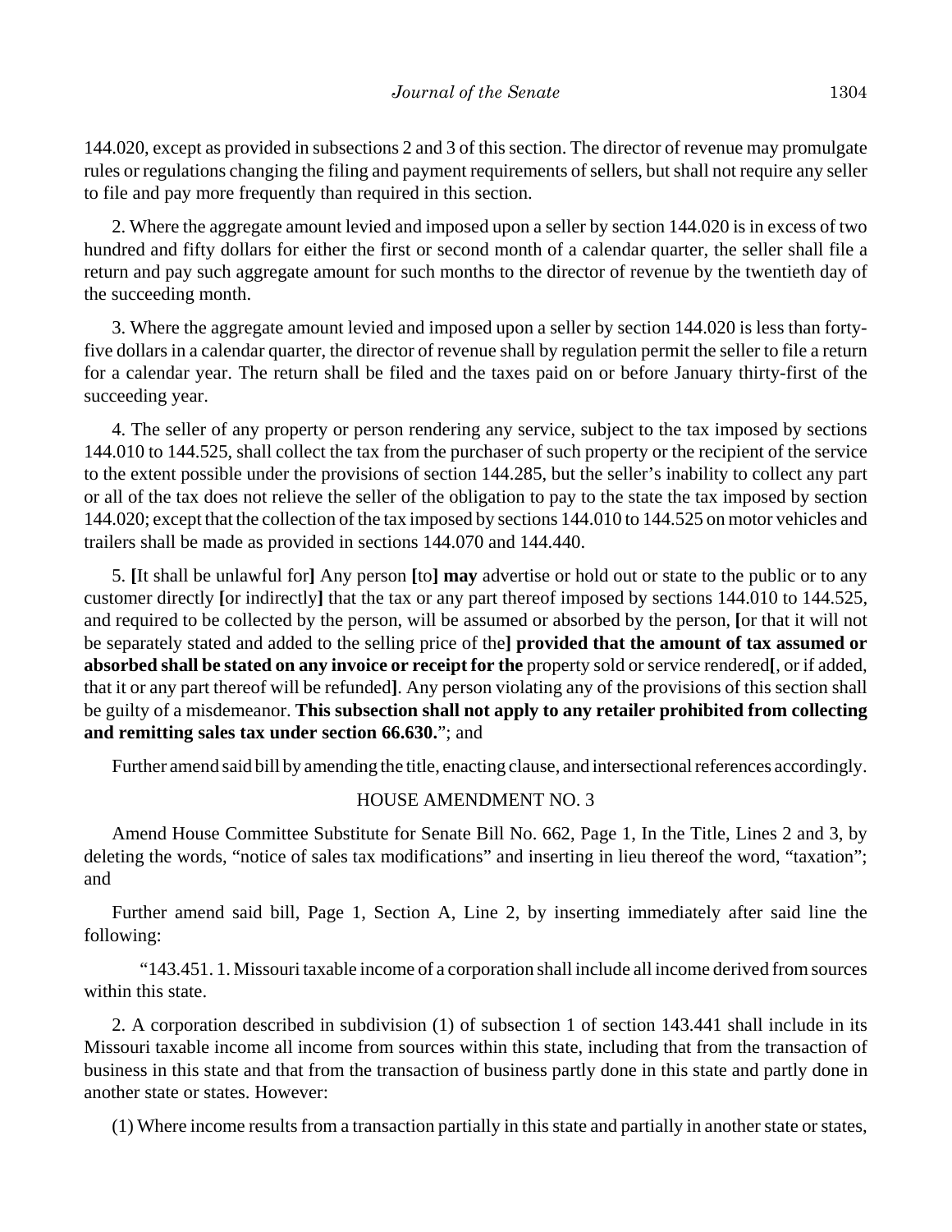144.020, except as provided in subsections 2 and 3 of this section. The director of revenue may promulgate rules or regulations changing the filing and payment requirements of sellers, but shall not require any seller to file and pay more frequently than required in this section.

2. Where the aggregate amount levied and imposed upon a seller by section 144.020 is in excess of two hundred and fifty dollars for either the first or second month of a calendar quarter, the seller shall file a return and pay such aggregate amount for such months to the director of revenue by the twentieth day of the succeeding month.

3. Where the aggregate amount levied and imposed upon a seller by section 144.020 is less than forty-five dollars in a calendar quarter, the director of revenue shall by regulation permit the seller to file a return for a calendar year. The return shall be filed and the taxes paid on or before January thirty-first of the succeeding year.

4. The seller of any property or person rendering any service, subject to the tax imposed by sections 144.010 to 144.525, shall collect the tax from the purchaser of such property or the recipient of the service to the extent possible under the provisions of section 144.285, but the seller's inability to collect any part or all of the tax does not relieve the seller of the obligation to pay to the state the tax imposed by section 144.020; except that the collection of the tax imposed by sections 144.010 to 144.525 on motor vehicles and trailers shall be made as provided in sections 144.070 and 144.440.

5. **[**It shall be unlawful for**]** Any person **[**to**] may** advertise or hold out or state to the public or to any customer directly **[**or indirectly**]** that the tax or any part thereof imposed by sections 144.010 to 144.525, and required to be collected by the person, will be assumed or absorbed by the person, **[**or that it will not be separately stated and added to the selling price of the**] provided that the amount of tax assumed or absorbed shall be stated on any invoice or receipt for the** property sold or service rendered**[**, or if added, that it or any part thereof will be refunded**]**. Any person violating any of the provisions of this section shall be guilty of a misdemeanor. **This subsection shall not apply to any retailer prohibited from collecting and remitting sales tax under section 66.630.**"; and

Further amend said bill by amending the title, enacting clause, and intersectional references accordingly.

HOUSE AMENDMENT NO. 3

Amend House Committee Substitute for Senate Bill No. 662, Page 1, In the Title, Lines 2 and 3, by deleting the words, "notice of sales tax modifications" and inserting in lieu thereof the word, "taxation"; and

Further amend said bill, Page 1, Section A, Line 2, by inserting immediately after said line the following:

"143.451. 1. Missouri taxable income of a corporation shall include all income derived from sources within this state.

2. A corporation described in subdivision (1) of subsection 1 of section 143.441 shall include in its Missouri taxable income all income from sources within this state, including that from the transaction of business in this state and that from the transaction of business partly done in this state and partly done in another state or states. However:

(1) Where income results from a transaction partially in this state and partially in another state or states,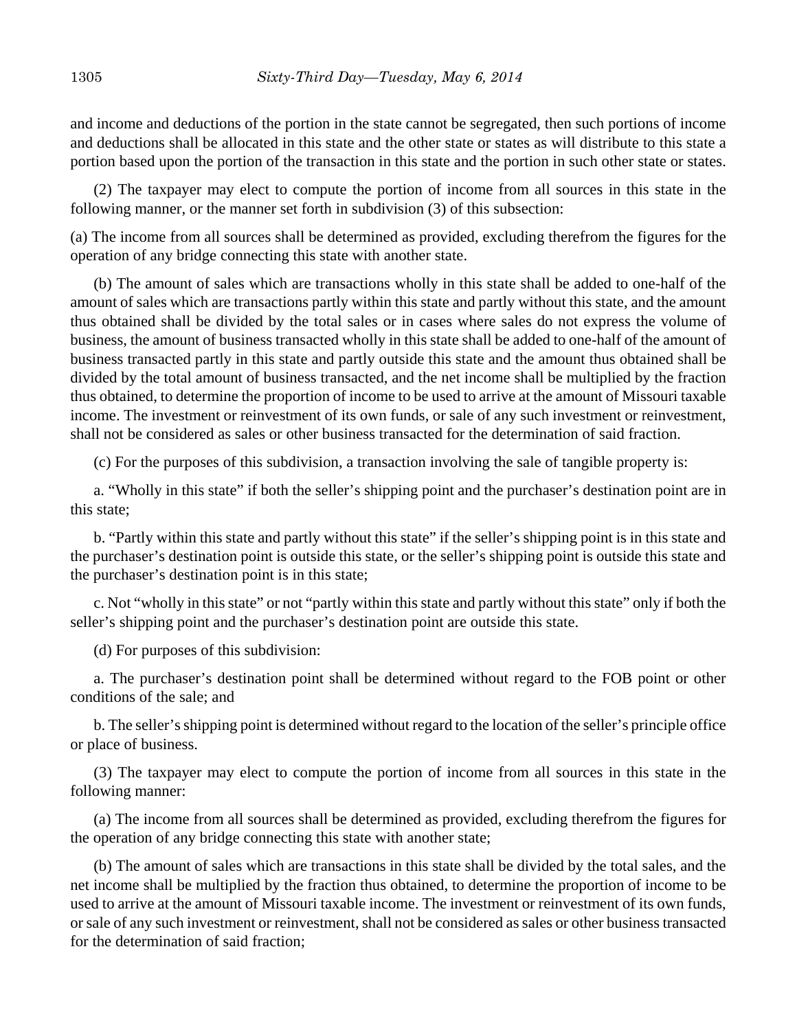and income and deductions of the portion in the state cannot be segregated, then such portions of income and deductions shall be allocated in this state and the other state or states as will distribute to this state a portion based upon the portion of the transaction in this state and the portion in such other state or states.

(2) The taxpayer may elect to compute the portion of income from all sources in this state in the following manner, or the manner set forth in subdivision (3) of this subsection:

(a) The income from all sources shall be determined as provided, excluding therefrom the figures for the operation of any bridge connecting this state with another state.

(b) The amount of sales which are transactions wholly in this state shall be added to one-half of the amount of sales which are transactions partly within this state and partly without this state, and the amount thus obtained shall be divided by the total sales or in cases where sales do not express the volume of business, the amount of business transacted wholly in this state shall be added to one-half of the amount of business transacted partly in this state and partly outside this state and the amount thus obtained shall be divided by the total amount of business transacted, and the net income shall be multiplied by the fraction thus obtained, to determine the proportion of income to be used to arrive at the amount of Missouri taxable income. The investment or reinvestment of its own funds, or sale of any such investment or reinvestment, shall not be considered as sales or other business transacted for the determination of said fraction.

(c) For the purposes of this subdivision, a transaction involving the sale of tangible property is:

a. "Wholly in this state" if both the seller's shipping point and the purchaser's destination point are in this state;

b. "Partly within this state and partly without this state" if the seller's shipping point is in this state and the purchaser's destination point is outside this state, or the seller's shipping point is outside this state and the purchaser's destination point is in this state;

c. Not "wholly in this state" or not "partly within this state and partly without this state" only if both the seller's shipping point and the purchaser's destination point are outside this state.

(d) For purposes of this subdivision:

a. The purchaser's destination point shall be determined without regard to the FOB point or other conditions of the sale; and

b. The seller's shipping point is determined without regard to the location of the seller's principle office or place of business.

(3) The taxpayer may elect to compute the portion of income from all sources in this state in the following manner:

(a) The income from all sources shall be determined as provided, excluding therefrom the figures for the operation of any bridge connecting this state with another state;

(b) The amount of sales which are transactions in this state shall be divided by the total sales, and the net income shall be multiplied by the fraction thus obtained, to determine the proportion of income to be used to arrive at the amount of Missouri taxable income. The investment or reinvestment of its own funds, or sale of any such investment or reinvestment, shall not be considered as sales or other business transacted for the determination of said fraction;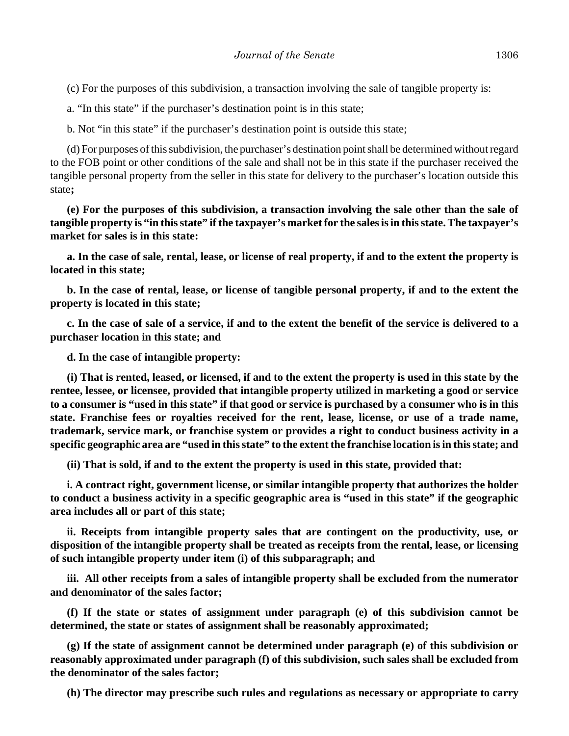(c) For the purposes of this subdivision, a transaction involving the sale of tangible property is:

a. "In this state" if the purchaser's destination point is in this state;

b. Not "in this state" if the purchaser's destination point is outside this state;

(d) For purposes of this subdivision, the purchaser's destination point shall be determined without regard to the FOB point or other conditions of the sale and shall not be in this state if the purchaser received the tangible personal property from the seller in this state for delivery to the purchaser's location outside this state**;**

**(e) For the purposes of this subdivision, a transaction involving the sale other than the sale of tangible property is "in this state" if the taxpayer's market for the sales is in this state. The taxpayer's market for sales is in this state:**

**a. In the case of sale, rental, lease, or license of real property, if and to the extent the property is located in this state;**

**b. In the case of rental, lease, or license of tangible personal property, if and to the extent the property is located in this state;**

**c. In the case of sale of a service, if and to the extent the benefit of the service is delivered to a purchaser location in this state; and**

**d. In the case of intangible property:**

**(i) That is rented, leased, or licensed, if and to the extent the property is used in this state by the rentee, lessee, or licensee, provided that intangible property utilized in marketing a good or service to a consumer is "used in this state" if that good or service is purchased by a consumer who is in this state. Franchise fees or royalties received for the rent, lease, license, or use of a trade name, trademark, service mark, or franchise system or provides a right to conduct business activity in a specific geographic area are "used in this state" to the extent the franchise location is in this state; and**

**(ii) That is sold, if and to the extent the property is used in this state, provided that:**

**i. A contract right, government license, or similar intangible property that authorizes the holder to conduct a business activity in a specific geographic area is "used in this state" if the geographic area includes all or part of this state;**

**ii. Receipts from intangible property sales that are contingent on the productivity, use, or disposition of the intangible property shall be treated as receipts from the rental, lease, or licensing of such intangible property under item (i) of this subparagraph; and**

**iii. All other receipts from a sales of intangible property shall be excluded from the numerator and denominator of the sales factor;**

**(f) If the state or states of assignment under paragraph (e) of this subdivision cannot be determined, the state or states of assignment shall be reasonably approximated;**

**(g) If the state of assignment cannot be determined under paragraph (e) of this subdivision or reasonably approximated under paragraph (f) of this subdivision, such sales shall be excluded from the denominator of the sales factor;**

**(h) The director may prescribe such rules and regulations as necessary or appropriate to carry**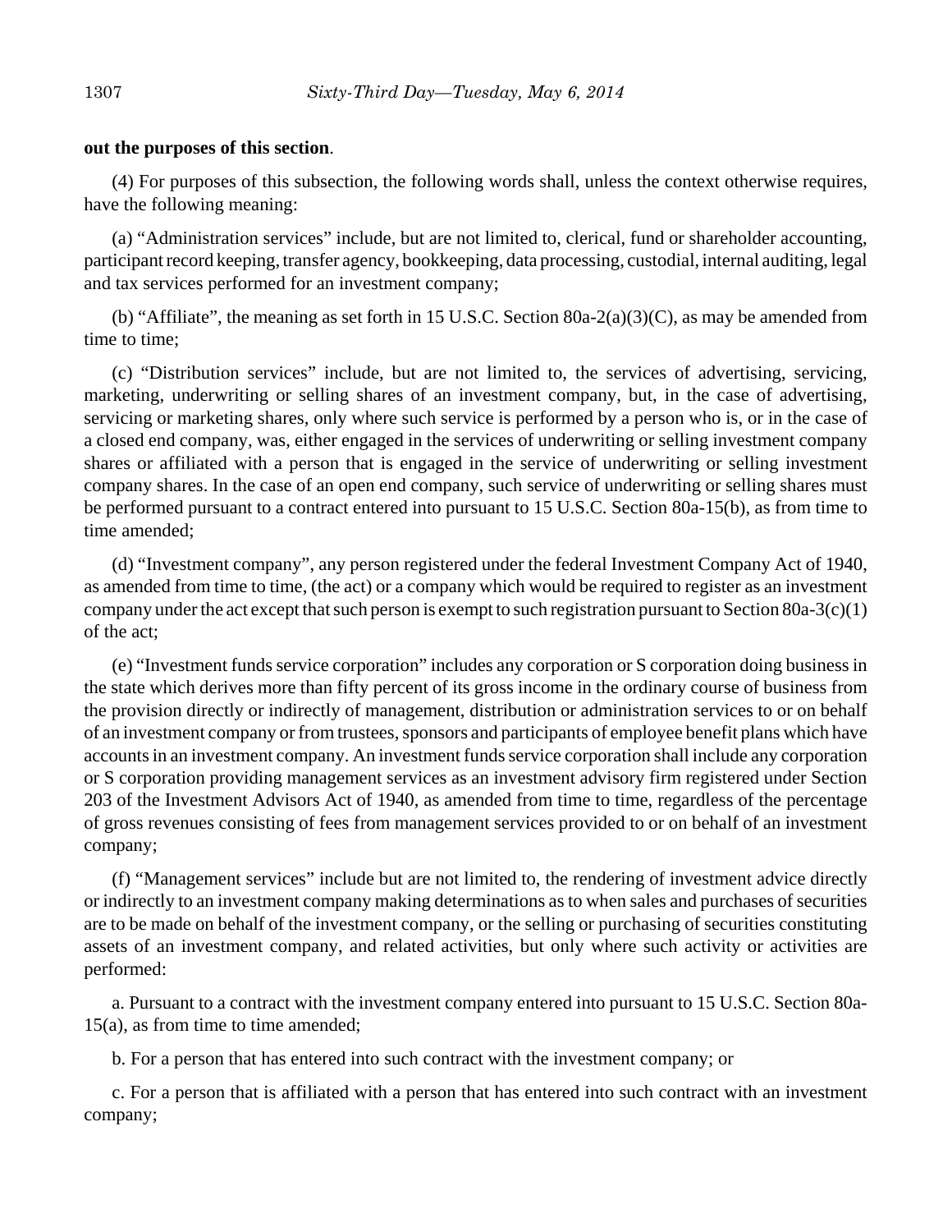**out the purposes of this section**.

(4) For purposes of this subsection, the following words shall, unless the context otherwise requires, have the following meaning:

(a) "Administration services" include, but are not limited to, clerical, fund or shareholder accounting, participant record keeping, transfer agency, bookkeeping, data processing, custodial, internal auditing, legal and tax services performed for an investment company;

(b) "Affiliate", the meaning as set forth in 15 U.S.C. Section 80a-2(a)(3)(C), as may be amended from time to time;

(c) "Distribution services" include, but are not limited to, the services of advertising, servicing, marketing, underwriting or selling shares of an investment company, but, in the case of advertising, servicing or marketing shares, only where such service is performed by a person who is, or in the case of a closed end company, was, either engaged in the services of underwriting or selling investment company shares or affiliated with a person that is engaged in the service of underwriting or selling investment company shares. In the case of an open end company, such service of underwriting or selling shares must be performed pursuant to a contract entered into pursuant to 15 U.S.C. Section 80a-15(b), as from time to time amended;

(d) "Investment company", any person registered under the federal Investment Company Act of 1940, as amended from time to time, (the act) or a company which would be required to register as an investment company under the act except that such person is exempt to such registration pursuant to Section 80a-3(c)(1) of the act;

(e) "Investment funds service corporation" includes any corporation or S corporation doing business in the state which derives more than fifty percent of its gross income in the ordinary course of business from the provision directly or indirectly of management, distribution or administration services to or on behalf of an investment company or from trustees, sponsors and participants of employee benefit plans which have accounts in an investment company. An investment funds service corporation shall include any corporation or S corporation providing management services as an investment advisory firm registered under Section 203 of the Investment Advisors Act of 1940, as amended from time to time, regardless of the percentage of gross revenues consisting of fees from management services provided to or on behalf of an investment company;

(f) "Management services" include but are not limited to, the rendering of investment advice directly or indirectly to an investment company making determinations as to when sales and purchases of securities are to be made on behalf of the investment company, or the selling or purchasing of securities constituting assets of an investment company, and related activities, but only where such activity or activities are performed:

a. Pursuant to a contract with the investment company entered into pursuant to 15 U.S.C. Section 80a-15(a), as from time to time amended;

b. For a person that has entered into such contract with the investment company; or

c. For a person that is affiliated with a person that has entered into such contract with an investment company;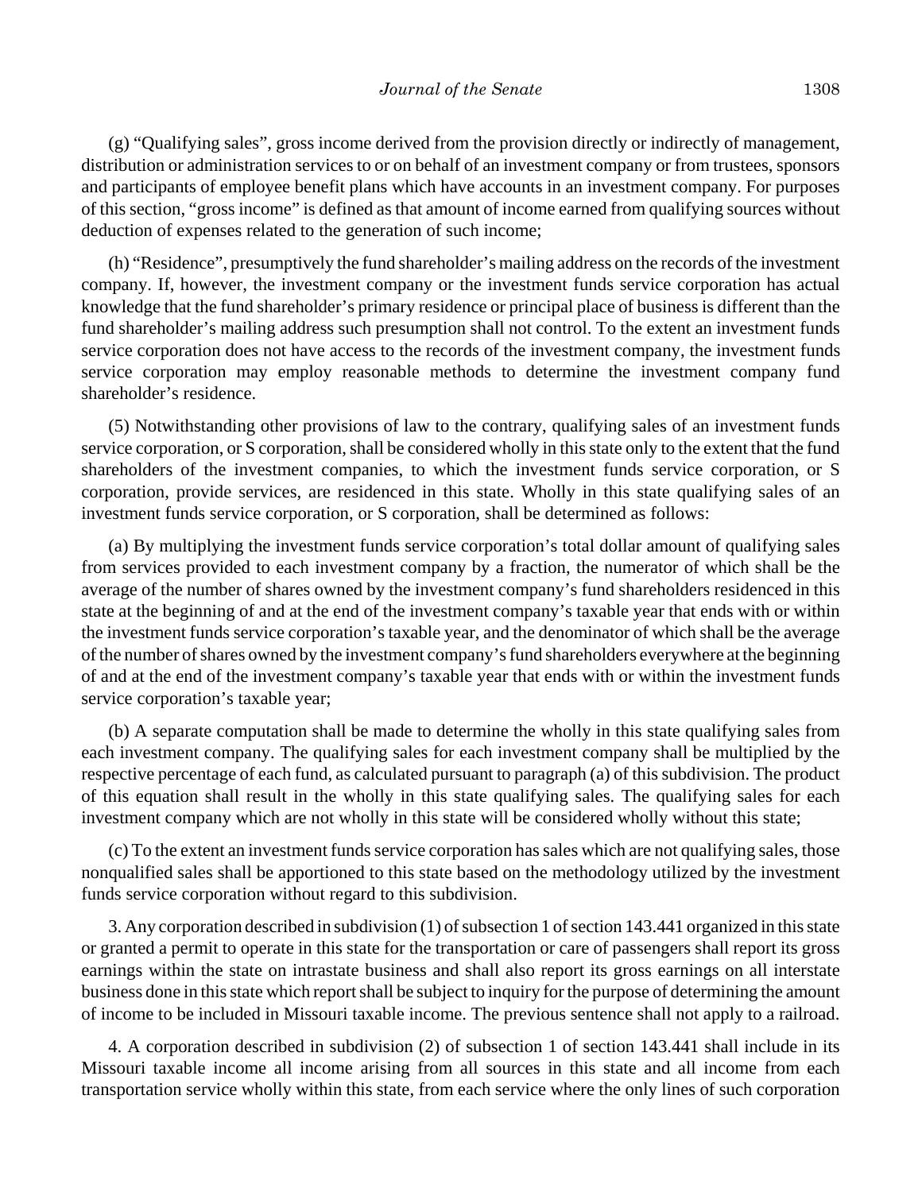(g) "Qualifying sales", gross income derived from the provision directly or indirectly of management, distribution or administration services to or on behalf of an investment company or from trustees, sponsors and participants of employee benefit plans which have accounts in an investment company. For purposes of this section, "gross income" is defined as that amount of income earned from qualifying sources without deduction of expenses related to the generation of such income;

(h) "Residence", presumptively the fund shareholder's mailing address on the records of the investment company. If, however, the investment company or the investment funds service corporation has actual knowledge that the fund shareholder's primary residence or principal place of business is different than the fund shareholder's mailing address such presumption shall not control. To the extent an investment funds service corporation does not have access to the records of the investment company, the investment funds service corporation may employ reasonable methods to determine the investment company fund shareholder's residence.

(5) Notwithstanding other provisions of law to the contrary, qualifying sales of an investment funds service corporation, or S corporation, shall be considered wholly in this state only to the extent that the fund shareholders of the investment companies, to which the investment funds service corporation, or S corporation, provide services, are residenced in this state. Wholly in this state qualifying sales of an investment funds service corporation, or S corporation, shall be determined as follows:

(a) By multiplying the investment funds service corporation's total dollar amount of qualifying sales from services provided to each investment company by a fraction, the numerator of which shall be the average of the number of shares owned by the investment company's fund shareholders residenced in this state at the beginning of and at the end of the investment company's taxable year that ends with or within the investment funds service corporation's taxable year, and the denominator of which shall be the average of the number of shares owned by the investment company's fund shareholders everywhere at the beginning of and at the end of the investment company's taxable year that ends with or within the investment funds service corporation's taxable year;

(b) A separate computation shall be made to determine the wholly in this state qualifying sales from each investment company. The qualifying sales for each investment company shall be multiplied by the respective percentage of each fund, as calculated pursuant to paragraph (a) of this subdivision. The product of this equation shall result in the wholly in this state qualifying sales. The qualifying sales for each investment company which are not wholly in this state will be considered wholly without this state;

(c) To the extent an investment funds service corporation has sales which are not qualifying sales, those nonqualified sales shall be apportioned to this state based on the methodology utilized by the investment funds service corporation without regard to this subdivision.

3. Any corporation described in subdivision (1) of subsection 1 of section 143.441 organized in this state or granted a permit to operate in this state for the transportation or care of passengers shall report its gross earnings within the state on intrastate business and shall also report its gross earnings on all interstate business done in this state which report shall be subject to inquiry for the purpose of determining the amount of income to be included in Missouri taxable income. The previous sentence shall not apply to a railroad.

4. A corporation described in subdivision (2) of subsection 1 of section 143.441 shall include in its Missouri taxable income all income arising from all sources in this state and all income from each transportation service wholly within this state, from each service where the only lines of such corporation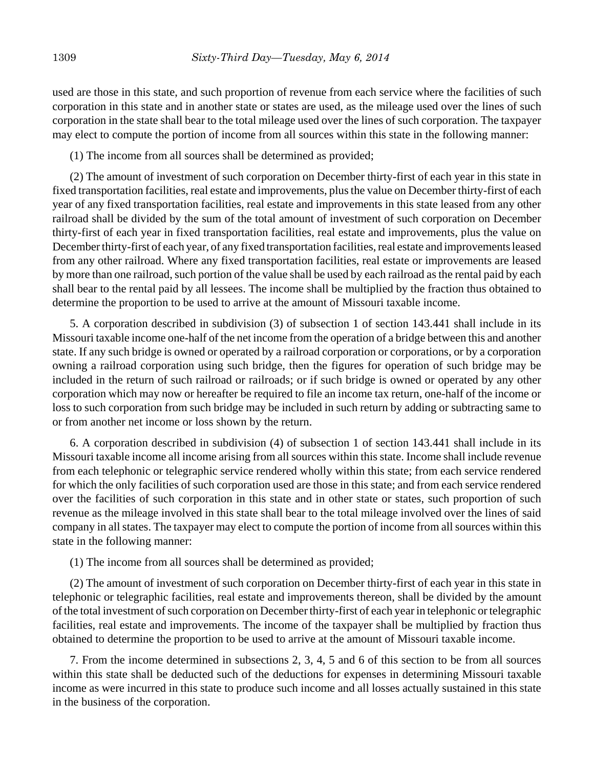used are those in this state, and such proportion of revenue from each service where the facilities of such corporation in this state and in another state or states are used, as the mileage used over the lines of such corporation in the state shall bear to the total mileage used over the lines of such corporation. The taxpayer may elect to compute the portion of income from all sources within this state in the following manner:

(1) The income from all sources shall be determined as provided;

(2) The amount of investment of such corporation on December thirty-first of each year in this state in fixed transportation facilities, real estate and improvements, plus the value on December thirty-first of each year of any fixed transportation facilities, real estate and improvements in this state leased from any other railroad shall be divided by the sum of the total amount of investment of such corporation on December thirty-first of each year in fixed transportation facilities, real estate and improvements, plus the value on December thirty-first of each year, of any fixed transportation facilities, real estate and improvements leased from any other railroad. Where any fixed transportation facilities, real estate or improvements are leased by more than one railroad, such portion of the value shall be used by each railroad as the rental paid by each shall bear to the rental paid by all lessees. The income shall be multiplied by the fraction thus obtained to determine the proportion to be used to arrive at the amount of Missouri taxable income.

5. A corporation described in subdivision (3) of subsection 1 of section 143.441 shall include in its Missouri taxable income one-half of the net income from the operation of a bridge between this and another state. If any such bridge is owned or operated by a railroad corporation or corporations, or by a corporation owning a railroad corporation using such bridge, then the figures for operation of such bridge may be included in the return of such railroad or railroads; or if such bridge is owned or operated by any other corporation which may now or hereafter be required to file an income tax return, one-half of the income or loss to such corporation from such bridge may be included in such return by adding or subtracting same to or from another net income or loss shown by the return.

6. A corporation described in subdivision (4) of subsection 1 of section 143.441 shall include in its Missouri taxable income all income arising from all sources within this state. Income shall include revenue from each telephonic or telegraphic service rendered wholly within this state; from each service rendered for which the only facilities of such corporation used are those in this state; and from each service rendered over the facilities of such corporation in this state and in other state or states, such proportion of such revenue as the mileage involved in this state shall bear to the total mileage involved over the lines of said company in all states. The taxpayer may elect to compute the portion of income from all sources within this state in the following manner:

(1) The income from all sources shall be determined as provided;

(2) The amount of investment of such corporation on December thirty-first of each year in this state in telephonic or telegraphic facilities, real estate and improvements thereon, shall be divided by the amount of the total investment of such corporation on December thirty-first of each year in telephonic or telegraphic facilities, real estate and improvements. The income of the taxpayer shall be multiplied by fraction thus obtained to determine the proportion to be used to arrive at the amount of Missouri taxable income.

7. From the income determined in subsections 2, 3, 4, 5 and 6 of this section to be from all sources within this state shall be deducted such of the deductions for expenses in determining Missouri taxable income as were incurred in this state to produce such income and all losses actually sustained in this state in the business of the corporation.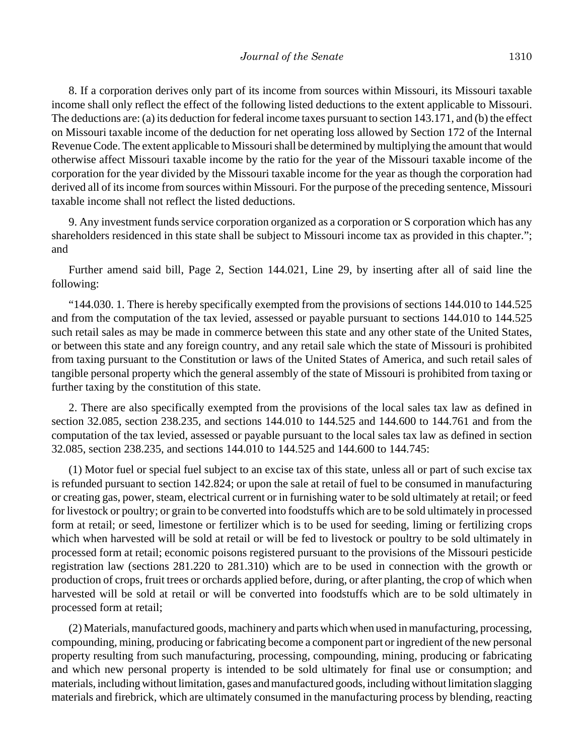8. If a corporation derives only part of its income from sources within Missouri, its Missouri taxable income shall only reflect the effect of the following listed deductions to the extent applicable to Missouri. The deductions are: (a) its deduction for federal income taxes pursuant to section 143.171, and (b) the effect on Missouri taxable income of the deduction for net operating loss allowed by Section 172 of the Internal Revenue Code. The extent applicable to Missouri shall be determined by multiplying the amount that would otherwise affect Missouri taxable income by the ratio for the year of the Missouri taxable income of the corporation for the year divided by the Missouri taxable income for the year as though the corporation had derived all of its income from sources within Missouri. For the purpose of the preceding sentence, Missouri taxable income shall not reflect the listed deductions.

9. Any investment funds service corporation organized as a corporation or S corporation which has any shareholders residenced in this state shall be subject to Missouri income tax as provided in this chapter."; and

Further amend said bill, Page 2, Section 144.021, Line 29, by inserting after all of said line the following:

"144.030. 1. There is hereby specifically exempted from the provisions of sections 144.010 to 144.525 and from the computation of the tax levied, assessed or payable pursuant to sections 144.010 to 144.525 such retail sales as may be made in commerce between this state and any other state of the United States, or between this state and any foreign country, and any retail sale which the state of Missouri is prohibited from taxing pursuant to the Constitution or laws of the United States of America, and such retail sales of tangible personal property which the general assembly of the state of Missouri is prohibited from taxing or further taxing by the constitution of this state.

2. There are also specifically exempted from the provisions of the local sales tax law as defined in section 32.085, section 238.235, and sections 144.010 to 144.525 and 144.600 to 144.761 and from the computation of the tax levied, assessed or payable pursuant to the local sales tax law as defined in section 32.085, section 238.235, and sections 144.010 to 144.525 and 144.600 to 144.745:

(1) Motor fuel or special fuel subject to an excise tax of this state, unless all or part of such excise tax is refunded pursuant to section 142.824; or upon the sale at retail of fuel to be consumed in manufacturing or creating gas, power, steam, electrical current or in furnishing water to be sold ultimately at retail; or feed for livestock or poultry; or grain to be converted into foodstuffs which are to be sold ultimately in processed form at retail; or seed, limestone or fertilizer which is to be used for seeding, liming or fertilizing crops which when harvested will be sold at retail or will be fed to livestock or poultry to be sold ultimately in processed form at retail; economic poisons registered pursuant to the provisions of the Missouri pesticide registration law (sections 281.220 to 281.310) which are to be used in connection with the growth or production of crops, fruit trees or orchards applied before, during, or after planting, the crop of which when harvested will be sold at retail or will be converted into foodstuffs which are to be sold ultimately in processed form at retail;

(2) Materials, manufactured goods, machinery and parts which when used in manufacturing, processing, compounding, mining, producing or fabricating become a component part or ingredient of the new personal property resulting from such manufacturing, processing, compounding, mining, producing or fabricating and which new personal property is intended to be sold ultimately for final use or consumption; and materials, including without limitation, gases and manufactured goods, including without limitation slagging materials and firebrick, which are ultimately consumed in the manufacturing process by blending, reacting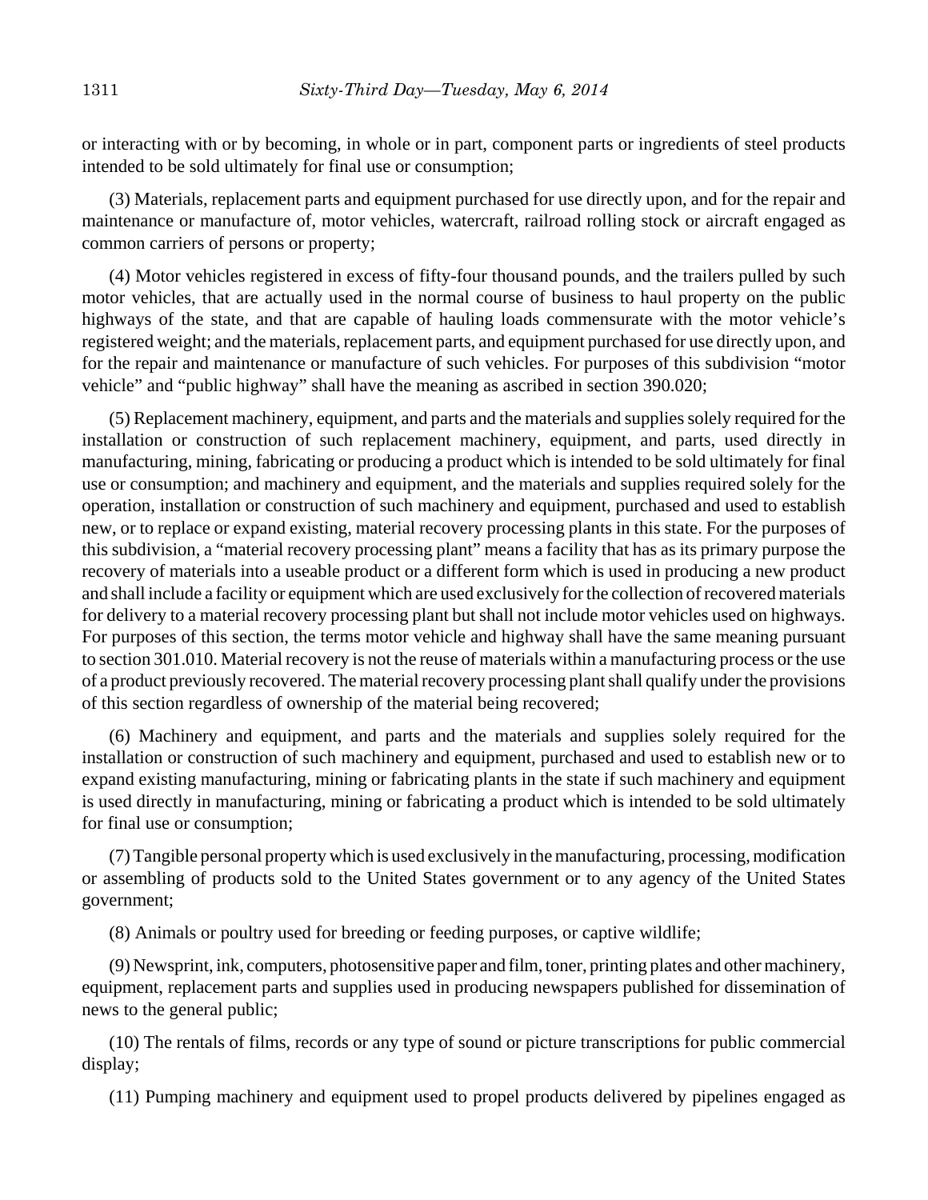or interacting with or by becoming, in whole or in part, component parts or ingredients of steel products intended to be sold ultimately for final use or consumption;

(3) Materials, replacement parts and equipment purchased for use directly upon, and for the repair and maintenance or manufacture of, motor vehicles, watercraft, railroad rolling stock or aircraft engaged as common carriers of persons or property;

(4) Motor vehicles registered in excess of fifty-four thousand pounds, and the trailers pulled by such motor vehicles, that are actually used in the normal course of business to haul property on the public highways of the state, and that are capable of hauling loads commensurate with the motor vehicle's registered weight; and the materials, replacement parts, and equipment purchased for use directly upon, and for the repair and maintenance or manufacture of such vehicles. For purposes of this subdivision "motor vehicle" and "public highway" shall have the meaning as ascribed in section 390.020;

(5) Replacement machinery, equipment, and parts and the materials and supplies solely required for the installation or construction of such replacement machinery, equipment, and parts, used directly in manufacturing, mining, fabricating or producing a product which is intended to be sold ultimately for final use or consumption; and machinery and equipment, and the materials and supplies required solely for the operation, installation or construction of such machinery and equipment, purchased and used to establish new, or to replace or expand existing, material recovery processing plants in this state. For the purposes of this subdivision, a "material recovery processing plant" means a facility that has as its primary purpose the recovery of materials into a useable product or a different form which is used in producing a new product and shall include a facility or equipment which are used exclusively for the collection of recovered materials for delivery to a material recovery processing plant but shall not include motor vehicles used on highways. For purposes of this section, the terms motor vehicle and highway shall have the same meaning pursuant to section 301.010. Material recovery is not the reuse of materials within a manufacturing process or the use of a product previously recovered. The material recovery processing plant shall qualify under the provisions of this section regardless of ownership of the material being recovered;

(6) Machinery and equipment, and parts and the materials and supplies solely required for the installation or construction of such machinery and equipment, purchased and used to establish new or to expand existing manufacturing, mining or fabricating plants in the state if such machinery and equipment is used directly in manufacturing, mining or fabricating a product which is intended to be sold ultimately for final use or consumption;

(7) Tangible personal property which is used exclusively in the manufacturing, processing, modification or assembling of products sold to the United States government or to any agency of the United States government;

(8) Animals or poultry used for breeding or feeding purposes, or captive wildlife;

(9) Newsprint, ink, computers, photosensitive paper and film, toner, printing plates and other machinery, equipment, replacement parts and supplies used in producing newspapers published for dissemination of news to the general public;

(10) The rentals of films, records or any type of sound or picture transcriptions for public commercial display;

(11) Pumping machinery and equipment used to propel products delivered by pipelines engaged as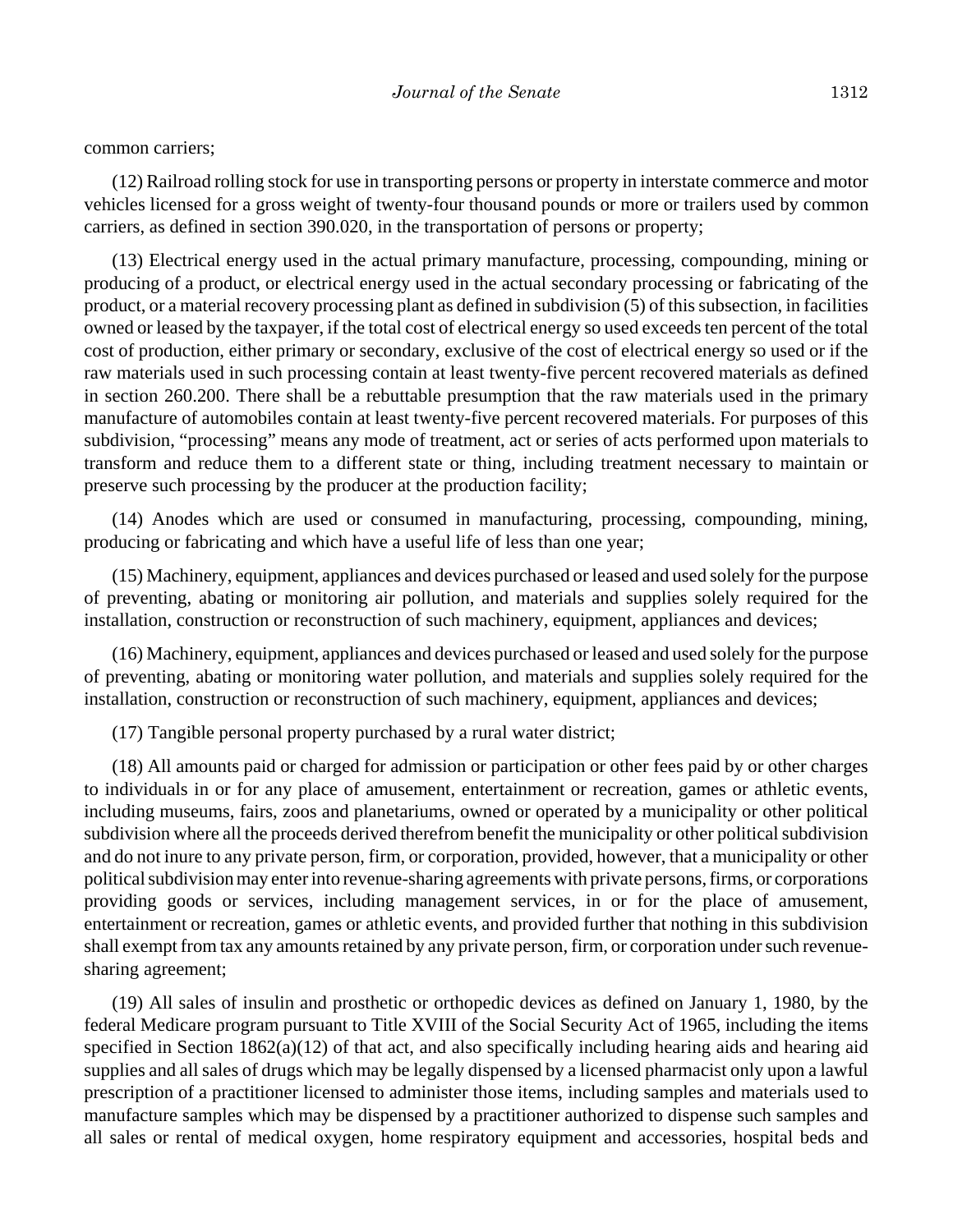common carriers;

(12) Railroad rolling stock for use in transporting persons or property in interstate commerce and motor vehicles licensed for a gross weight of twenty-four thousand pounds or more or trailers used by common carriers, as defined in section 390.020, in the transportation of persons or property;

(13) Electrical energy used in the actual primary manufacture, processing, compounding, mining or producing of a product, or electrical energy used in the actual secondary processing or fabricating of the product, or a material recovery processing plant as defined in subdivision (5) of this subsection, in facilities owned or leased by the taxpayer, if the total cost of electrical energy so used exceeds ten percent of the total cost of production, either primary or secondary, exclusive of the cost of electrical energy so used or if the raw materials used in such processing contain at least twenty-five percent recovered materials as defined in section 260.200. There shall be a rebuttable presumption that the raw materials used in the primary manufacture of automobiles contain at least twenty-five percent recovered materials. For purposes of this subdivision, "processing" means any mode of treatment, act or series of acts performed upon materials to transform and reduce them to a different state or thing, including treatment necessary to maintain or preserve such processing by the producer at the production facility;

(14) Anodes which are used or consumed in manufacturing, processing, compounding, mining, producing or fabricating and which have a useful life of less than one year;

(15) Machinery, equipment, appliances and devices purchased or leased and used solely for the purpose of preventing, abating or monitoring air pollution, and materials and supplies solely required for the installation, construction or reconstruction of such machinery, equipment, appliances and devices;

(16) Machinery, equipment, appliances and devices purchased or leased and used solely for the purpose of preventing, abating or monitoring water pollution, and materials and supplies solely required for the installation, construction or reconstruction of such machinery, equipment, appliances and devices;

(17) Tangible personal property purchased by a rural water district;

(18) All amounts paid or charged for admission or participation or other fees paid by or other charges to individuals in or for any place of amusement, entertainment or recreation, games or athletic events, including museums, fairs, zoos and planetariums, owned or operated by a municipality or other political subdivision where all the proceeds derived therefrom benefit the municipality or other political subdivision and do not inure to any private person, firm, or corporation, provided, however, that a municipality or other political subdivision may enter into revenue-sharing agreements with private persons, firms, or corporations providing goods or services, including management services, in or for the place of amusement, entertainment or recreation, games or athletic events, and provided further that nothing in this subdivision shall exempt from tax any amounts retained by any private person, firm, or corporation under such revenue-sharing agreement;

(19) All sales of insulin and prosthetic or orthopedic devices as defined on January 1, 1980, by the federal Medicare program pursuant to Title XVIII of the Social Security Act of 1965, including the items specified in Section 1862(a)(12) of that act, and also specifically including hearing aids and hearing aid supplies and all sales of drugs which may be legally dispensed by a licensed pharmacist only upon a lawful prescription of a practitioner licensed to administer those items, including samples and materials used to manufacture samples which may be dispensed by a practitioner authorized to dispense such samples and all sales or rental of medical oxygen, home respiratory equipment and accessories, hospital beds and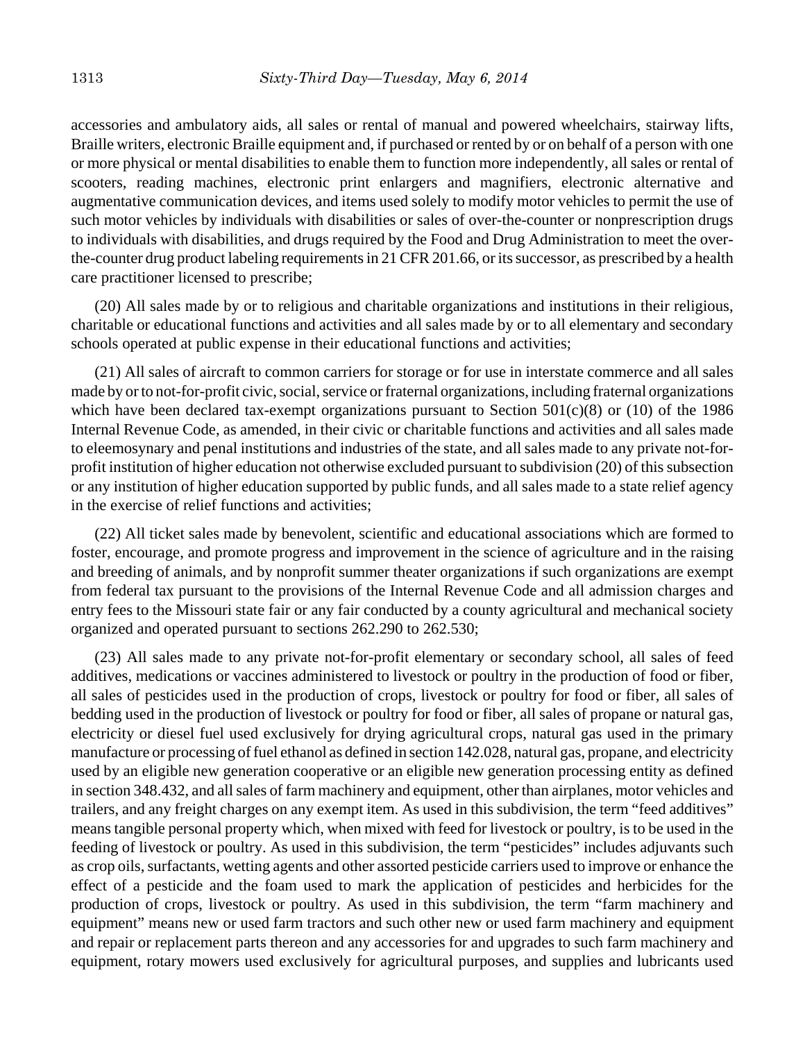accessories and ambulatory aids, all sales or rental of manual and powered wheelchairs, stairway lifts, Braille writers, electronic Braille equipment and, if purchased or rented by or on behalf of a person with one or more physical or mental disabilities to enable them to function more independently, all sales or rental of scooters, reading machines, electronic print enlargers and magnifiers, electronic alternative and augmentative communication devices, and items used solely to modify motor vehicles to permit the use of such motor vehicles by individuals with disabilities or sales of over-the-counter or nonprescription drugs to individuals with disabilities, and drugs required by the Food and Drug Administration to meet the over-the-counter drug product labeling requirements in 21 CFR 201.66, or its successor, as prescribed by a health care practitioner licensed to prescribe;

(20) All sales made by or to religious and charitable organizations and institutions in their religious, charitable or educational functions and activities and all sales made by or to all elementary and secondary schools operated at public expense in their educational functions and activities;

(21) All sales of aircraft to common carriers for storage or for use in interstate commerce and all sales made by or to not-for-profit civic, social, service or fraternal organizations, including fraternal organizations which have been declared tax-exempt organizations pursuant to Section 501(c)(8) or (10) of the 1986 Internal Revenue Code, as amended, in their civic or charitable functions and activities and all sales made to eleemosynary and penal institutions and industries of the state, and all sales made to any private not-for-profit institution of higher education not otherwise excluded pursuant to subdivision (20) of this subsection or any institution of higher education supported by public funds, and all sales made to a state relief agency in the exercise of relief functions and activities;

(22) All ticket sales made by benevolent, scientific and educational associations which are formed to foster, encourage, and promote progress and improvement in the science of agriculture and in the raising and breeding of animals, and by nonprofit summer theater organizations if such organizations are exempt from federal tax pursuant to the provisions of the Internal Revenue Code and all admission charges and entry fees to the Missouri state fair or any fair conducted by a county agricultural and mechanical society organized and operated pursuant to sections 262.290 to 262.530;

(23) All sales made to any private not-for-profit elementary or secondary school, all sales of feed additives, medications or vaccines administered to livestock or poultry in the production of food or fiber, all sales of pesticides used in the production of crops, livestock or poultry for food or fiber, all sales of bedding used in the production of livestock or poultry for food or fiber, all sales of propane or natural gas, electricity or diesel fuel used exclusively for drying agricultural crops, natural gas used in the primary manufacture or processing of fuel ethanol as defined in section 142.028, natural gas, propane, and electricity used by an eligible new generation cooperative or an eligible new generation processing entity as defined in section 348.432, and all sales of farm machinery and equipment, other than airplanes, motor vehicles and trailers, and any freight charges on any exempt item. As used in this subdivision, the term "feed additives" means tangible personal property which, when mixed with feed for livestock or poultry, is to be used in the feeding of livestock or poultry. As used in this subdivision, the term "pesticides" includes adjuvants such as crop oils, surfactants, wetting agents and other assorted pesticide carriers used to improve or enhance the effect of a pesticide and the foam used to mark the application of pesticides and herbicides for the production of crops, livestock or poultry. As used in this subdivision, the term "farm machinery and equipment" means new or used farm tractors and such other new or used farm machinery and equipment and repair or replacement parts thereon and any accessories for and upgrades to such farm machinery and equipment, rotary mowers used exclusively for agricultural purposes, and supplies and lubricants used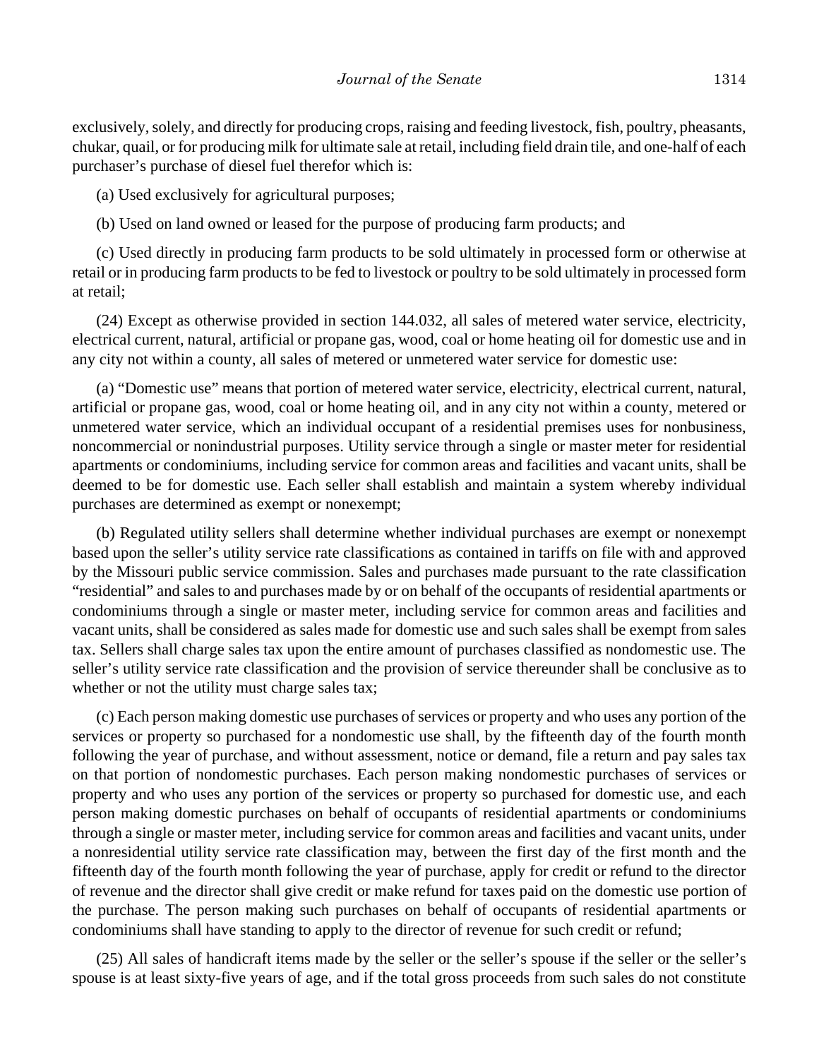exclusively, solely, and directly for producing crops, raising and feeding livestock, fish, poultry, pheasants, chukar, quail, or for producing milk for ultimate sale at retail, including field drain tile, and one-half of each purchaser's purchase of diesel fuel therefor which is:

(a) Used exclusively for agricultural purposes;

(b) Used on land owned or leased for the purpose of producing farm products; and

(c) Used directly in producing farm products to be sold ultimately in processed form or otherwise at retail or in producing farm products to be fed to livestock or poultry to be sold ultimately in processed form at retail;

(24) Except as otherwise provided in section 144.032, all sales of metered water service, electricity, electrical current, natural, artificial or propane gas, wood, coal or home heating oil for domestic use and in any city not within a county, all sales of metered or unmetered water service for domestic use:

(a) "Domestic use" means that portion of metered water service, electricity, electrical current, natural, artificial or propane gas, wood, coal or home heating oil, and in any city not within a county, metered or unmetered water service, which an individual occupant of a residential premises uses for nonbusiness, noncommercial or nonindustrial purposes. Utility service through a single or master meter for residential apartments or condominiums, including service for common areas and facilities and vacant units, shall be deemed to be for domestic use. Each seller shall establish and maintain a system whereby individual purchases are determined as exempt or nonexempt;

(b) Regulated utility sellers shall determine whether individual purchases are exempt or nonexempt based upon the seller's utility service rate classifications as contained in tariffs on file with and approved by the Missouri public service commission. Sales and purchases made pursuant to the rate classification "residential" and sales to and purchases made by or on behalf of the occupants of residential apartments or condominiums through a single or master meter, including service for common areas and facilities and vacant units, shall be considered as sales made for domestic use and such sales shall be exempt from sales tax. Sellers shall charge sales tax upon the entire amount of purchases classified as nondomestic use. The seller's utility service rate classification and the provision of service thereunder shall be conclusive as to whether or not the utility must charge sales tax;

(c) Each person making domestic use purchases of services or property and who uses any portion of the services or property so purchased for a nondomestic use shall, by the fifteenth day of the fourth month following the year of purchase, and without assessment, notice or demand, file a return and pay sales tax on that portion of nondomestic purchases. Each person making nondomestic purchases of services or property and who uses any portion of the services or property so purchased for domestic use, and each person making domestic purchases on behalf of occupants of residential apartments or condominiums through a single or master meter, including service for common areas and facilities and vacant units, under a nonresidential utility service rate classification may, between the first day of the first month and the fifteenth day of the fourth month following the year of purchase, apply for credit or refund to the director of revenue and the director shall give credit or make refund for taxes paid on the domestic use portion of the purchase. The person making such purchases on behalf of occupants of residential apartments or condominiums shall have standing to apply to the director of revenue for such credit or refund;

(25) All sales of handicraft items made by the seller or the seller's spouse if the seller or the seller's spouse is at least sixty-five years of age, and if the total gross proceeds from such sales do not constitute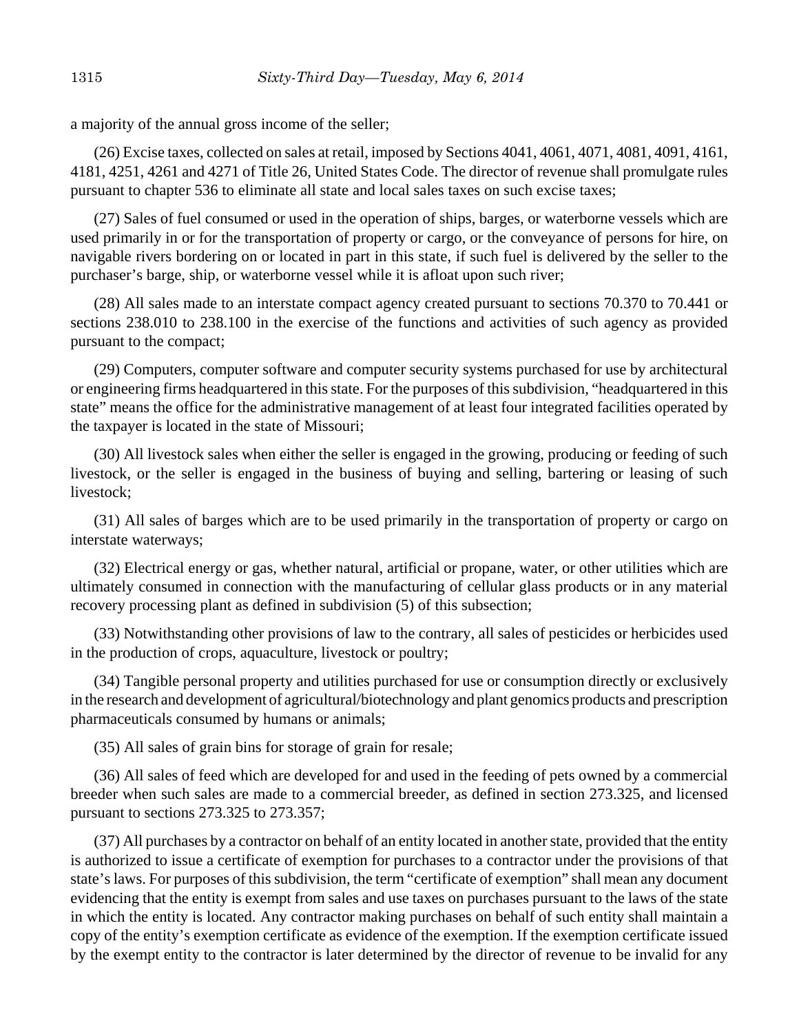a majority of the annual gross income of the seller;

(26) Excise taxes, collected on sales at retail, imposed by Sections 4041, 4061, 4071, 4081, 4091, 4161, 4181, 4251, 4261 and 4271 of Title 26, United States Code. The director of revenue shall promulgate rules pursuant to chapter 536 to eliminate all state and local sales taxes on such excise taxes;

(27) Sales of fuel consumed or used in the operation of ships, barges, or waterborne vessels which are used primarily in or for the transportation of property or cargo, or the conveyance of persons for hire, on navigable rivers bordering on or located in part in this state, if such fuel is delivered by the seller to the purchaser's barge, ship, or waterborne vessel while it is afloat upon such river;

(28) All sales made to an interstate compact agency created pursuant to sections 70.370 to 70.441 or sections 238.010 to 238.100 in the exercise of the functions and activities of such agency as provided pursuant to the compact;

(29) Computers, computer software and computer security systems purchased for use by architectural or engineering firms headquartered in this state. For the purposes of this subdivision, "headquartered in this state" means the office for the administrative management of at least four integrated facilities operated by the taxpayer is located in the state of Missouri;

(30) All livestock sales when either the seller is engaged in the growing, producing or feeding of such livestock, or the seller is engaged in the business of buying and selling, bartering or leasing of such livestock;

(31) All sales of barges which are to be used primarily in the transportation of property or cargo on interstate waterways;

(32) Electrical energy or gas, whether natural, artificial or propane, water, or other utilities which are ultimately consumed in connection with the manufacturing of cellular glass products or in any material recovery processing plant as defined in subdivision (5) of this subsection;

(33) Notwithstanding other provisions of law to the contrary, all sales of pesticides or herbicides used in the production of crops, aquaculture, livestock or poultry;

(34) Tangible personal property and utilities purchased for use or consumption directly or exclusively in the research and development of agricultural/biotechnology and plant genomics products and prescription pharmaceuticals consumed by humans or animals;

(35) All sales of grain bins for storage of grain for resale;

(36) All sales of feed which are developed for and used in the feeding of pets owned by a commercial breeder when such sales are made to a commercial breeder, as defined in section 273.325, and licensed pursuant to sections 273.325 to 273.357;

(37) All purchases by a contractor on behalf of an entity located in another state, provided that the entity is authorized to issue a certificate of exemption for purchases to a contractor under the provisions of that state's laws. For purposes of this subdivision, the term "certificate of exemption" shall mean any document evidencing that the entity is exempt from sales and use taxes on purchases pursuant to the laws of the state in which the entity is located. Any contractor making purchases on behalf of such entity shall maintain a copy of the entity's exemption certificate as evidence of the exemption. If the exemption certificate issued by the exempt entity to the contractor is later determined by the director of revenue to be invalid for any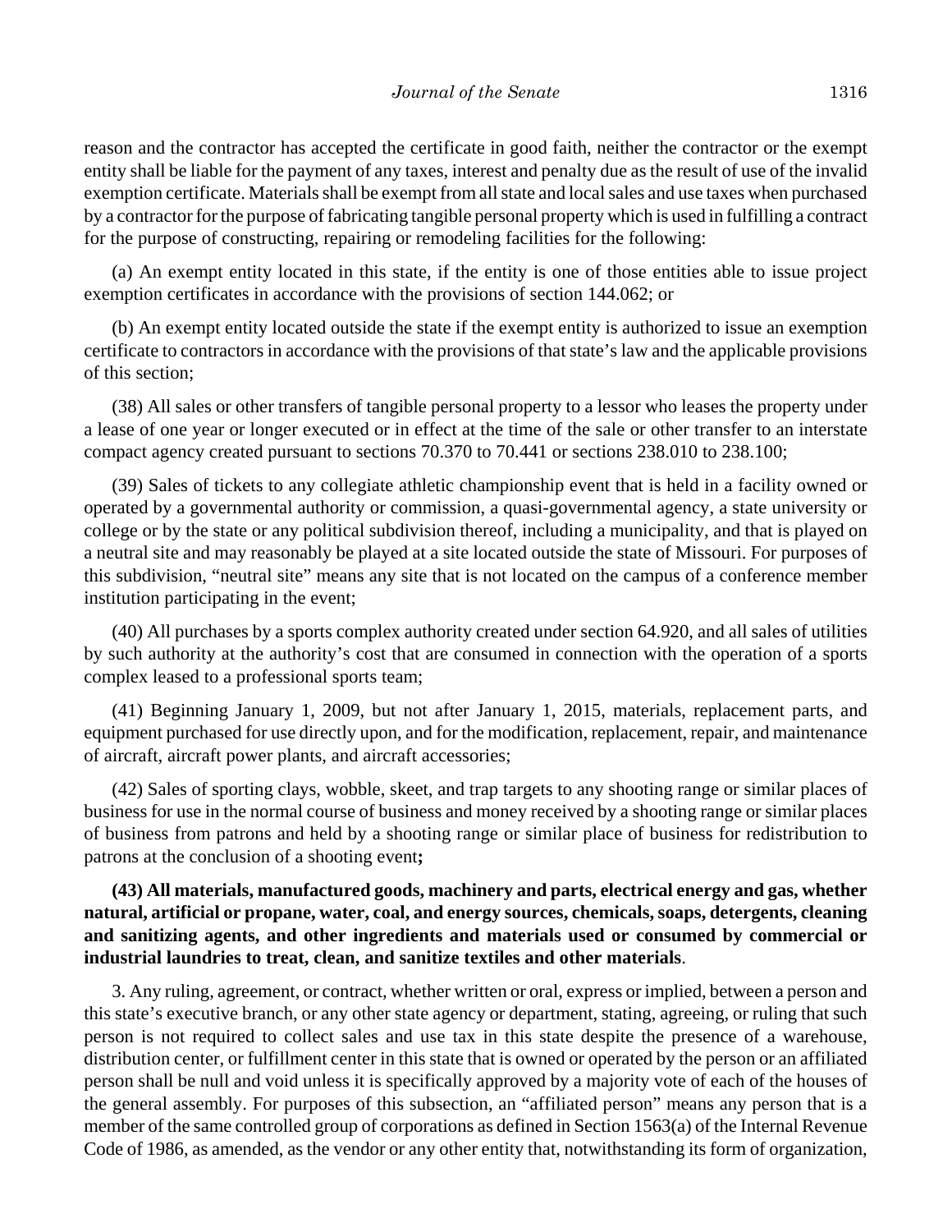reason and the contractor has accepted the certificate in good faith, neither the contractor or the exempt entity shall be liable for the payment of any taxes, interest and penalty due as the result of use of the invalid exemption certificate. Materials shall be exempt from all state and local sales and use taxes when purchased by a contractor for the purpose of fabricating tangible personal property which is used in fulfilling a contract for the purpose of constructing, repairing or remodeling facilities for the following:

(a) An exempt entity located in this state, if the entity is one of those entities able to issue project exemption certificates in accordance with the provisions of section 144.062; or

(b) An exempt entity located outside the state if the exempt entity is authorized to issue an exemption certificate to contractors in accordance with the provisions of that state's law and the applicable provisions of this section;

(38) All sales or other transfers of tangible personal property to a lessor who leases the property under a lease of one year or longer executed or in effect at the time of the sale or other transfer to an interstate compact agency created pursuant to sections 70.370 to 70.441 or sections 238.010 to 238.100;

(39) Sales of tickets to any collegiate athletic championship event that is held in a facility owned or operated by a governmental authority or commission, a quasi-governmental agency, a state university or college or by the state or any political subdivision thereof, including a municipality, and that is played on a neutral site and may reasonably be played at a site located outside the state of Missouri. For purposes of this subdivision, "neutral site" means any site that is not located on the campus of a conference member institution participating in the event;

(40) All purchases by a sports complex authority created under section 64.920, and all sales of utilities by such authority at the authority's cost that are consumed in connection with the operation of a sports complex leased to a professional sports team;

(41) Beginning January 1, 2009, but not after January 1, 2015, materials, replacement parts, and equipment purchased for use directly upon, and for the modification, replacement, repair, and maintenance of aircraft, aircraft power plants, and aircraft accessories;

(42) Sales of sporting clays, wobble, skeet, and trap targets to any shooting range or similar places of business for use in the normal course of business and money received by a shooting range or similar places of business from patrons and held by a shooting range or similar place of business for redistribution to patrons at the conclusion of a shooting event**;**

**(43) All materials, manufactured goods, machinery and parts, electrical energy and gas, whether natural, artificial or propane, water, coal, and energy sources, chemicals, soaps, detergents, cleaning and sanitizing agents, and other ingredients and materials used or consumed by commercial or industrial laundries to treat, clean, and sanitize textiles and other materials**.

3. Any ruling, agreement, or contract, whether written or oral, express or implied, between a person and this state's executive branch, or any other state agency or department, stating, agreeing, or ruling that such person is not required to collect sales and use tax in this state despite the presence of a warehouse, distribution center, or fulfillment center in this state that is owned or operated by the person or an affiliated person shall be null and void unless it is specifically approved by a majority vote of each of the houses of the general assembly. For purposes of this subsection, an "affiliated person" means any person that is a member of the same controlled group of corporations as defined in Section 1563(a) of the Internal Revenue Code of 1986, as amended, as the vendor or any other entity that, notwithstanding its form of organization,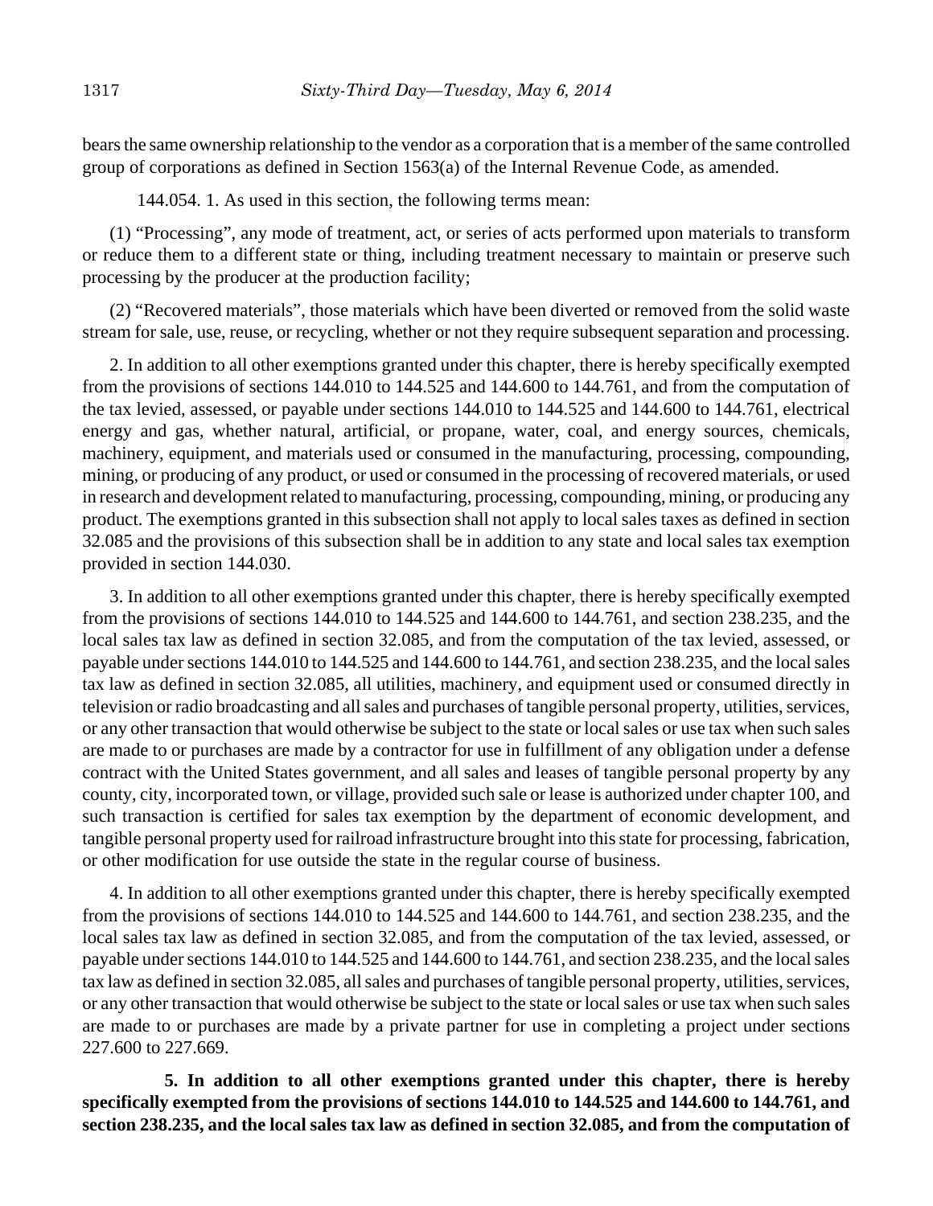bears the same ownership relationship to the vendor as a corporation that is a member of the same controlled group of corporations as defined in Section 1563(a) of the Internal Revenue Code, as amended.

144.054. 1. As used in this section, the following terms mean:

(1) "Processing", any mode of treatment, act, or series of acts performed upon materials to transform or reduce them to a different state or thing, including treatment necessary to maintain or preserve such processing by the producer at the production facility;

(2) "Recovered materials", those materials which have been diverted or removed from the solid waste stream for sale, use, reuse, or recycling, whether or not they require subsequent separation and processing.

2. In addition to all other exemptions granted under this chapter, there is hereby specifically exempted from the provisions of sections 144.010 to 144.525 and 144.600 to 144.761, and from the computation of the tax levied, assessed, or payable under sections 144.010 to 144.525 and 144.600 to 144.761, electrical energy and gas, whether natural, artificial, or propane, water, coal, and energy sources, chemicals, machinery, equipment, and materials used or consumed in the manufacturing, processing, compounding, mining, or producing of any product, or used or consumed in the processing of recovered materials, or used in research and development related to manufacturing, processing, compounding, mining, or producing any product. The exemptions granted in this subsection shall not apply to local sales taxes as defined in section 32.085 and the provisions of this subsection shall be in addition to any state and local sales tax exemption provided in section 144.030.

3. In addition to all other exemptions granted under this chapter, there is hereby specifically exempted from the provisions of sections 144.010 to 144.525 and 144.600 to 144.761, and section 238.235, and the local sales tax law as defined in section 32.085, and from the computation of the tax levied, assessed, or payable under sections 144.010 to 144.525 and 144.600 to 144.761, and section 238.235, and the local sales tax law as defined in section 32.085, all utilities, machinery, and equipment used or consumed directly in television or radio broadcasting and all sales and purchases of tangible personal property, utilities, services, or any other transaction that would otherwise be subject to the state or local sales or use tax when such sales are made to or purchases are made by a contractor for use in fulfillment of any obligation under a defense contract with the United States government, and all sales and leases of tangible personal property by any county, city, incorporated town, or village, provided such sale or lease is authorized under chapter 100, and such transaction is certified for sales tax exemption by the department of economic development, and tangible personal property used for railroad infrastructure brought into this state for processing, fabrication, or other modification for use outside the state in the regular course of business.

4. In addition to all other exemptions granted under this chapter, there is hereby specifically exempted from the provisions of sections 144.010 to 144.525 and 144.600 to 144.761, and section 238.235, and the local sales tax law as defined in section 32.085, and from the computation of the tax levied, assessed, or payable under sections 144.010 to 144.525 and 144.600 to 144.761, and section 238.235, and the local sales tax law as defined in section 32.085, all sales and purchases of tangible personal property, utilities, services, or any other transaction that would otherwise be subject to the state or local sales or use tax when such sales are made to or purchases are made by a private partner for use in completing a project under sections 227.600 to 227.669.

**5. In addition to all other exemptions granted under this chapter, there is hereby specifically exempted from the provisions of sections 144.010 to 144.525 and 144.600 to 144.761, and section 238.235, and the local sales tax law as defined in section 32.085, and from the computation of**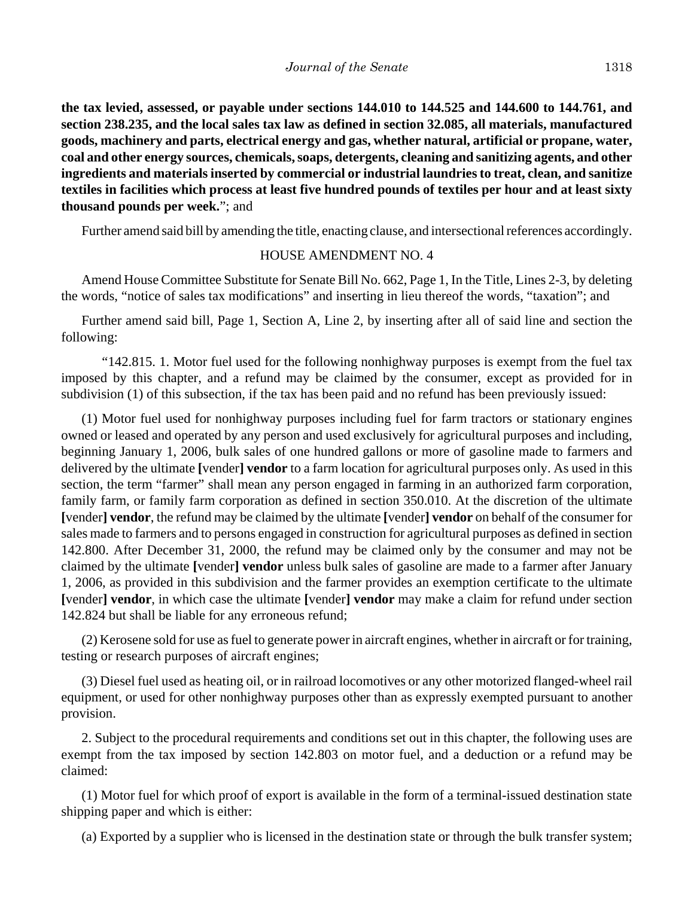**the tax levied, assessed, or payable under sections 144.010 to 144.525 and 144.600 to 144.761, and section 238.235, and the local sales tax law as defined in section 32.085, all materials, manufactured goods, machinery and parts, electrical energy and gas, whether natural, artificial or propane, water, coal and other energy sources, chemicals, soaps, detergents, cleaning and sanitizing agents, and other ingredients and materials inserted by commercial or industrial laundries to treat, clean, and sanitize textiles in facilities which process at least five hundred pounds of textiles per hour and at least sixty thousand pounds per week.**"; and

Further amend said bill by amending the title, enacting clause, and intersectional references accordingly.

HOUSE AMENDMENT NO. 4

Amend House Committee Substitute for Senate Bill No. 662, Page 1, In the Title, Lines 2-3, by deleting the words, "notice of sales tax modifications" and inserting in lieu thereof the words, "taxation"; and

Further amend said bill, Page 1, Section A, Line 2, by inserting after all of said line and section the following:

"142.815. 1. Motor fuel used for the following nonhighway purposes is exempt from the fuel tax imposed by this chapter, and a refund may be claimed by the consumer, except as provided for in subdivision (1) of this subsection, if the tax has been paid and no refund has been previously issued:

(1) Motor fuel used for nonhighway purposes including fuel for farm tractors or stationary engines owned or leased and operated by any person and used exclusively for agricultural purposes and including, beginning January 1, 2006, bulk sales of one hundred gallons or more of gasoline made to farmers and delivered by the ultimate **[**vender**] vendor** to a farm location for agricultural purposes only. As used in this section, the term "farmer" shall mean any person engaged in farming in an authorized farm corporation, family farm, or family farm corporation as defined in section 350.010. At the discretion of the ultimate **[**vender**] vendor**, the refund may be claimed by the ultimate **[**vender**] vendor** on behalf of the consumer for sales made to farmers and to persons engaged in construction for agricultural purposes as defined in section 142.800. After December 31, 2000, the refund may be claimed only by the consumer and may not be claimed by the ultimate **[**vender**] vendor** unless bulk sales of gasoline are made to a farmer after January 1, 2006, as provided in this subdivision and the farmer provides an exemption certificate to the ultimate **[**vender**] vendor**, in which case the ultimate **[**vender**] vendor** may make a claim for refund under section 142.824 but shall be liable for any erroneous refund;

(2) Kerosene sold for use as fuel to generate power in aircraft engines, whether in aircraft or for training, testing or research purposes of aircraft engines;

(3) Diesel fuel used as heating oil, or in railroad locomotives or any other motorized flanged-wheel rail equipment, or used for other nonhighway purposes other than as expressly exempted pursuant to another provision.

2. Subject to the procedural requirements and conditions set out in this chapter, the following uses are exempt from the tax imposed by section 142.803 on motor fuel, and a deduction or a refund may be claimed:

(1) Motor fuel for which proof of export is available in the form of a terminal-issued destination state shipping paper and which is either:

(a) Exported by a supplier who is licensed in the destination state or through the bulk transfer system;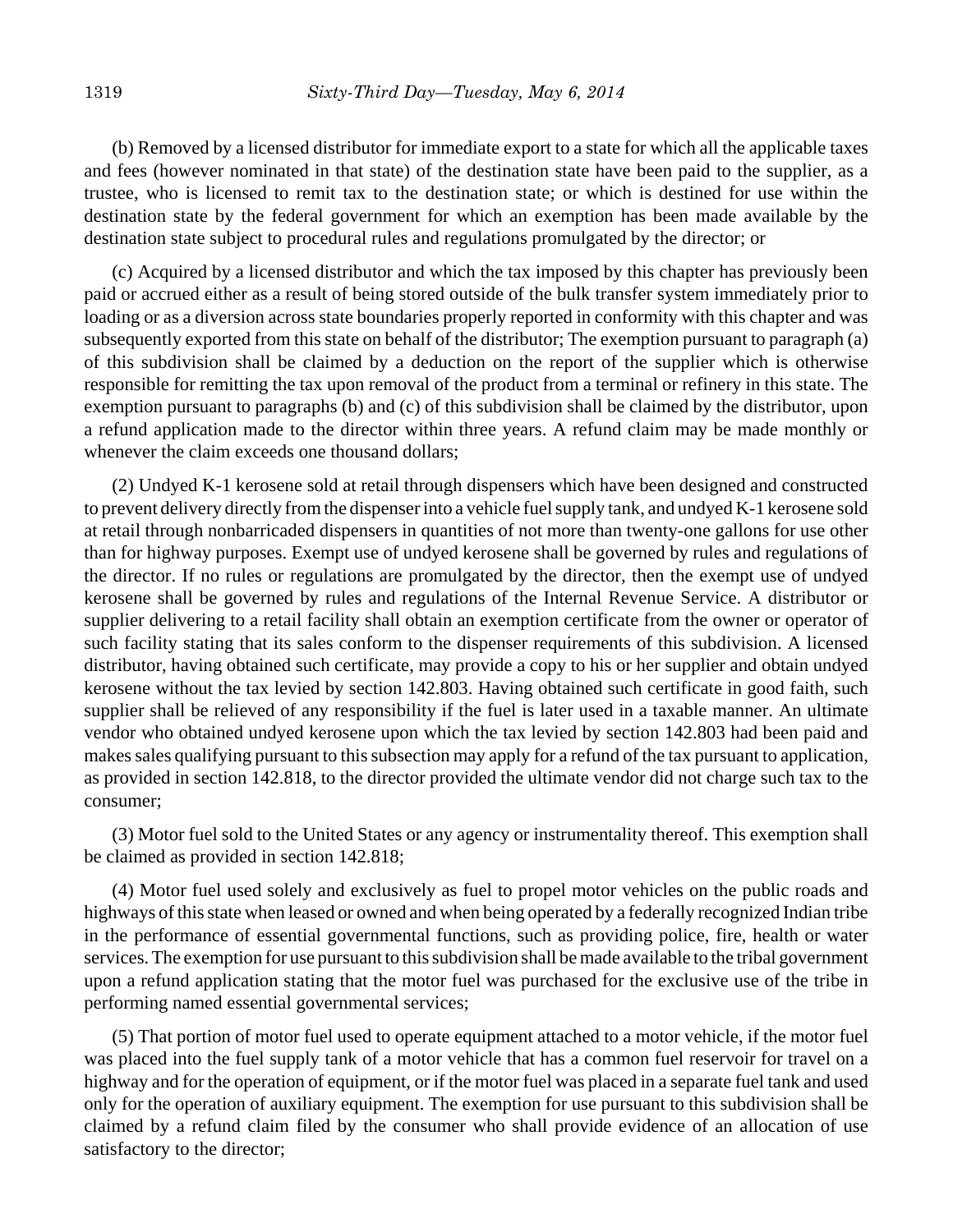(b) Removed by a licensed distributor for immediate export to a state for which all the applicable taxes and fees (however nominated in that state) of the destination state have been paid to the supplier, as a trustee, who is licensed to remit tax to the destination state; or which is destined for use within the destination state by the federal government for which an exemption has been made available by the destination state subject to procedural rules and regulations promulgated by the director; or

(c) Acquired by a licensed distributor and which the tax imposed by this chapter has previously been paid or accrued either as a result of being stored outside of the bulk transfer system immediately prior to loading or as a diversion across state boundaries properly reported in conformity with this chapter and was subsequently exported from this state on behalf of the distributor; The exemption pursuant to paragraph (a) of this subdivision shall be claimed by a deduction on the report of the supplier which is otherwise responsible for remitting the tax upon removal of the product from a terminal or refinery in this state. The exemption pursuant to paragraphs (b) and (c) of this subdivision shall be claimed by the distributor, upon a refund application made to the director within three years. A refund claim may be made monthly or whenever the claim exceeds one thousand dollars;

(2) Undyed K-1 kerosene sold at retail through dispensers which have been designed and constructed to prevent delivery directly from the dispenser into a vehicle fuel supply tank, and undyed K-1 kerosene sold at retail through nonbarricaded dispensers in quantities of not more than twenty-one gallons for use other than for highway purposes. Exempt use of undyed kerosene shall be governed by rules and regulations of the director. If no rules or regulations are promulgated by the director, then the exempt use of undyed kerosene shall be governed by rules and regulations of the Internal Revenue Service. A distributor or supplier delivering to a retail facility shall obtain an exemption certificate from the owner or operator of such facility stating that its sales conform to the dispenser requirements of this subdivision. A licensed distributor, having obtained such certificate, may provide a copy to his or her supplier and obtain undyed kerosene without the tax levied by section 142.803. Having obtained such certificate in good faith, such supplier shall be relieved of any responsibility if the fuel is later used in a taxable manner. An ultimate vendor who obtained undyed kerosene upon which the tax levied by section 142.803 had been paid and makes sales qualifying pursuant to this subsection may apply for a refund of the tax pursuant to application, as provided in section 142.818, to the director provided the ultimate vendor did not charge such tax to the consumer;

(3) Motor fuel sold to the United States or any agency or instrumentality thereof. This exemption shall be claimed as provided in section 142.818;

(4) Motor fuel used solely and exclusively as fuel to propel motor vehicles on the public roads and highways of this state when leased or owned and when being operated by a federally recognized Indian tribe in the performance of essential governmental functions, such as providing police, fire, health or water services. The exemption for use pursuant to this subdivision shall be made available to the tribal government upon a refund application stating that the motor fuel was purchased for the exclusive use of the tribe in performing named essential governmental services;

(5) That portion of motor fuel used to operate equipment attached to a motor vehicle, if the motor fuel was placed into the fuel supply tank of a motor vehicle that has a common fuel reservoir for travel on a highway and for the operation of equipment, or if the motor fuel was placed in a separate fuel tank and used only for the operation of auxiliary equipment. The exemption for use pursuant to this subdivision shall be claimed by a refund claim filed by the consumer who shall provide evidence of an allocation of use satisfactory to the director;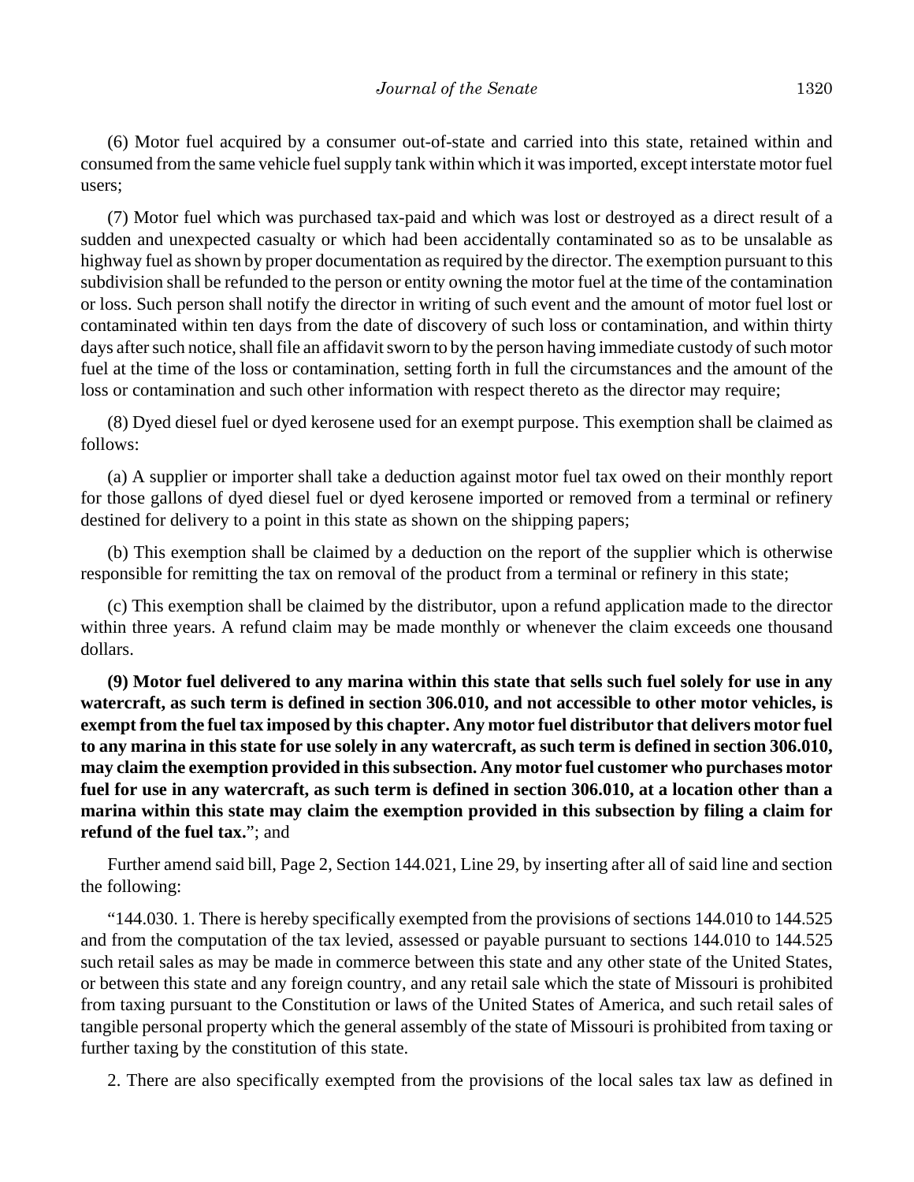(6) Motor fuel acquired by a consumer out-of-state and carried into this state, retained within and consumed from the same vehicle fuel supply tank within which it was imported, except interstate motor fuel users;

(7) Motor fuel which was purchased tax-paid and which was lost or destroyed as a direct result of a sudden and unexpected casualty or which had been accidentally contaminated so as to be unsalable as highway fuel as shown by proper documentation as required by the director. The exemption pursuant to this subdivision shall be refunded to the person or entity owning the motor fuel at the time of the contamination or loss. Such person shall notify the director in writing of such event and the amount of motor fuel lost or contaminated within ten days from the date of discovery of such loss or contamination, and within thirty days after such notice, shall file an affidavit sworn to by the person having immediate custody of such motor fuel at the time of the loss or contamination, setting forth in full the circumstances and the amount of the loss or contamination and such other information with respect thereto as the director may require;

(8) Dyed diesel fuel or dyed kerosene used for an exempt purpose. This exemption shall be claimed as follows:

(a) A supplier or importer shall take a deduction against motor fuel tax owed on their monthly report for those gallons of dyed diesel fuel or dyed kerosene imported or removed from a terminal or refinery destined for delivery to a point in this state as shown on the shipping papers;

(b) This exemption shall be claimed by a deduction on the report of the supplier which is otherwise responsible for remitting the tax on removal of the product from a terminal or refinery in this state;

(c) This exemption shall be claimed by the distributor, upon a refund application made to the director within three years. A refund claim may be made monthly or whenever the claim exceeds one thousand dollars.

**(9) Motor fuel delivered to any marina within this state that sells such fuel solely for use in any watercraft, as such term is defined in section 306.010, and not accessible to other motor vehicles, is exempt from the fuel tax imposed by this chapter. Any motor fuel distributor that delivers motor fuel to any marina in this state for use solely in any watercraft, as such term is defined in section 306.010, may claim the exemption provided in this subsection. Any motor fuel customer who purchases motor fuel for use in any watercraft, as such term is defined in section 306.010, at a location other than a marina within this state may claim the exemption provided in this subsection by filing a claim for refund of the fuel tax.**"; and

Further amend said bill, Page 2, Section 144.021, Line 29, by inserting after all of said line and section the following:

"144.030. 1. There is hereby specifically exempted from the provisions of sections 144.010 to 144.525 and from the computation of the tax levied, assessed or payable pursuant to sections 144.010 to 144.525 such retail sales as may be made in commerce between this state and any other state of the United States, or between this state and any foreign country, and any retail sale which the state of Missouri is prohibited from taxing pursuant to the Constitution or laws of the United States of America, and such retail sales of tangible personal property which the general assembly of the state of Missouri is prohibited from taxing or further taxing by the constitution of this state.

2. There are also specifically exempted from the provisions of the local sales tax law as defined in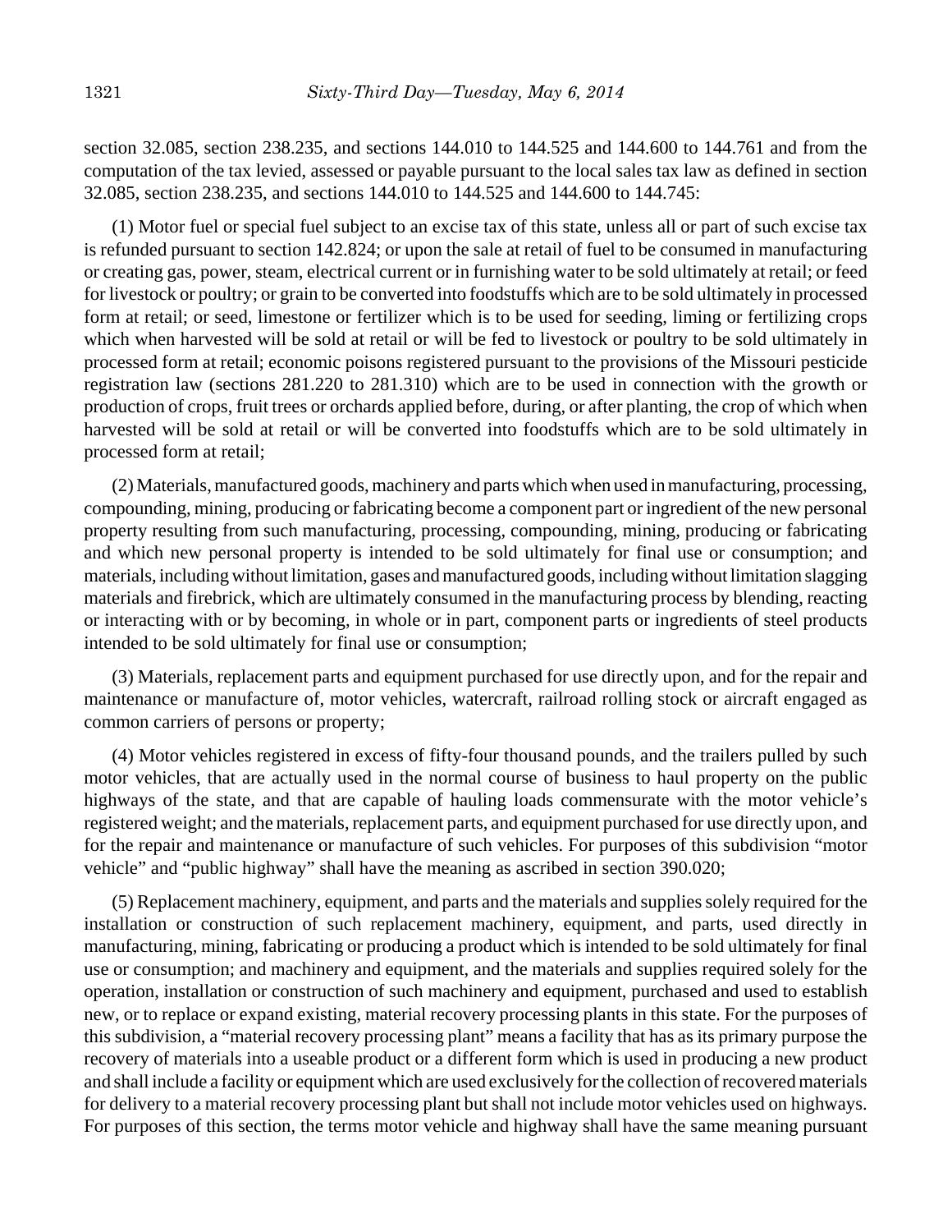section 32.085, section 238.235, and sections 144.010 to 144.525 and 144.600 to 144.761 and from the computation of the tax levied, assessed or payable pursuant to the local sales tax law as defined in section 32.085, section 238.235, and sections 144.010 to 144.525 and 144.600 to 144.745:

(1) Motor fuel or special fuel subject to an excise tax of this state, unless all or part of such excise tax is refunded pursuant to section 142.824; or upon the sale at retail of fuel to be consumed in manufacturing or creating gas, power, steam, electrical current or in furnishing water to be sold ultimately at retail; or feed for livestock or poultry; or grain to be converted into foodstuffs which are to be sold ultimately in processed form at retail; or seed, limestone or fertilizer which is to be used for seeding, liming or fertilizing crops which when harvested will be sold at retail or will be fed to livestock or poultry to be sold ultimately in processed form at retail; economic poisons registered pursuant to the provisions of the Missouri pesticide registration law (sections 281.220 to 281.310) which are to be used in connection with the growth or production of crops, fruit trees or orchards applied before, during, or after planting, the crop of which when harvested will be sold at retail or will be converted into foodstuffs which are to be sold ultimately in processed form at retail;

(2) Materials, manufactured goods, machinery and parts which when used in manufacturing, processing, compounding, mining, producing or fabricating become a component part or ingredient of the new personal property resulting from such manufacturing, processing, compounding, mining, producing or fabricating and which new personal property is intended to be sold ultimately for final use or consumption; and materials, including without limitation, gases and manufactured goods, including without limitation slagging materials and firebrick, which are ultimately consumed in the manufacturing process by blending, reacting or interacting with or by becoming, in whole or in part, component parts or ingredients of steel products intended to be sold ultimately for final use or consumption;

(3) Materials, replacement parts and equipment purchased for use directly upon, and for the repair and maintenance or manufacture of, motor vehicles, watercraft, railroad rolling stock or aircraft engaged as common carriers of persons or property;

(4) Motor vehicles registered in excess of fifty-four thousand pounds, and the trailers pulled by such motor vehicles, that are actually used in the normal course of business to haul property on the public highways of the state, and that are capable of hauling loads commensurate with the motor vehicle's registered weight; and the materials, replacement parts, and equipment purchased for use directly upon, and for the repair and maintenance or manufacture of such vehicles. For purposes of this subdivision "motor vehicle" and "public highway" shall have the meaning as ascribed in section 390.020;

(5) Replacement machinery, equipment, and parts and the materials and supplies solely required for the installation or construction of such replacement machinery, equipment, and parts, used directly in manufacturing, mining, fabricating or producing a product which is intended to be sold ultimately for final use or consumption; and machinery and equipment, and the materials and supplies required solely for the operation, installation or construction of such machinery and equipment, purchased and used to establish new, or to replace or expand existing, material recovery processing plants in this state. For the purposes of this subdivision, a "material recovery processing plant" means a facility that has as its primary purpose the recovery of materials into a useable product or a different form which is used in producing a new product and shall include a facility or equipment which are used exclusively for the collection of recovered materials for delivery to a material recovery processing plant but shall not include motor vehicles used on highways. For purposes of this section, the terms motor vehicle and highway shall have the same meaning pursuant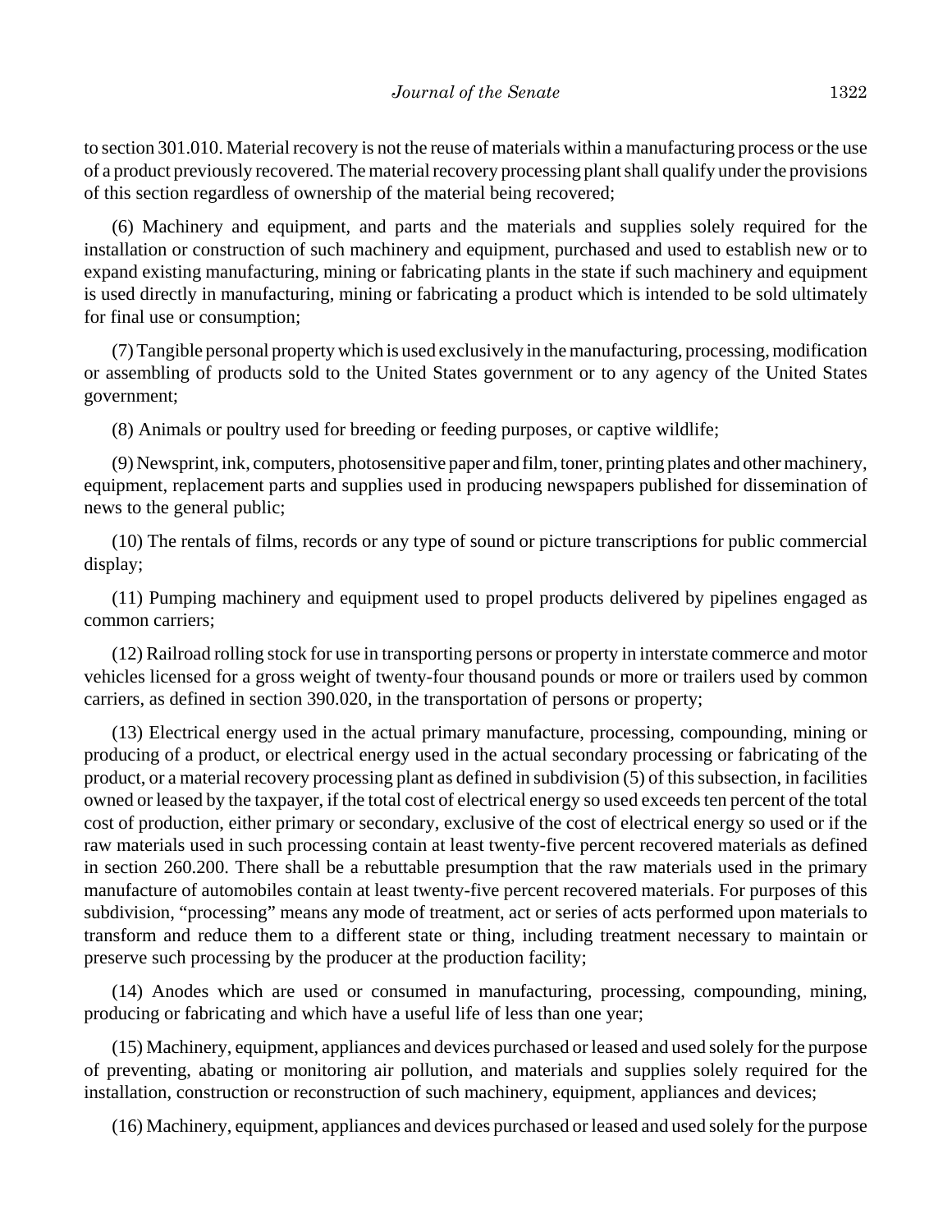to section 301.010. Material recovery is not the reuse of materials within a manufacturing process or the use of a product previously recovered. The material recovery processing plant shall qualify under the provisions of this section regardless of ownership of the material being recovered;

(6) Machinery and equipment, and parts and the materials and supplies solely required for the installation or construction of such machinery and equipment, purchased and used to establish new or to expand existing manufacturing, mining or fabricating plants in the state if such machinery and equipment is used directly in manufacturing, mining or fabricating a product which is intended to be sold ultimately for final use or consumption;

(7) Tangible personal property which is used exclusively in the manufacturing, processing, modification or assembling of products sold to the United States government or to any agency of the United States government;

(8) Animals or poultry used for breeding or feeding purposes, or captive wildlife;

(9) Newsprint, ink, computers, photosensitive paper and film, toner, printing plates and other machinery, equipment, replacement parts and supplies used in producing newspapers published for dissemination of news to the general public;

(10) The rentals of films, records or any type of sound or picture transcriptions for public commercial display;

(11) Pumping machinery and equipment used to propel products delivered by pipelines engaged as common carriers;

(12) Railroad rolling stock for use in transporting persons or property in interstate commerce and motor vehicles licensed for a gross weight of twenty-four thousand pounds or more or trailers used by common carriers, as defined in section 390.020, in the transportation of persons or property;

(13) Electrical energy used in the actual primary manufacture, processing, compounding, mining or producing of a product, or electrical energy used in the actual secondary processing or fabricating of the product, or a material recovery processing plant as defined in subdivision (5) of this subsection, in facilities owned or leased by the taxpayer, if the total cost of electrical energy so used exceeds ten percent of the total cost of production, either primary or secondary, exclusive of the cost of electrical energy so used or if the raw materials used in such processing contain at least twenty-five percent recovered materials as defined in section 260.200. There shall be a rebuttable presumption that the raw materials used in the primary manufacture of automobiles contain at least twenty-five percent recovered materials. For purposes of this subdivision, "processing" means any mode of treatment, act or series of acts performed upon materials to transform and reduce them to a different state or thing, including treatment necessary to maintain or preserve such processing by the producer at the production facility;

(14) Anodes which are used or consumed in manufacturing, processing, compounding, mining, producing or fabricating and which have a useful life of less than one year;

(15) Machinery, equipment, appliances and devices purchased or leased and used solely for the purpose of preventing, abating or monitoring air pollution, and materials and supplies solely required for the installation, construction or reconstruction of such machinery, equipment, appliances and devices;

(16) Machinery, equipment, appliances and devices purchased or leased and used solely for the purpose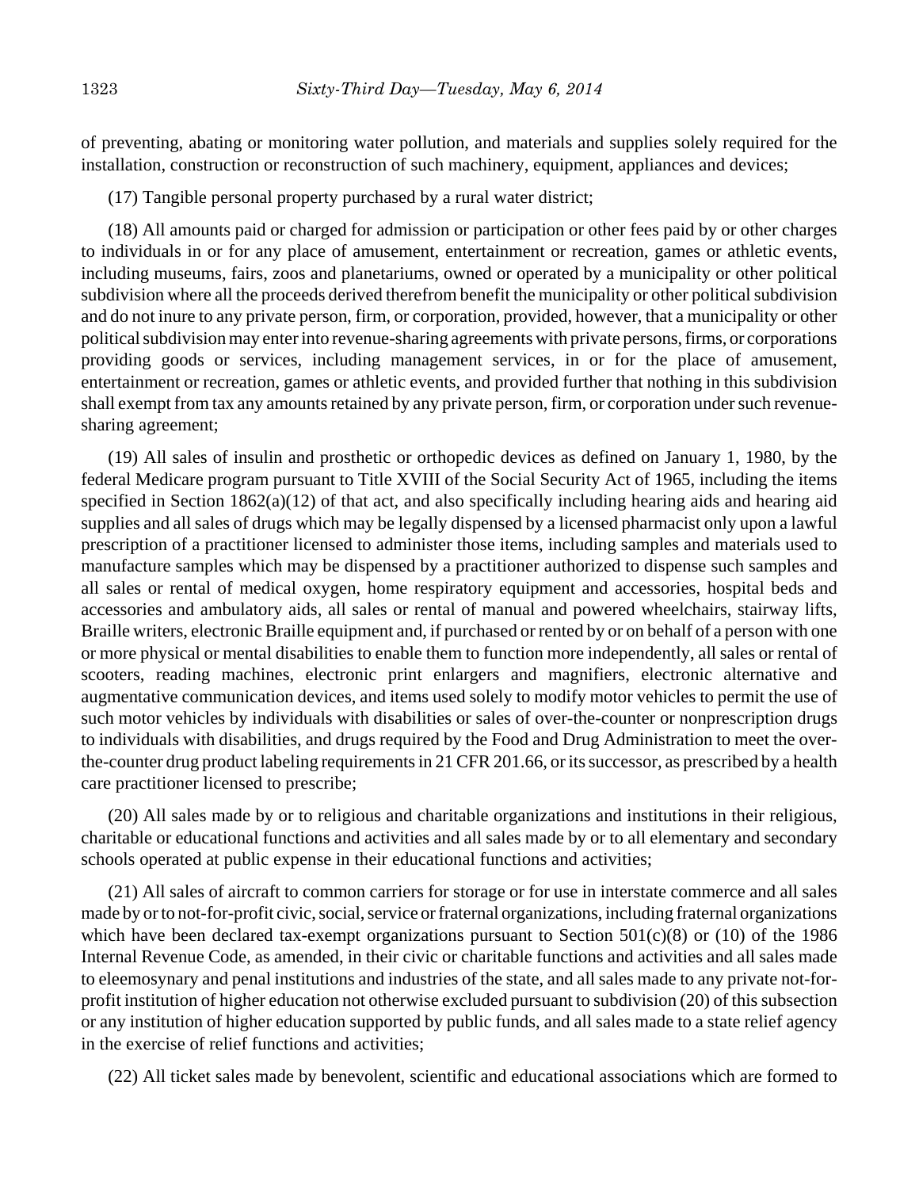of preventing, abating or monitoring water pollution, and materials and supplies solely required for the installation, construction or reconstruction of such machinery, equipment, appliances and devices;

(17) Tangible personal property purchased by a rural water district;

(18) All amounts paid or charged for admission or participation or other fees paid by or other charges to individuals in or for any place of amusement, entertainment or recreation, games or athletic events, including museums, fairs, zoos and planetariums, owned or operated by a municipality or other political subdivision where all the proceeds derived therefrom benefit the municipality or other political subdivision and do not inure to any private person, firm, or corporation, provided, however, that a municipality or other political subdivision may enter into revenue-sharing agreements with private persons, firms, or corporations providing goods or services, including management services, in or for the place of amusement, entertainment or recreation, games or athletic events, and provided further that nothing in this subdivision shall exempt from tax any amounts retained by any private person, firm, or corporation under such revenue-sharing agreement;

(19) All sales of insulin and prosthetic or orthopedic devices as defined on January 1, 1980, by the federal Medicare program pursuant to Title XVIII of the Social Security Act of 1965, including the items specified in Section 1862(a)(12) of that act, and also specifically including hearing aids and hearing aid supplies and all sales of drugs which may be legally dispensed by a licensed pharmacist only upon a lawful prescription of a practitioner licensed to administer those items, including samples and materials used to manufacture samples which may be dispensed by a practitioner authorized to dispense such samples and all sales or rental of medical oxygen, home respiratory equipment and accessories, hospital beds and accessories and ambulatory aids, all sales or rental of manual and powered wheelchairs, stairway lifts, Braille writers, electronic Braille equipment and, if purchased or rented by or on behalf of a person with one or more physical or mental disabilities to enable them to function more independently, all sales or rental of scooters, reading machines, electronic print enlargers and magnifiers, electronic alternative and augmentative communication devices, and items used solely to modify motor vehicles to permit the use of such motor vehicles by individuals with disabilities or sales of over-the-counter or nonprescription drugs to individuals with disabilities, and drugs required by the Food and Drug Administration to meet the over-the-counter drug product labeling requirements in 21 CFR 201.66, or its successor, as prescribed by a health care practitioner licensed to prescribe;

(20) All sales made by or to religious and charitable organizations and institutions in their religious, charitable or educational functions and activities and all sales made by or to all elementary and secondary schools operated at public expense in their educational functions and activities;

(21) All sales of aircraft to common carriers for storage or for use in interstate commerce and all sales made by or to not-for-profit civic, social, service or fraternal organizations, including fraternal organizations which have been declared tax-exempt organizations pursuant to Section 501(c)(8) or (10) of the 1986 Internal Revenue Code, as amended, in their civic or charitable functions and activities and all sales made to eleemosynary and penal institutions and industries of the state, and all sales made to any private not-for-profit institution of higher education not otherwise excluded pursuant to subdivision (20) of this subsection or any institution of higher education supported by public funds, and all sales made to a state relief agency in the exercise of relief functions and activities;

(22) All ticket sales made by benevolent, scientific and educational associations which are formed to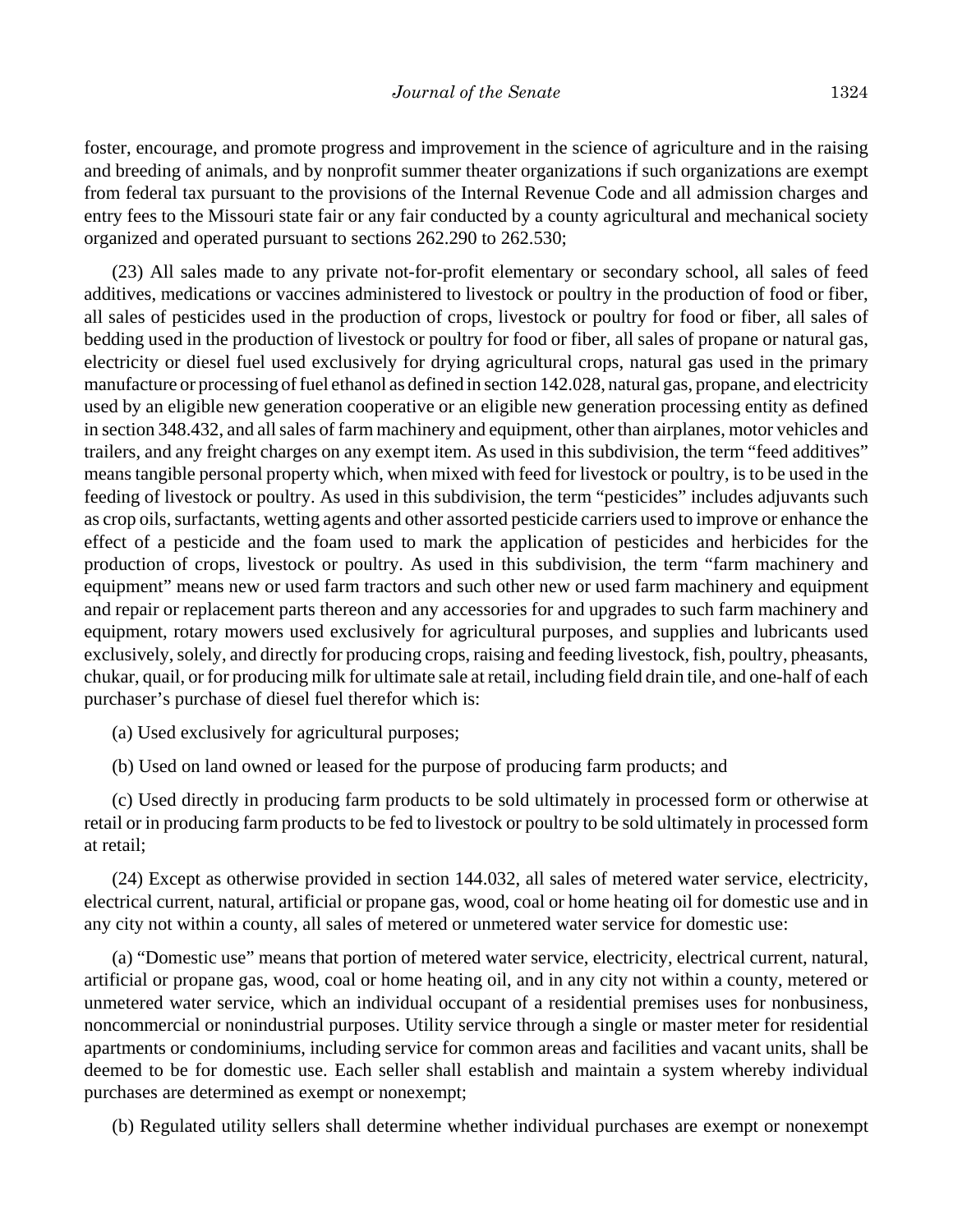foster, encourage, and promote progress and improvement in the science of agriculture and in the raising and breeding of animals, and by nonprofit summer theater organizations if such organizations are exempt from federal tax pursuant to the provisions of the Internal Revenue Code and all admission charges and entry fees to the Missouri state fair or any fair conducted by a county agricultural and mechanical society organized and operated pursuant to sections 262.290 to 262.530;

(23) All sales made to any private not-for-profit elementary or secondary school, all sales of feed additives, medications or vaccines administered to livestock or poultry in the production of food or fiber, all sales of pesticides used in the production of crops, livestock or poultry for food or fiber, all sales of bedding used in the production of livestock or poultry for food or fiber, all sales of propane or natural gas, electricity or diesel fuel used exclusively for drying agricultural crops, natural gas used in the primary manufacture or processing of fuel ethanol as defined in section 142.028, natural gas, propane, and electricity used by an eligible new generation cooperative or an eligible new generation processing entity as defined in section 348.432, and all sales of farm machinery and equipment, other than airplanes, motor vehicles and trailers, and any freight charges on any exempt item. As used in this subdivision, the term "feed additives" means tangible personal property which, when mixed with feed for livestock or poultry, is to be used in the feeding of livestock or poultry. As used in this subdivision, the term "pesticides" includes adjuvants such as crop oils, surfactants, wetting agents and other assorted pesticide carriers used to improve or enhance the effect of a pesticide and the foam used to mark the application of pesticides and herbicides for the production of crops, livestock or poultry. As used in this subdivision, the term "farm machinery and equipment" means new or used farm tractors and such other new or used farm machinery and equipment and repair or replacement parts thereon and any accessories for and upgrades to such farm machinery and equipment, rotary mowers used exclusively for agricultural purposes, and supplies and lubricants used exclusively, solely, and directly for producing crops, raising and feeding livestock, fish, poultry, pheasants, chukar, quail, or for producing milk for ultimate sale at retail, including field drain tile, and one-half of each purchaser's purchase of diesel fuel therefor which is:

(a) Used exclusively for agricultural purposes;

(b) Used on land owned or leased for the purpose of producing farm products; and

(c) Used directly in producing farm products to be sold ultimately in processed form or otherwise at retail or in producing farm products to be fed to livestock or poultry to be sold ultimately in processed form at retail;

(24) Except as otherwise provided in section 144.032, all sales of metered water service, electricity, electrical current, natural, artificial or propane gas, wood, coal or home heating oil for domestic use and in any city not within a county, all sales of metered or unmetered water service for domestic use:

(a) "Domestic use" means that portion of metered water service, electricity, electrical current, natural, artificial or propane gas, wood, coal or home heating oil, and in any city not within a county, metered or unmetered water service, which an individual occupant of a residential premises uses for nonbusiness, noncommercial or nonindustrial purposes. Utility service through a single or master meter for residential apartments or condominiums, including service for common areas and facilities and vacant units, shall be deemed to be for domestic use. Each seller shall establish and maintain a system whereby individual purchases are determined as exempt or nonexempt;

(b) Regulated utility sellers shall determine whether individual purchases are exempt or nonexempt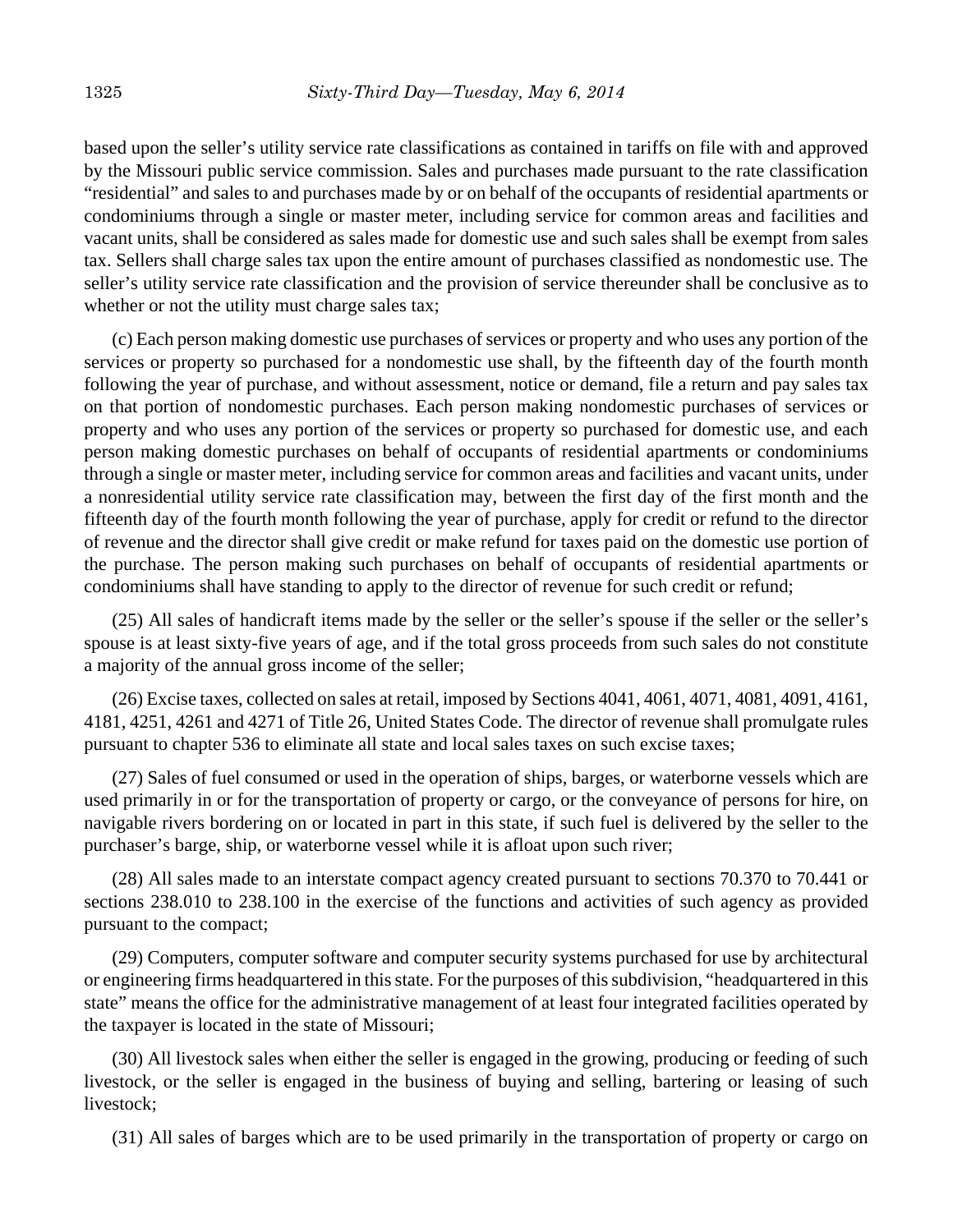based upon the seller's utility service rate classifications as contained in tariffs on file with and approved by the Missouri public service commission. Sales and purchases made pursuant to the rate classification "residential" and sales to and purchases made by or on behalf of the occupants of residential apartments or condominiums through a single or master meter, including service for common areas and facilities and vacant units, shall be considered as sales made for domestic use and such sales shall be exempt from sales tax. Sellers shall charge sales tax upon the entire amount of purchases classified as nondomestic use. The seller's utility service rate classification and the provision of service thereunder shall be conclusive as to whether or not the utility must charge sales tax;

(c) Each person making domestic use purchases of services or property and who uses any portion of the services or property so purchased for a nondomestic use shall, by the fifteenth day of the fourth month following the year of purchase, and without assessment, notice or demand, file a return and pay sales tax on that portion of nondomestic purchases. Each person making nondomestic purchases of services or property and who uses any portion of the services or property so purchased for domestic use, and each person making domestic purchases on behalf of occupants of residential apartments or condominiums through a single or master meter, including service for common areas and facilities and vacant units, under a nonresidential utility service rate classification may, between the first day of the first month and the fifteenth day of the fourth month following the year of purchase, apply for credit or refund to the director of revenue and the director shall give credit or make refund for taxes paid on the domestic use portion of the purchase. The person making such purchases on behalf of occupants of residential apartments or condominiums shall have standing to apply to the director of revenue for such credit or refund;

(25) All sales of handicraft items made by the seller or the seller's spouse if the seller or the seller's spouse is at least sixty-five years of age, and if the total gross proceeds from such sales do not constitute a majority of the annual gross income of the seller;

(26) Excise taxes, collected on sales at retail, imposed by Sections 4041, 4061, 4071, 4081, 4091, 4161, 4181, 4251, 4261 and 4271 of Title 26, United States Code. The director of revenue shall promulgate rules pursuant to chapter 536 to eliminate all state and local sales taxes on such excise taxes;

(27) Sales of fuel consumed or used in the operation of ships, barges, or waterborne vessels which are used primarily in or for the transportation of property or cargo, or the conveyance of persons for hire, on navigable rivers bordering on or located in part in this state, if such fuel is delivered by the seller to the purchaser's barge, ship, or waterborne vessel while it is afloat upon such river;

(28) All sales made to an interstate compact agency created pursuant to sections 70.370 to 70.441 or sections 238.010 to 238.100 in the exercise of the functions and activities of such agency as provided pursuant to the compact;

(29) Computers, computer software and computer security systems purchased for use by architectural or engineering firms headquartered in this state. For the purposes of this subdivision, "headquartered in this state" means the office for the administrative management of at least four integrated facilities operated by the taxpayer is located in the state of Missouri;

(30) All livestock sales when either the seller is engaged in the growing, producing or feeding of such livestock, or the seller is engaged in the business of buying and selling, bartering or leasing of such livestock;

(31) All sales of barges which are to be used primarily in the transportation of property or cargo on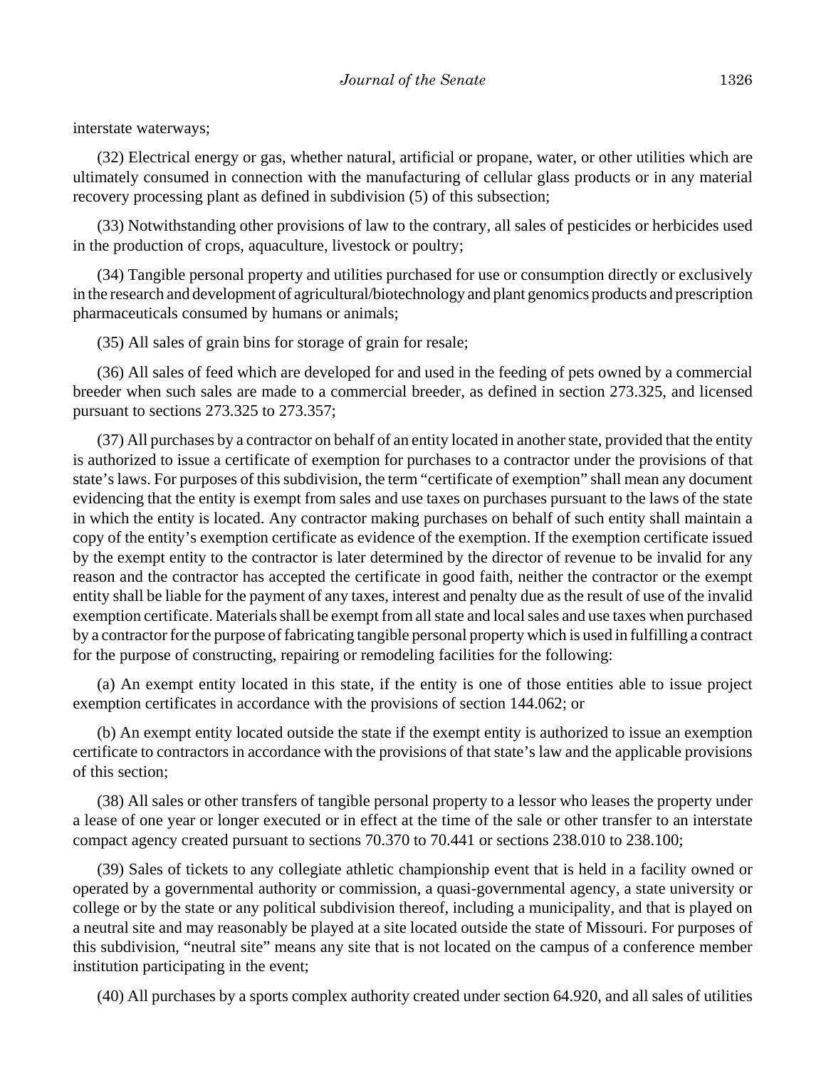interstate waterways;

(32) Electrical energy or gas, whether natural, artificial or propane, water, or other utilities which are ultimately consumed in connection with the manufacturing of cellular glass products or in any material recovery processing plant as defined in subdivision (5) of this subsection;

(33) Notwithstanding other provisions of law to the contrary, all sales of pesticides or herbicides used in the production of crops, aquaculture, livestock or poultry;

(34) Tangible personal property and utilities purchased for use or consumption directly or exclusively in the research and development of agricultural/biotechnology and plant genomics products and prescription pharmaceuticals consumed by humans or animals;

(35) All sales of grain bins for storage of grain for resale;

(36) All sales of feed which are developed for and used in the feeding of pets owned by a commercial breeder when such sales are made to a commercial breeder, as defined in section 273.325, and licensed pursuant to sections 273.325 to 273.357;

(37) All purchases by a contractor on behalf of an entity located in another state, provided that the entity is authorized to issue a certificate of exemption for purchases to a contractor under the provisions of that state's laws. For purposes of this subdivision, the term "certificate of exemption" shall mean any document evidencing that the entity is exempt from sales and use taxes on purchases pursuant to the laws of the state in which the entity is located. Any contractor making purchases on behalf of such entity shall maintain a copy of the entity's exemption certificate as evidence of the exemption. If the exemption certificate issued by the exempt entity to the contractor is later determined by the director of revenue to be invalid for any reason and the contractor has accepted the certificate in good faith, neither the contractor or the exempt entity shall be liable for the payment of any taxes, interest and penalty due as the result of use of the invalid exemption certificate. Materials shall be exempt from all state and local sales and use taxes when purchased by a contractor for the purpose of fabricating tangible personal property which is used in fulfilling a contract for the purpose of constructing, repairing or remodeling facilities for the following:

(a) An exempt entity located in this state, if the entity is one of those entities able to issue project exemption certificates in accordance with the provisions of section 144.062; or

(b) An exempt entity located outside the state if the exempt entity is authorized to issue an exemption certificate to contractors in accordance with the provisions of that state's law and the applicable provisions of this section;

(38) All sales or other transfers of tangible personal property to a lessor who leases the property under a lease of one year or longer executed or in effect at the time of the sale or other transfer to an interstate compact agency created pursuant to sections 70.370 to 70.441 or sections 238.010 to 238.100;

(39) Sales of tickets to any collegiate athletic championship event that is held in a facility owned or operated by a governmental authority or commission, a quasi-governmental agency, a state university or college or by the state or any political subdivision thereof, including a municipality, and that is played on a neutral site and may reasonably be played at a site located outside the state of Missouri. For purposes of this subdivision, "neutral site" means any site that is not located on the campus of a conference member institution participating in the event;

(40) All purchases by a sports complex authority created under section 64.920, and all sales of utilities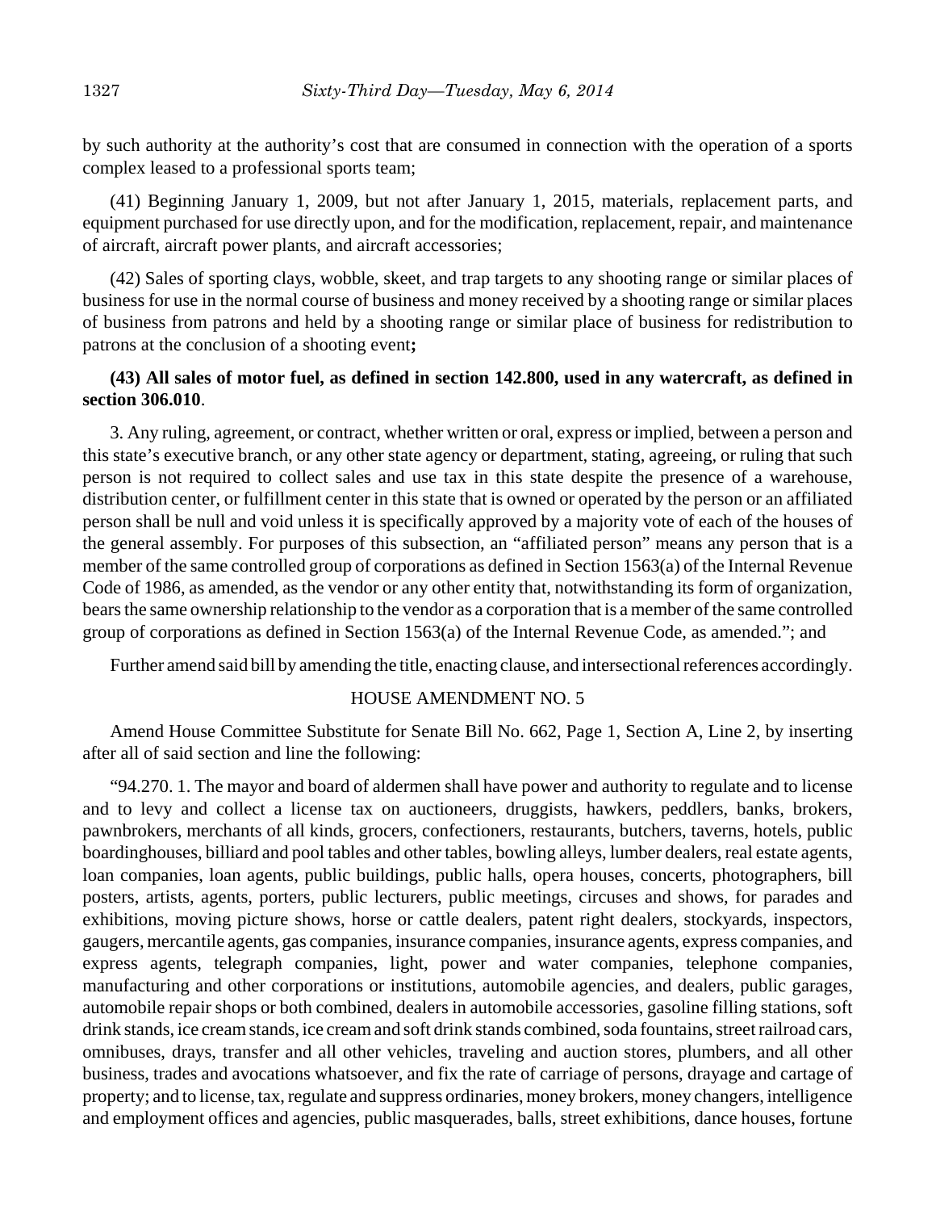by such authority at the authority's cost that are consumed in connection with the operation of a sports complex leased to a professional sports team;

(41) Beginning January 1, 2009, but not after January 1, 2015, materials, replacement parts, and equipment purchased for use directly upon, and for the modification, replacement, repair, and maintenance of aircraft, aircraft power plants, and aircraft accessories;

(42) Sales of sporting clays, wobble, skeet, and trap targets to any shooting range or similar places of business for use in the normal course of business and money received by a shooting range or similar places of business from patrons and held by a shooting range or similar place of business for redistribution to patrons at the conclusion of a shooting event**;**

**(43) All sales of motor fuel, as defined in section 142.800, used in any watercraft, as defined in section 306.010**.

3. Any ruling, agreement, or contract, whether written or oral, express or implied, between a person and this state's executive branch, or any other state agency or department, stating, agreeing, or ruling that such person is not required to collect sales and use tax in this state despite the presence of a warehouse, distribution center, or fulfillment center in this state that is owned or operated by the person or an affiliated person shall be null and void unless it is specifically approved by a majority vote of each of the houses of the general assembly. For purposes of this subsection, an "affiliated person" means any person that is a member of the same controlled group of corporations as defined in Section 1563(a) of the Internal Revenue Code of 1986, as amended, as the vendor or any other entity that, notwithstanding its form of organization, bears the same ownership relationship to the vendor as a corporation that is a member of the same controlled group of corporations as defined in Section 1563(a) of the Internal Revenue Code, as amended."; and

Further amend said bill by amending the title, enacting clause, and intersectional references accordingly.

HOUSE AMENDMENT NO. 5

Amend House Committee Substitute for Senate Bill No. 662, Page 1, Section A, Line 2, by inserting after all of said section and line the following:

"94.270. 1. The mayor and board of aldermen shall have power and authority to regulate and to license and to levy and collect a license tax on auctioneers, druggists, hawkers, peddlers, banks, brokers, pawnbrokers, merchants of all kinds, grocers, confectioners, restaurants, butchers, taverns, hotels, public boardinghouses, billiard and pool tables and other tables, bowling alleys, lumber dealers, real estate agents, loan companies, loan agents, public buildings, public halls, opera houses, concerts, photographers, bill posters, artists, agents, porters, public lecturers, public meetings, circuses and shows, for parades and exhibitions, moving picture shows, horse or cattle dealers, patent right dealers, stockyards, inspectors, gaugers, mercantile agents, gas companies, insurance companies, insurance agents, express companies, and express agents, telegraph companies, light, power and water companies, telephone companies, manufacturing and other corporations or institutions, automobile agencies, and dealers, public garages, automobile repair shops or both combined, dealers in automobile accessories, gasoline filling stations, soft drink stands, ice cream stands, ice cream and soft drink stands combined, soda fountains, street railroad cars, omnibuses, drays, transfer and all other vehicles, traveling and auction stores, plumbers, and all other business, trades and avocations whatsoever, and fix the rate of carriage of persons, drayage and cartage of property; and to license, tax, regulate and suppress ordinaries, money brokers, money changers, intelligence and employment offices and agencies, public masquerades, balls, street exhibitions, dance houses, fortune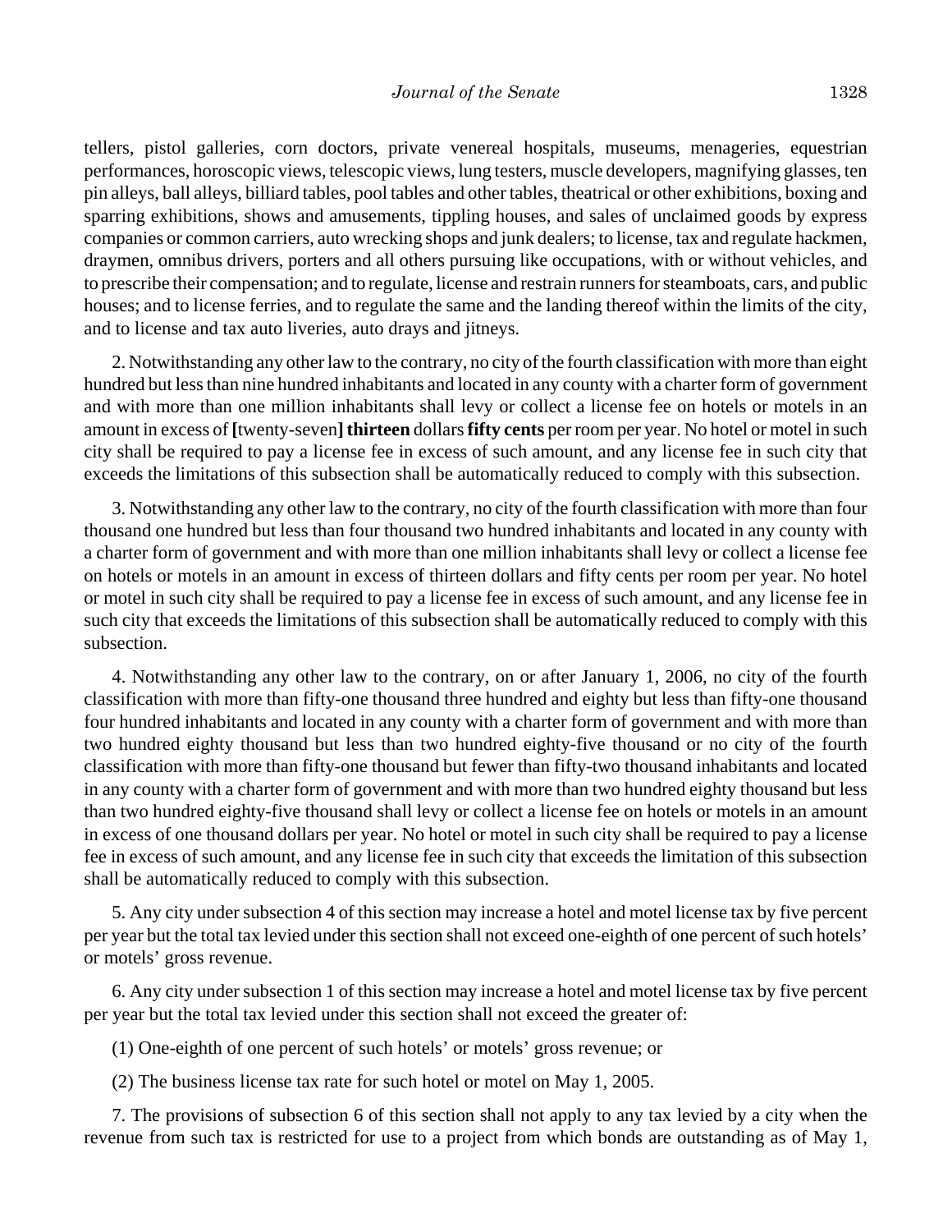tellers, pistol galleries, corn doctors, private venereal hospitals, museums, menageries, equestrian performances, horoscopic views, telescopic views, lung testers, muscle developers, magnifying glasses, ten pin alleys, ball alleys, billiard tables, pool tables and other tables, theatrical or other exhibitions, boxing and sparring exhibitions, shows and amusements, tippling houses, and sales of unclaimed goods by express companies or common carriers, auto wrecking shops and junk dealers; to license, tax and regulate hackmen, draymen, omnibus drivers, porters and all others pursuing like occupations, with or without vehicles, and to prescribe their compensation; and to regulate, license and restrain runners for steamboats, cars, and public houses; and to license ferries, and to regulate the same and the landing thereof within the limits of the city, and to license and tax auto liveries, auto drays and jitneys.

2. Notwithstanding any other law to the contrary, no city of the fourth classification with more than eight hundred but less than nine hundred inhabitants and located in any county with a charter form of government and with more than one million inhabitants shall levy or collect a license fee on hotels or motels in an amount in excess of **[**twenty-seven**] thirteen** dollars **fifty cents** per room per year. No hotel or motel in such city shall be required to pay a license fee in excess of such amount, and any license fee in such city that exceeds the limitations of this subsection shall be automatically reduced to comply with this subsection.

3. Notwithstanding any other law to the contrary, no city of the fourth classification with more than four thousand one hundred but less than four thousand two hundred inhabitants and located in any county with a charter form of government and with more than one million inhabitants shall levy or collect a license fee on hotels or motels in an amount in excess of thirteen dollars and fifty cents per room per year. No hotel or motel in such city shall be required to pay a license fee in excess of such amount, and any license fee in such city that exceeds the limitations of this subsection shall be automatically reduced to comply with this subsection.

4. Notwithstanding any other law to the contrary, on or after January 1, 2006, no city of the fourth classification with more than fifty-one thousand three hundred and eighty but less than fifty-one thousand four hundred inhabitants and located in any county with a charter form of government and with more than two hundred eighty thousand but less than two hundred eighty-five thousand or no city of the fourth classification with more than fifty-one thousand but fewer than fifty-two thousand inhabitants and located in any county with a charter form of government and with more than two hundred eighty thousand but less than two hundred eighty-five thousand shall levy or collect a license fee on hotels or motels in an amount in excess of one thousand dollars per year. No hotel or motel in such city shall be required to pay a license fee in excess of such amount, and any license fee in such city that exceeds the limitation of this subsection shall be automatically reduced to comply with this subsection.

5. Any city under subsection 4 of this section may increase a hotel and motel license tax by five percent per year but the total tax levied under this section shall not exceed one-eighth of one percent of such hotels' or motels' gross revenue.

6. Any city under subsection 1 of this section may increase a hotel and motel license tax by five percent per year but the total tax levied under this section shall not exceed the greater of:

(1) One-eighth of one percent of such hotels' or motels' gross revenue; or

(2) The business license tax rate for such hotel or motel on May 1, 2005.

7. The provisions of subsection 6 of this section shall not apply to any tax levied by a city when the revenue from such tax is restricted for use to a project from which bonds are outstanding as of May 1,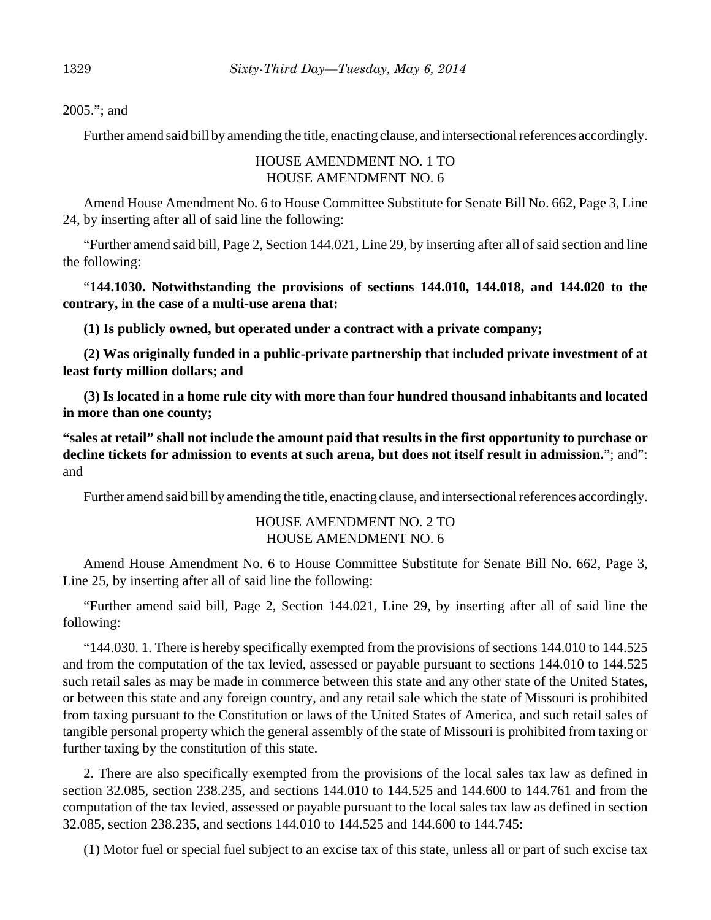2005."; and

Further amend said bill by amending the title, enacting clause, and intersectional references accordingly.

HOUSE AMENDMENT NO. 1 TO
HOUSE AMENDMENT NO. 6

Amend House Amendment No. 6 to House Committee Substitute for Senate Bill No. 662, Page 3, Line 24, by inserting after all of said line the following:

"Further amend said bill, Page 2, Section 144.021, Line 29, by inserting after all of said section and line the following:

"**144.1030. Notwithstanding the provisions of sections 144.010, 144.018, and 144.020 to the contrary, in the case of a multi-use arena that:**

**(1) Is publicly owned, but operated under a contract with a private company;**

**(2) Was originally funded in a public-private partnership that included private investment of at least forty million dollars; and**

**(3) Is located in a home rule city with more than four hundred thousand inhabitants and located in more than one county;**

**"sales at retail" shall not include the amount paid that results in the first opportunity to purchase or decline tickets for admission to events at such arena, but does not itself result in admission.**"; and": and

Further amend said bill by amending the title, enacting clause, and intersectional references accordingly.

HOUSE AMENDMENT NO. 2 TO
HOUSE AMENDMENT NO. 6

Amend House Amendment No. 6 to House Committee Substitute for Senate Bill No. 662, Page 3, Line 25, by inserting after all of said line the following:

"Further amend said bill, Page 2, Section 144.021, Line 29, by inserting after all of said line the following:

"144.030. 1. There is hereby specifically exempted from the provisions of sections 144.010 to 144.525 and from the computation of the tax levied, assessed or payable pursuant to sections 144.010 to 144.525 such retail sales as may be made in commerce between this state and any other state of the United States, or between this state and any foreign country, and any retail sale which the state of Missouri is prohibited from taxing pursuant to the Constitution or laws of the United States of America, and such retail sales of tangible personal property which the general assembly of the state of Missouri is prohibited from taxing or further taxing by the constitution of this state.

2. There are also specifically exempted from the provisions of the local sales tax law as defined in section 32.085, section 238.235, and sections 144.010 to 144.525 and 144.600 to 144.761 and from the computation of the tax levied, assessed or payable pursuant to the local sales tax law as defined in section 32.085, section 238.235, and sections 144.010 to 144.525 and 144.600 to 144.745:

(1) Motor fuel or special fuel subject to an excise tax of this state, unless all or part of such excise tax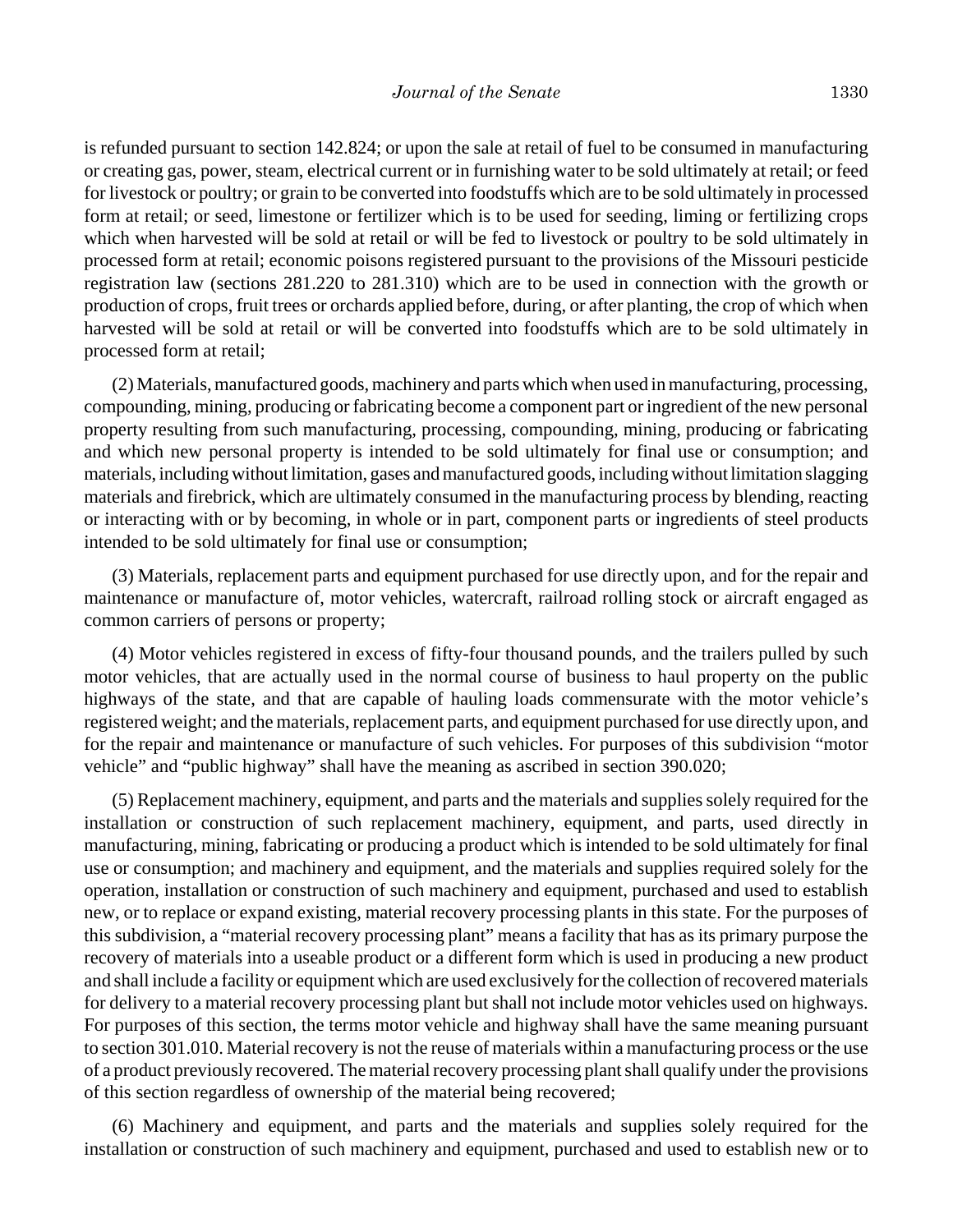is refunded pursuant to section 142.824; or upon the sale at retail of fuel to be consumed in manufacturing or creating gas, power, steam, electrical current or in furnishing water to be sold ultimately at retail; or feed for livestock or poultry; or grain to be converted into foodstuffs which are to be sold ultimately in processed form at retail; or seed, limestone or fertilizer which is to be used for seeding, liming or fertilizing crops which when harvested will be sold at retail or will be fed to livestock or poultry to be sold ultimately in processed form at retail; economic poisons registered pursuant to the provisions of the Missouri pesticide registration law (sections 281.220 to 281.310) which are to be used in connection with the growth or production of crops, fruit trees or orchards applied before, during, or after planting, the crop of which when harvested will be sold at retail or will be converted into foodstuffs which are to be sold ultimately in processed form at retail;

(2) Materials, manufactured goods, machinery and parts which when used in manufacturing, processing, compounding, mining, producing or fabricating become a component part or ingredient of the new personal property resulting from such manufacturing, processing, compounding, mining, producing or fabricating and which new personal property is intended to be sold ultimately for final use or consumption; and materials, including without limitation, gases and manufactured goods, including without limitation slagging materials and firebrick, which are ultimately consumed in the manufacturing process by blending, reacting or interacting with or by becoming, in whole or in part, component parts or ingredients of steel products intended to be sold ultimately for final use or consumption;

(3) Materials, replacement parts and equipment purchased for use directly upon, and for the repair and maintenance or manufacture of, motor vehicles, watercraft, railroad rolling stock or aircraft engaged as common carriers of persons or property;

(4) Motor vehicles registered in excess of fifty-four thousand pounds, and the trailers pulled by such motor vehicles, that are actually used in the normal course of business to haul property on the public highways of the state, and that are capable of hauling loads commensurate with the motor vehicle's registered weight; and the materials, replacement parts, and equipment purchased for use directly upon, and for the repair and maintenance or manufacture of such vehicles. For purposes of this subdivision "motor vehicle" and "public highway" shall have the meaning as ascribed in section 390.020;

(5) Replacement machinery, equipment, and parts and the materials and supplies solely required for the installation or construction of such replacement machinery, equipment, and parts, used directly in manufacturing, mining, fabricating or producing a product which is intended to be sold ultimately for final use or consumption; and machinery and equipment, and the materials and supplies required solely for the operation, installation or construction of such machinery and equipment, purchased and used to establish new, or to replace or expand existing, material recovery processing plants in this state. For the purposes of this subdivision, a "material recovery processing plant" means a facility that has as its primary purpose the recovery of materials into a useable product or a different form which is used in producing a new product and shall include a facility or equipment which are used exclusively for the collection of recovered materials for delivery to a material recovery processing plant but shall not include motor vehicles used on highways. For purposes of this section, the terms motor vehicle and highway shall have the same meaning pursuant to section 301.010. Material recovery is not the reuse of materials within a manufacturing process or the use of a product previously recovered. The material recovery processing plant shall qualify under the provisions of this section regardless of ownership of the material being recovered;

(6) Machinery and equipment, and parts and the materials and supplies solely required for the installation or construction of such machinery and equipment, purchased and used to establish new or to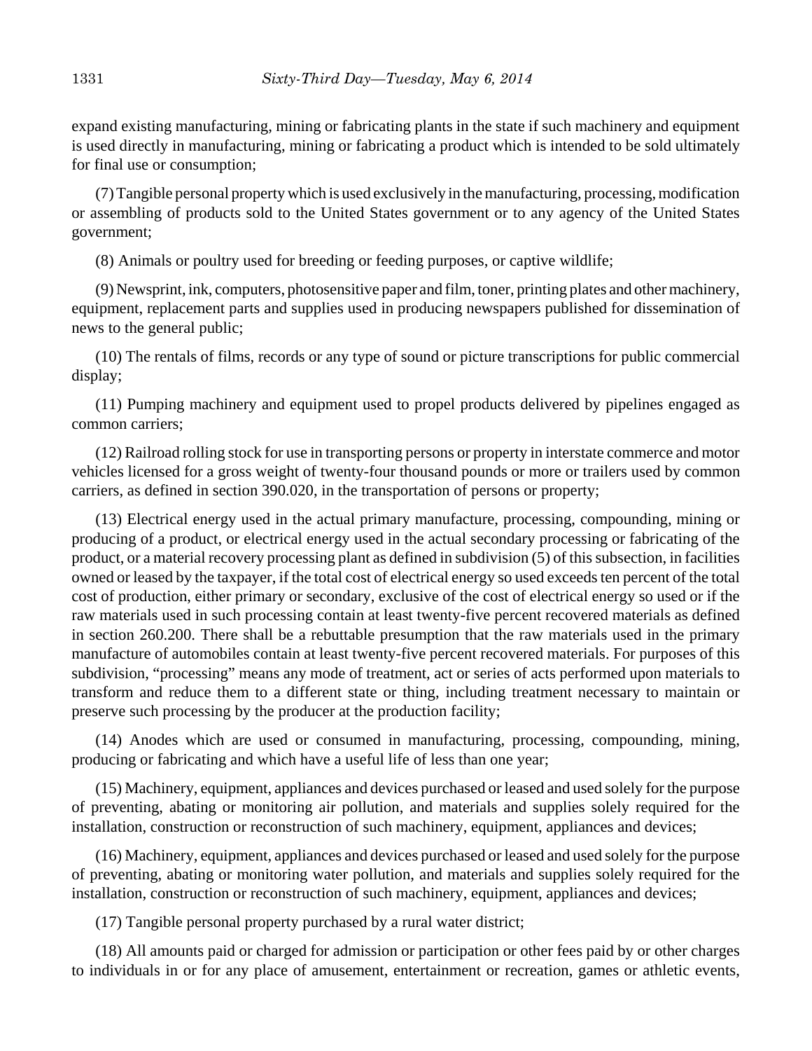expand existing manufacturing, mining or fabricating plants in the state if such machinery and equipment is used directly in manufacturing, mining or fabricating a product which is intended to be sold ultimately for final use or consumption;

(7) Tangible personal property which is used exclusively in the manufacturing, processing, modification or assembling of products sold to the United States government or to any agency of the United States government;

(8) Animals or poultry used for breeding or feeding purposes, or captive wildlife;

(9) Newsprint, ink, computers, photosensitive paper and film, toner, printing plates and other machinery, equipment, replacement parts and supplies used in producing newspapers published for dissemination of news to the general public;

(10) The rentals of films, records or any type of sound or picture transcriptions for public commercial display;

(11) Pumping machinery and equipment used to propel products delivered by pipelines engaged as common carriers;

(12) Railroad rolling stock for use in transporting persons or property in interstate commerce and motor vehicles licensed for a gross weight of twenty-four thousand pounds or more or trailers used by common carriers, as defined in section 390.020, in the transportation of persons or property;

(13) Electrical energy used in the actual primary manufacture, processing, compounding, mining or producing of a product, or electrical energy used in the actual secondary processing or fabricating of the product, or a material recovery processing plant as defined in subdivision (5) of this subsection, in facilities owned or leased by the taxpayer, if the total cost of electrical energy so used exceeds ten percent of the total cost of production, either primary or secondary, exclusive of the cost of electrical energy so used or if the raw materials used in such processing contain at least twenty-five percent recovered materials as defined in section 260.200. There shall be a rebuttable presumption that the raw materials used in the primary manufacture of automobiles contain at least twenty-five percent recovered materials. For purposes of this subdivision, "processing" means any mode of treatment, act or series of acts performed upon materials to transform and reduce them to a different state or thing, including treatment necessary to maintain or preserve such processing by the producer at the production facility;

(14) Anodes which are used or consumed in manufacturing, processing, compounding, mining, producing or fabricating and which have a useful life of less than one year;

(15) Machinery, equipment, appliances and devices purchased or leased and used solely for the purpose of preventing, abating or monitoring air pollution, and materials and supplies solely required for the installation, construction or reconstruction of such machinery, equipment, appliances and devices;

(16) Machinery, equipment, appliances and devices purchased or leased and used solely for the purpose of preventing, abating or monitoring water pollution, and materials and supplies solely required for the installation, construction or reconstruction of such machinery, equipment, appliances and devices;

(17) Tangible personal property purchased by a rural water district;

(18) All amounts paid or charged for admission or participation or other fees paid by or other charges to individuals in or for any place of amusement, entertainment or recreation, games or athletic events,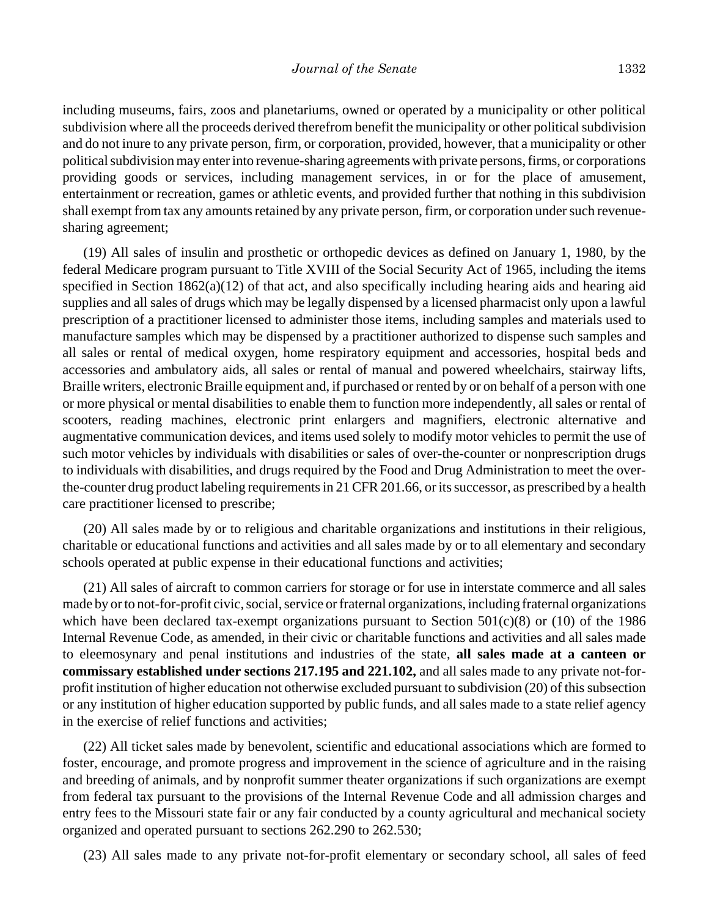including museums, fairs, zoos and planetariums, owned or operated by a municipality or other political subdivision where all the proceeds derived therefrom benefit the municipality or other political subdivision and do not inure to any private person, firm, or corporation, provided, however, that a municipality or other political subdivision may enter into revenue-sharing agreements with private persons, firms, or corporations providing goods or services, including management services, in or for the place of amusement, entertainment or recreation, games or athletic events, and provided further that nothing in this subdivision shall exempt from tax any amounts retained by any private person, firm, or corporation under such revenue-sharing agreement;

(19) All sales of insulin and prosthetic or orthopedic devices as defined on January 1, 1980, by the federal Medicare program pursuant to Title XVIII of the Social Security Act of 1965, including the items specified in Section 1862(a)(12) of that act, and also specifically including hearing aids and hearing aid supplies and all sales of drugs which may be legally dispensed by a licensed pharmacist only upon a lawful prescription of a practitioner licensed to administer those items, including samples and materials used to manufacture samples which may be dispensed by a practitioner authorized to dispense such samples and all sales or rental of medical oxygen, home respiratory equipment and accessories, hospital beds and accessories and ambulatory aids, all sales or rental of manual and powered wheelchairs, stairway lifts, Braille writers, electronic Braille equipment and, if purchased or rented by or on behalf of a person with one or more physical or mental disabilities to enable them to function more independently, all sales or rental of scooters, reading machines, electronic print enlargers and magnifiers, electronic alternative and augmentative communication devices, and items used solely to modify motor vehicles to permit the use of such motor vehicles by individuals with disabilities or sales of over-the-counter or nonprescription drugs to individuals with disabilities, and drugs required by the Food and Drug Administration to meet the over-the-counter drug product labeling requirements in 21 CFR 201.66, or its successor, as prescribed by a health care practitioner licensed to prescribe;

(20) All sales made by or to religious and charitable organizations and institutions in their religious, charitable or educational functions and activities and all sales made by or to all elementary and secondary schools operated at public expense in their educational functions and activities;

(21) All sales of aircraft to common carriers for storage or for use in interstate commerce and all sales made by or to not-for-profit civic, social, service or fraternal organizations, including fraternal organizations which have been declared tax-exempt organizations pursuant to Section 501(c)(8) or (10) of the 1986 Internal Revenue Code, as amended, in their civic or charitable functions and activities and all sales made to eleemosynary and penal institutions and industries of the state, **all sales made at a canteen or commissary established under sections 217.195 and 221.102,** and all sales made to any private not-for-profit institution of higher education not otherwise excluded pursuant to subdivision (20) of this subsection or any institution of higher education supported by public funds, and all sales made to a state relief agency in the exercise of relief functions and activities;

(22) All ticket sales made by benevolent, scientific and educational associations which are formed to foster, encourage, and promote progress and improvement in the science of agriculture and in the raising and breeding of animals, and by nonprofit summer theater organizations if such organizations are exempt from federal tax pursuant to the provisions of the Internal Revenue Code and all admission charges and entry fees to the Missouri state fair or any fair conducted by a county agricultural and mechanical society organized and operated pursuant to sections 262.290 to 262.530;

(23) All sales made to any private not-for-profit elementary or secondary school, all sales of feed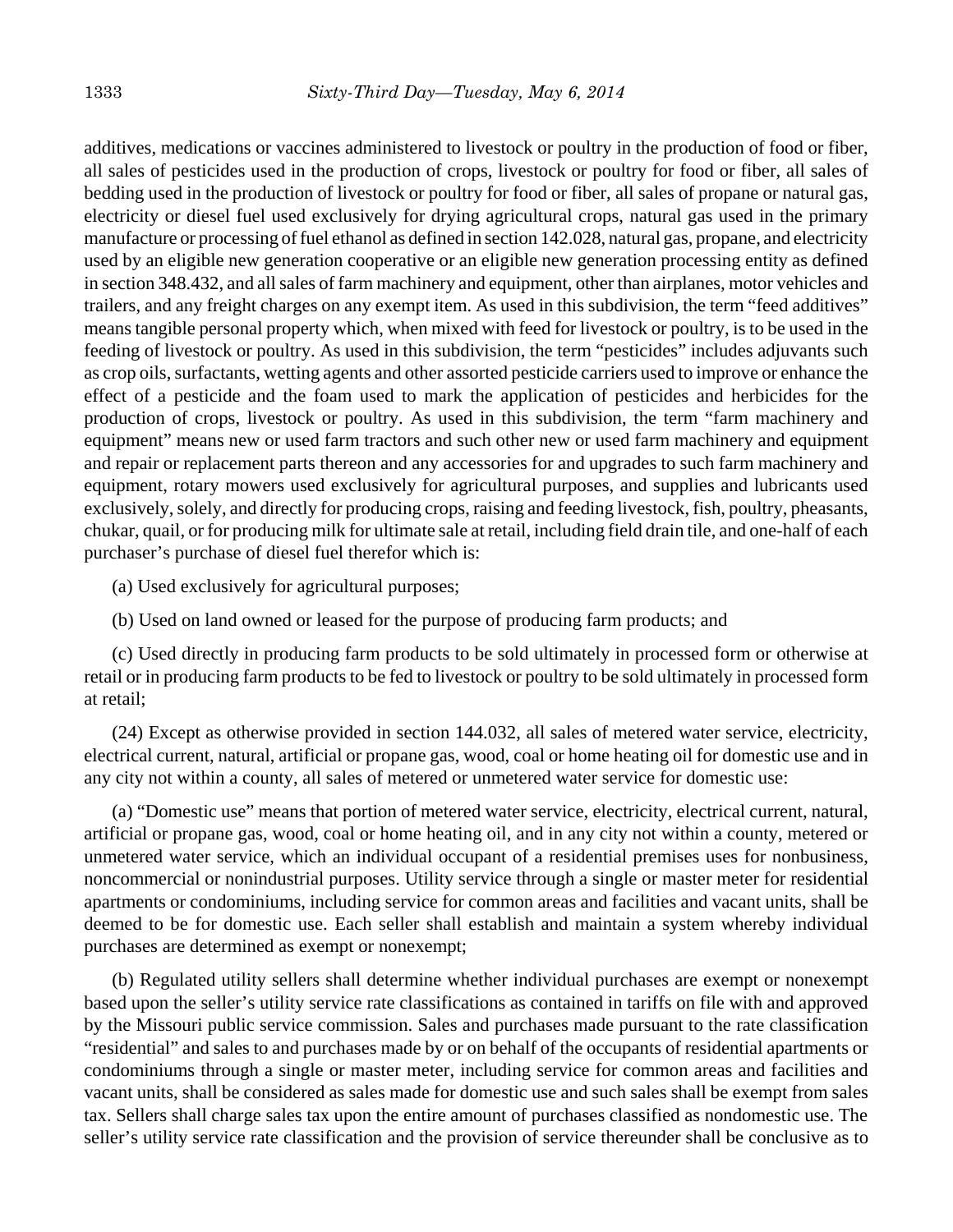additives, medications or vaccines administered to livestock or poultry in the production of food or fiber, all sales of pesticides used in the production of crops, livestock or poultry for food or fiber, all sales of bedding used in the production of livestock or poultry for food or fiber, all sales of propane or natural gas, electricity or diesel fuel used exclusively for drying agricultural crops, natural gas used in the primary manufacture or processing of fuel ethanol as defined in section 142.028, natural gas, propane, and electricity used by an eligible new generation cooperative or an eligible new generation processing entity as defined in section 348.432, and all sales of farm machinery and equipment, other than airplanes, motor vehicles and trailers, and any freight charges on any exempt item. As used in this subdivision, the term "feed additives" means tangible personal property which, when mixed with feed for livestock or poultry, is to be used in the feeding of livestock or poultry. As used in this subdivision, the term "pesticides" includes adjuvants such as crop oils, surfactants, wetting agents and other assorted pesticide carriers used to improve or enhance the effect of a pesticide and the foam used to mark the application of pesticides and herbicides for the production of crops, livestock or poultry. As used in this subdivision, the term "farm machinery and equipment" means new or used farm tractors and such other new or used farm machinery and equipment and repair or replacement parts thereon and any accessories for and upgrades to such farm machinery and equipment, rotary mowers used exclusively for agricultural purposes, and supplies and lubricants used exclusively, solely, and directly for producing crops, raising and feeding livestock, fish, poultry, pheasants, chukar, quail, or for producing milk for ultimate sale at retail, including field drain tile, and one-half of each purchaser's purchase of diesel fuel therefor which is:

(a) Used exclusively for agricultural purposes;

(b) Used on land owned or leased for the purpose of producing farm products; and

(c) Used directly in producing farm products to be sold ultimately in processed form or otherwise at retail or in producing farm products to be fed to livestock or poultry to be sold ultimately in processed form at retail;

(24) Except as otherwise provided in section 144.032, all sales of metered water service, electricity, electrical current, natural, artificial or propane gas, wood, coal or home heating oil for domestic use and in any city not within a county, all sales of metered or unmetered water service for domestic use:

(a) "Domestic use" means that portion of metered water service, electricity, electrical current, natural, artificial or propane gas, wood, coal or home heating oil, and in any city not within a county, metered or unmetered water service, which an individual occupant of a residential premises uses for nonbusiness, noncommercial or nonindustrial purposes. Utility service through a single or master meter for residential apartments or condominiums, including service for common areas and facilities and vacant units, shall be deemed to be for domestic use. Each seller shall establish and maintain a system whereby individual purchases are determined as exempt or nonexempt;

(b) Regulated utility sellers shall determine whether individual purchases are exempt or nonexempt based upon the seller's utility service rate classifications as contained in tariffs on file with and approved by the Missouri public service commission. Sales and purchases made pursuant to the rate classification "residential" and sales to and purchases made by or on behalf of the occupants of residential apartments or condominiums through a single or master meter, including service for common areas and facilities and vacant units, shall be considered as sales made for domestic use and such sales shall be exempt from sales tax. Sellers shall charge sales tax upon the entire amount of purchases classified as nondomestic use. The seller's utility service rate classification and the provision of service thereunder shall be conclusive as to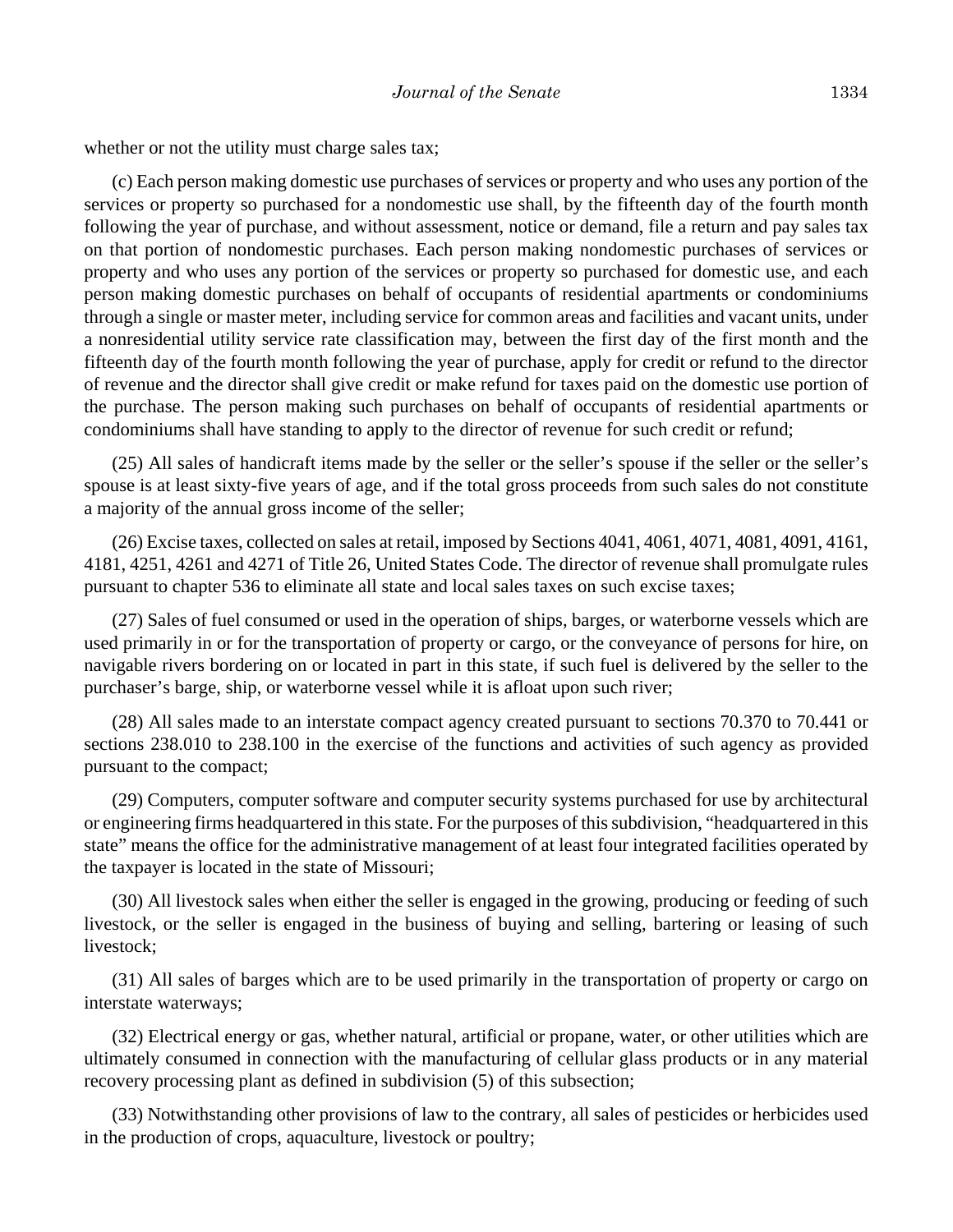whether or not the utility must charge sales tax;

(c) Each person making domestic use purchases of services or property and who uses any portion of the services or property so purchased for a nondomestic use shall, by the fifteenth day of the fourth month following the year of purchase, and without assessment, notice or demand, file a return and pay sales tax on that portion of nondomestic purchases. Each person making nondomestic purchases of services or property and who uses any portion of the services or property so purchased for domestic use, and each person making domestic purchases on behalf of occupants of residential apartments or condominiums through a single or master meter, including service for common areas and facilities and vacant units, under a nonresidential utility service rate classification may, between the first day of the first month and the fifteenth day of the fourth month following the year of purchase, apply for credit or refund to the director of revenue and the director shall give credit or make refund for taxes paid on the domestic use portion of the purchase. The person making such purchases on behalf of occupants of residential apartments or condominiums shall have standing to apply to the director of revenue for such credit or refund;

(25) All sales of handicraft items made by the seller or the seller's spouse if the seller or the seller's spouse is at least sixty-five years of age, and if the total gross proceeds from such sales do not constitute a majority of the annual gross income of the seller;

(26) Excise taxes, collected on sales at retail, imposed by Sections 4041, 4061, 4071, 4081, 4091, 4161, 4181, 4251, 4261 and 4271 of Title 26, United States Code. The director of revenue shall promulgate rules pursuant to chapter 536 to eliminate all state and local sales taxes on such excise taxes;

(27) Sales of fuel consumed or used in the operation of ships, barges, or waterborne vessels which are used primarily in or for the transportation of property or cargo, or the conveyance of persons for hire, on navigable rivers bordering on or located in part in this state, if such fuel is delivered by the seller to the purchaser's barge, ship, or waterborne vessel while it is afloat upon such river;

(28) All sales made to an interstate compact agency created pursuant to sections 70.370 to 70.441 or sections 238.010 to 238.100 in the exercise of the functions and activities of such agency as provided pursuant to the compact;

(29) Computers, computer software and computer security systems purchased for use by architectural or engineering firms headquartered in this state. For the purposes of this subdivision, "headquartered in this state" means the office for the administrative management of at least four integrated facilities operated by the taxpayer is located in the state of Missouri;

(30) All livestock sales when either the seller is engaged in the growing, producing or feeding of such livestock, or the seller is engaged in the business of buying and selling, bartering or leasing of such livestock;

(31) All sales of barges which are to be used primarily in the transportation of property or cargo on interstate waterways;

(32) Electrical energy or gas, whether natural, artificial or propane, water, or other utilities which are ultimately consumed in connection with the manufacturing of cellular glass products or in any material recovery processing plant as defined in subdivision (5) of this subsection;

(33) Notwithstanding other provisions of law to the contrary, all sales of pesticides or herbicides used in the production of crops, aquaculture, livestock or poultry;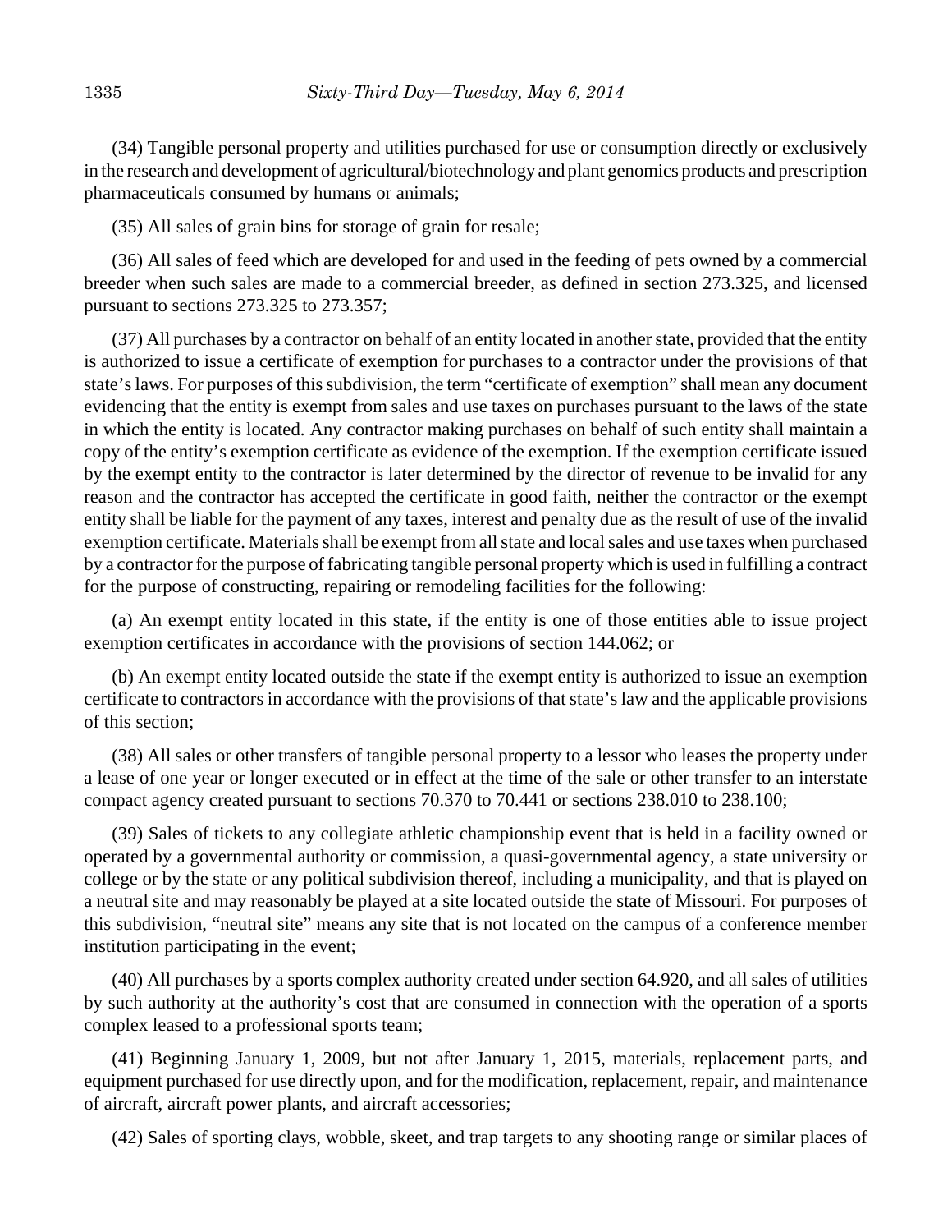(34) Tangible personal property and utilities purchased for use or consumption directly or exclusively in the research and development of agricultural/biotechnology and plant genomics products and prescription pharmaceuticals consumed by humans or animals;

(35) All sales of grain bins for storage of grain for resale;

(36) All sales of feed which are developed for and used in the feeding of pets owned by a commercial breeder when such sales are made to a commercial breeder, as defined in section 273.325, and licensed pursuant to sections 273.325 to 273.357;

(37) All purchases by a contractor on behalf of an entity located in another state, provided that the entity is authorized to issue a certificate of exemption for purchases to a contractor under the provisions of that state's laws. For purposes of this subdivision, the term "certificate of exemption" shall mean any document evidencing that the entity is exempt from sales and use taxes on purchases pursuant to the laws of the state in which the entity is located. Any contractor making purchases on behalf of such entity shall maintain a copy of the entity's exemption certificate as evidence of the exemption. If the exemption certificate issued by the exempt entity to the contractor is later determined by the director of revenue to be invalid for any reason and the contractor has accepted the certificate in good faith, neither the contractor or the exempt entity shall be liable for the payment of any taxes, interest and penalty due as the result of use of the invalid exemption certificate. Materials shall be exempt from all state and local sales and use taxes when purchased by a contractor for the purpose of fabricating tangible personal property which is used in fulfilling a contract for the purpose of constructing, repairing or remodeling facilities for the following:

(a) An exempt entity located in this state, if the entity is one of those entities able to issue project exemption certificates in accordance with the provisions of section 144.062; or

(b) An exempt entity located outside the state if the exempt entity is authorized to issue an exemption certificate to contractors in accordance with the provisions of that state's law and the applicable provisions of this section;

(38) All sales or other transfers of tangible personal property to a lessor who leases the property under a lease of one year or longer executed or in effect at the time of the sale or other transfer to an interstate compact agency created pursuant to sections 70.370 to 70.441 or sections 238.010 to 238.100;

(39) Sales of tickets to any collegiate athletic championship event that is held in a facility owned or operated by a governmental authority or commission, a quasi-governmental agency, a state university or college or by the state or any political subdivision thereof, including a municipality, and that is played on a neutral site and may reasonably be played at a site located outside the state of Missouri. For purposes of this subdivision, "neutral site" means any site that is not located on the campus of a conference member institution participating in the event;

(40) All purchases by a sports complex authority created under section 64.920, and all sales of utilities by such authority at the authority's cost that are consumed in connection with the operation of a sports complex leased to a professional sports team;

(41) Beginning January 1, 2009, but not after January 1, 2015, materials, replacement parts, and equipment purchased for use directly upon, and for the modification, replacement, repair, and maintenance of aircraft, aircraft power plants, and aircraft accessories;

(42) Sales of sporting clays, wobble, skeet, and trap targets to any shooting range or similar places of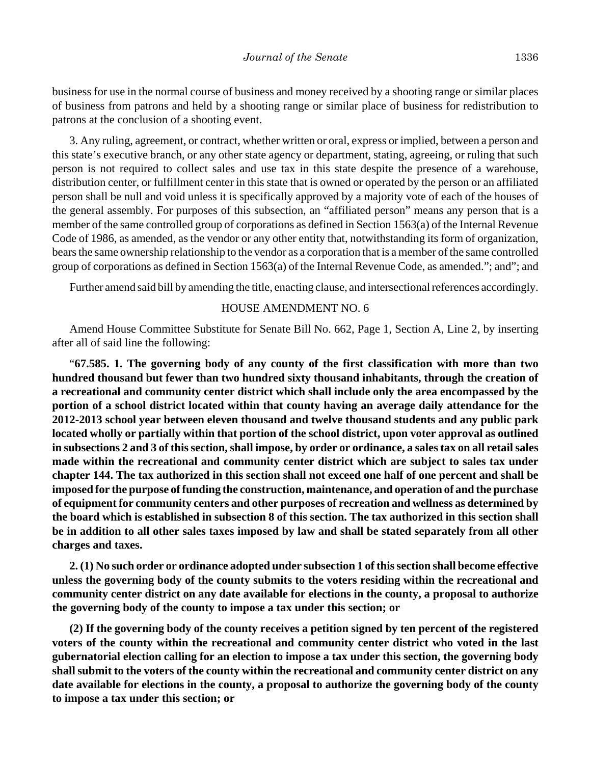business for use in the normal course of business and money received by a shooting range or similar places of business from patrons and held by a shooting range or similar place of business for redistribution to patrons at the conclusion of a shooting event.

3. Any ruling, agreement, or contract, whether written or oral, express or implied, between a person and this state's executive branch, or any other state agency or department, stating, agreeing, or ruling that such person is not required to collect sales and use tax in this state despite the presence of a warehouse, distribution center, or fulfillment center in this state that is owned or operated by the person or an affiliated person shall be null and void unless it is specifically approved by a majority vote of each of the houses of the general assembly. For purposes of this subsection, an "affiliated person" means any person that is a member of the same controlled group of corporations as defined in Section 1563(a) of the Internal Revenue Code of 1986, as amended, as the vendor or any other entity that, notwithstanding its form of organization, bears the same ownership relationship to the vendor as a corporation that is a member of the same controlled group of corporations as defined in Section 1563(a) of the Internal Revenue Code, as amended."; and"; and

Further amend said bill by amending the title, enacting clause, and intersectional references accordingly.

HOUSE AMENDMENT NO. 6

Amend House Committee Substitute for Senate Bill No. 662, Page 1, Section A, Line 2, by inserting after all of said line the following:

"**67.585. 1. The governing body of any county of the first classification with more than two hundred thousand but fewer than two hundred sixty thousand inhabitants, through the creation of a recreational and community center district which shall include only the area encompassed by the portion of a school district located within that county having an average daily attendance for the 2012-2013 school year between eleven thousand and twelve thousand students and any public park located wholly or partially within that portion of the school district, upon voter approval as outlined in subsections 2 and 3 of this section, shall impose, by order or ordinance, a sales tax on all retail sales made within the recreational and community center district which are subject to sales tax under chapter 144. The tax authorized in this section shall not exceed one half of one percent and shall be imposed for the purpose of funding the construction, maintenance, and operation of and the purchase of equipment for community centers and other purposes of recreation and wellness as determined by the board which is established in subsection 8 of this section. The tax authorized in this section shall be in addition to all other sales taxes imposed by law and shall be stated separately from all other charges and taxes.**

**2. (1) No such order or ordinance adopted under subsection 1 of this section shall become effective unless the governing body of the county submits to the voters residing within the recreational and community center district on any date available for elections in the county, a proposal to authorize the governing body of the county to impose a tax under this section; or**

**(2) If the governing body of the county receives a petition signed by ten percent of the registered voters of the county within the recreational and community center district who voted in the last gubernatorial election calling for an election to impose a tax under this section, the governing body shall submit to the voters of the county within the recreational and community center district on any date available for elections in the county, a proposal to authorize the governing body of the county to impose a tax under this section; or**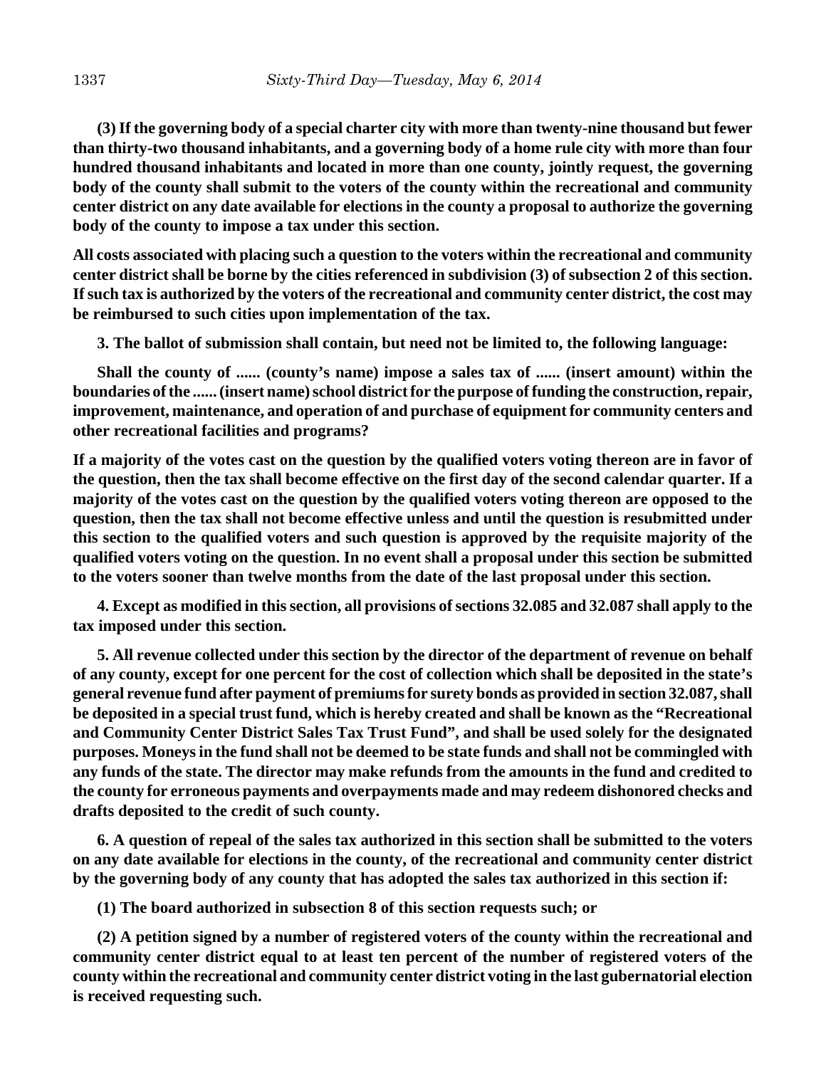**(3) If the governing body of a special charter city with more than twenty-nine thousand but fewer than thirty-two thousand inhabitants, and a governing body of a home rule city with more than four hundred thousand inhabitants and located in more than one county, jointly request, the governing body of the county shall submit to the voters of the county within the recreational and community center district on any date available for elections in the county a proposal to authorize the governing body of the county to impose a tax under this section.**

**All costs associated with placing such a question to the voters within the recreational and community center district shall be borne by the cities referenced in subdivision (3) of subsection 2 of this section. If such tax is authorized by the voters of the recreational and community center district, the cost may be reimbursed to such cities upon implementation of the tax.**

**3. The ballot of submission shall contain, but need not be limited to, the following language:**

**Shall the county of ...... (county's name) impose a sales tax of ...... (insert amount) within the boundaries of the ...... (insert name) school district for the purpose of funding the construction, repair, improvement, maintenance, and operation of and purchase of equipment for community centers and other recreational facilities and programs?**

**If a majority of the votes cast on the question by the qualified voters voting thereon are in favor of the question, then the tax shall become effective on the first day of the second calendar quarter. If a majority of the votes cast on the question by the qualified voters voting thereon are opposed to the question, then the tax shall not become effective unless and until the question is resubmitted under this section to the qualified voters and such question is approved by the requisite majority of the qualified voters voting on the question. In no event shall a proposal under this section be submitted to the voters sooner than twelve months from the date of the last proposal under this section.**

**4. Except as modified in this section, all provisions of sections 32.085 and 32.087 shall apply to the tax imposed under this section.**

**5. All revenue collected under this section by the director of the department of revenue on behalf of any county, except for one percent for the cost of collection which shall be deposited in the state's general revenue fund after payment of premiums for surety bonds as provided in section 32.087, shall be deposited in a special trust fund, which is hereby created and shall be known as the "Recreational and Community Center District Sales Tax Trust Fund", and shall be used solely for the designated purposes. Moneys in the fund shall not be deemed to be state funds and shall not be commingled with any funds of the state. The director may make refunds from the amounts in the fund and credited to the county for erroneous payments and overpayments made and may redeem dishonored checks and drafts deposited to the credit of such county.**

**6. A question of repeal of the sales tax authorized in this section shall be submitted to the voters on any date available for elections in the county, of the recreational and community center district by the governing body of any county that has adopted the sales tax authorized in this section if:**

**(1) The board authorized in subsection 8 of this section requests such; or**

**(2) A petition signed by a number of registered voters of the county within the recreational and community center district equal to at least ten percent of the number of registered voters of the county within the recreational and community center district voting in the last gubernatorial election is received requesting such.**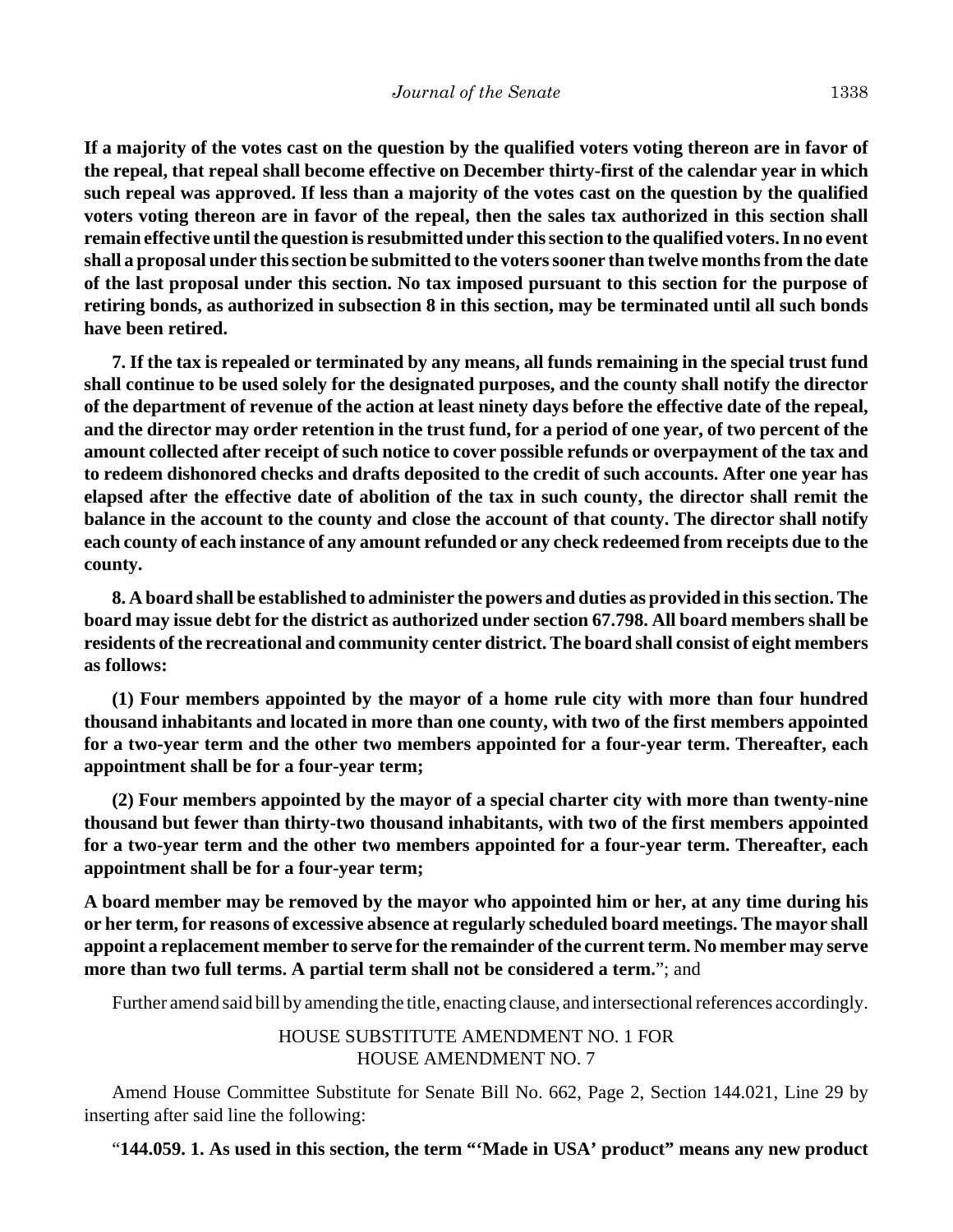**If a majority of the votes cast on the question by the qualified voters voting thereon are in favor of the repeal, that repeal shall become effective on December thirty-first of the calendar year in which such repeal was approved. If less than a majority of the votes cast on the question by the qualified voters voting thereon are in favor of the repeal, then the sales tax authorized in this section shall remain effective until the question is resubmitted under this section to the qualified voters. In no event shall a proposal under this section be submitted to the voters sooner than twelve months from the date of the last proposal under this section. No tax imposed pursuant to this section for the purpose of retiring bonds, as authorized in subsection 8 in this section, may be terminated until all such bonds have been retired.**

**7. If the tax is repealed or terminated by any means, all funds remaining in the special trust fund shall continue to be used solely for the designated purposes, and the county shall notify the director of the department of revenue of the action at least ninety days before the effective date of the repeal, and the director may order retention in the trust fund, for a period of one year, of two percent of the amount collected after receipt of such notice to cover possible refunds or overpayment of the tax and to redeem dishonored checks and drafts deposited to the credit of such accounts. After one year has elapsed after the effective date of abolition of the tax in such county, the director shall remit the balance in the account to the county and close the account of that county. The director shall notify each county of each instance of any amount refunded or any check redeemed from receipts due to the county.**

**8. A board shall be established to administer the powers and duties as provided in this section. The board may issue debt for the district as authorized under section 67.798. All board members shall be residents of the recreational and community center district. The board shall consist of eight members as follows:**

**(1) Four members appointed by the mayor of a home rule city with more than four hundred thousand inhabitants and located in more than one county, with two of the first members appointed for a two-year term and the other two members appointed for a four-year term. Thereafter, each appointment shall be for a four-year term;**

**(2) Four members appointed by the mayor of a special charter city with more than twenty-nine thousand but fewer than thirty-two thousand inhabitants, with two of the first members appointed for a two-year term and the other two members appointed for a four-year term. Thereafter, each appointment shall be for a four-year term;**

**A board member may be removed by the mayor who appointed him or her, at any time during his or her term, for reasons of excessive absence at regularly scheduled board meetings. The mayor shall appoint a replacement member to serve for the remainder of the current term. No member may serve more than two full terms. A partial term shall not be considered a term.**"; and

Further amend said bill by amending the title, enacting clause, and intersectional references accordingly.

HOUSE SUBSTITUTE AMENDMENT NO. 1 FOR
HOUSE AMENDMENT NO. 7

Amend House Committee Substitute for Senate Bill No. 662, Page 2, Section 144.021, Line 29 by inserting after said line the following:

"**144.059. 1. As used in this section, the term "'Made in USA' product" means any new product**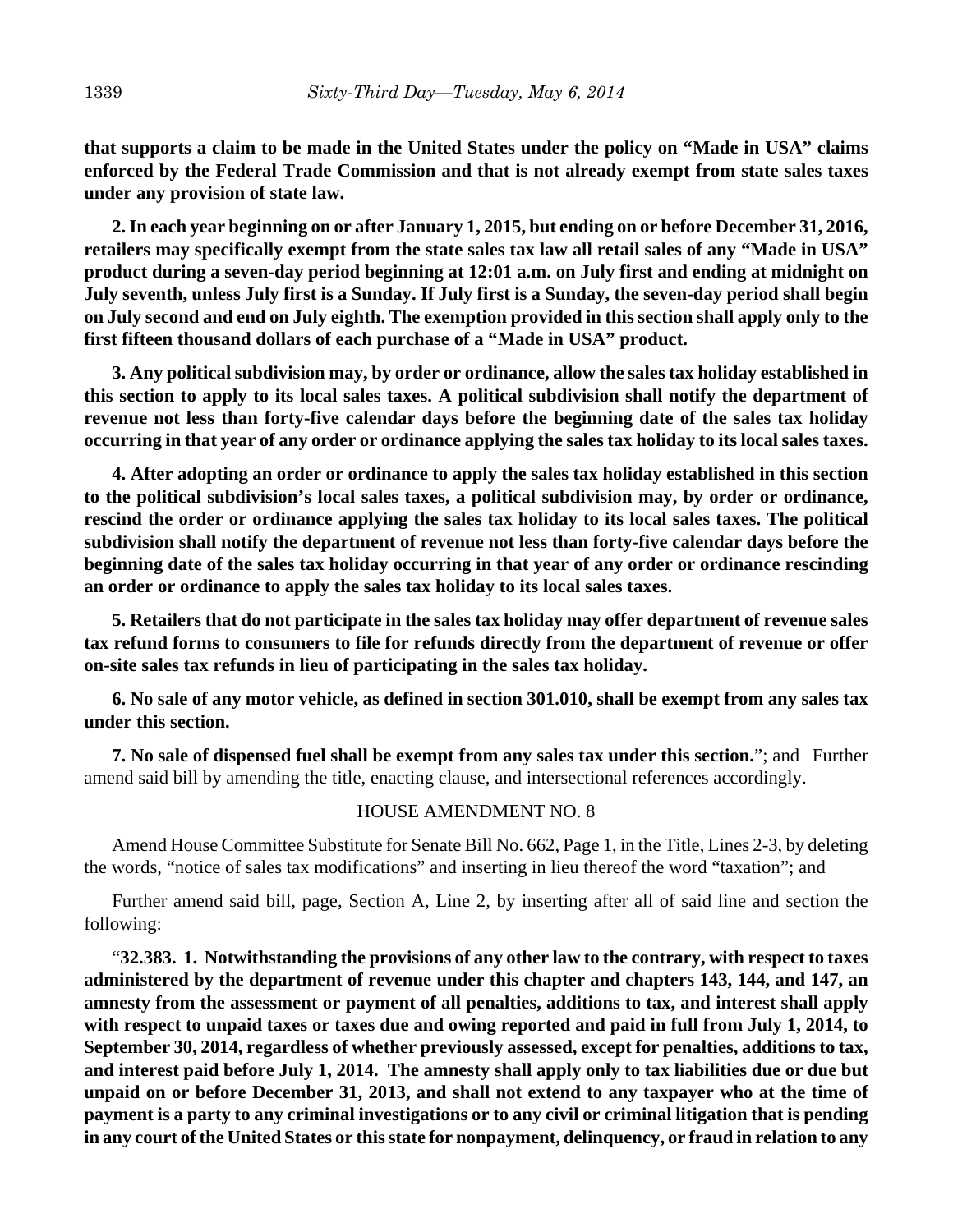**that supports a claim to be made in the United States under the policy on "Made in USA" claims enforced by the Federal Trade Commission and that is not already exempt from state sales taxes under any provision of state law.**

**2. In each year beginning on or after January 1, 2015, but ending on or before December 31, 2016, retailers may specifically exempt from the state sales tax law all retail sales of any "Made in USA" product during a seven-day period beginning at 12:01 a.m. on July first and ending at midnight on July seventh, unless July first is a Sunday. If July first is a Sunday, the seven-day period shall begin on July second and end on July eighth. The exemption provided in this section shall apply only to the first fifteen thousand dollars of each purchase of a "Made in USA" product.**

**3. Any political subdivision may, by order or ordinance, allow the sales tax holiday established in this section to apply to its local sales taxes. A political subdivision shall notify the department of revenue not less than forty-five calendar days before the beginning date of the sales tax holiday occurring in that year of any order or ordinance applying the sales tax holiday to its local sales taxes.**

**4. After adopting an order or ordinance to apply the sales tax holiday established in this section to the political subdivision's local sales taxes, a political subdivision may, by order or ordinance, rescind the order or ordinance applying the sales tax holiday to its local sales taxes. The political subdivision shall notify the department of revenue not less than forty-five calendar days before the beginning date of the sales tax holiday occurring in that year of any order or ordinance rescinding an order or ordinance to apply the sales tax holiday to its local sales taxes.**

**5. Retailers that do not participate in the sales tax holiday may offer department of revenue sales tax refund forms to consumers to file for refunds directly from the department of revenue or offer on-site sales tax refunds in lieu of participating in the sales tax holiday.**

**6. No sale of any motor vehicle, as defined in section 301.010, shall be exempt from any sales tax under this section.**

**7. No sale of dispensed fuel shall be exempt from any sales tax under this section.**"; and Further amend said bill by amending the title, enacting clause, and intersectional references accordingly.

HOUSE AMENDMENT NO. 8

Amend House Committee Substitute for Senate Bill No. 662, Page 1, in the Title, Lines 2-3, by deleting the words, "notice of sales tax modifications" and inserting in lieu thereof the word "taxation"; and

Further amend said bill, page, Section A, Line 2, by inserting after all of said line and section the following:

"**32.383. 1. Notwithstanding the provisions of any other law to the contrary, with respect to taxes administered by the department of revenue under this chapter and chapters 143, 144, and 147, an amnesty from the assessment or payment of all penalties, additions to tax, and interest shall apply with respect to unpaid taxes or taxes due and owing reported and paid in full from July 1, 2014, to September 30, 2014, regardless of whether previously assessed, except for penalties, additions to tax, and interest paid before July 1, 2014. The amnesty shall apply only to tax liabilities due or due but unpaid on or before December 31, 2013, and shall not extend to any taxpayer who at the time of payment is a party to any criminal investigations or to any civil or criminal litigation that is pending in any court of the United States or this state for nonpayment, delinquency, or fraud in relation to any**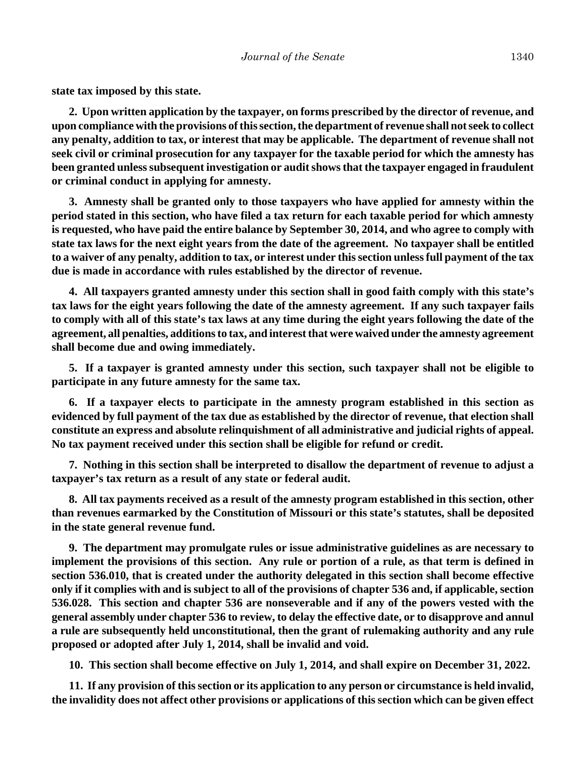**state tax imposed by this state.**

**2. Upon written application by the taxpayer, on forms prescribed by the director of revenue, and upon compliance with the provisions of this section, the department of revenue shall not seek to collect any penalty, addition to tax, or interest that may be applicable. The department of revenue shall not seek civil or criminal prosecution for any taxpayer for the taxable period for which the amnesty has been granted unless subsequent investigation or audit shows that the taxpayer engaged in fraudulent or criminal conduct in applying for amnesty.**

**3. Amnesty shall be granted only to those taxpayers who have applied for amnesty within the period stated in this section, who have filed a tax return for each taxable period for which amnesty is requested, who have paid the entire balance by September 30, 2014, and who agree to comply with state tax laws for the next eight years from the date of the agreement. No taxpayer shall be entitled to a waiver of any penalty, addition to tax, or interest under this section unless full payment of the tax due is made in accordance with rules established by the director of revenue.**

**4. All taxpayers granted amnesty under this section shall in good faith comply with this state's tax laws for the eight years following the date of the amnesty agreement. If any such taxpayer fails to comply with all of this state's tax laws at any time during the eight years following the date of the agreement, all penalties, additions to tax, and interest that were waived under the amnesty agreement shall become due and owing immediately.**

**5. If a taxpayer is granted amnesty under this section, such taxpayer shall not be eligible to participate in any future amnesty for the same tax.**

**6. If a taxpayer elects to participate in the amnesty program established in this section as evidenced by full payment of the tax due as established by the director of revenue, that election shall constitute an express and absolute relinquishment of all administrative and judicial rights of appeal. No tax payment received under this section shall be eligible for refund or credit.**

**7. Nothing in this section shall be interpreted to disallow the department of revenue to adjust a taxpayer's tax return as a result of any state or federal audit.**

**8. All tax payments received as a result of the amnesty program established in this section, other than revenues earmarked by the Constitution of Missouri or this state's statutes, shall be deposited in the state general revenue fund.**

**9. The department may promulgate rules or issue administrative guidelines as are necessary to implement the provisions of this section. Any rule or portion of a rule, as that term is defined in section 536.010, that is created under the authority delegated in this section shall become effective only if it complies with and is subject to all of the provisions of chapter 536 and, if applicable, section 536.028. This section and chapter 536 are nonseverable and if any of the powers vested with the general assembly under chapter 536 to review, to delay the effective date, or to disapprove and annul a rule are subsequently held unconstitutional, then the grant of rulemaking authority and any rule proposed or adopted after July 1, 2014, shall be invalid and void.**

**10. This section shall become effective on July 1, 2014, and shall expire on December 31, 2022.**

**11. If any provision of this section or its application to any person or circumstance is held invalid, the invalidity does not affect other provisions or applications of this section which can be given effect**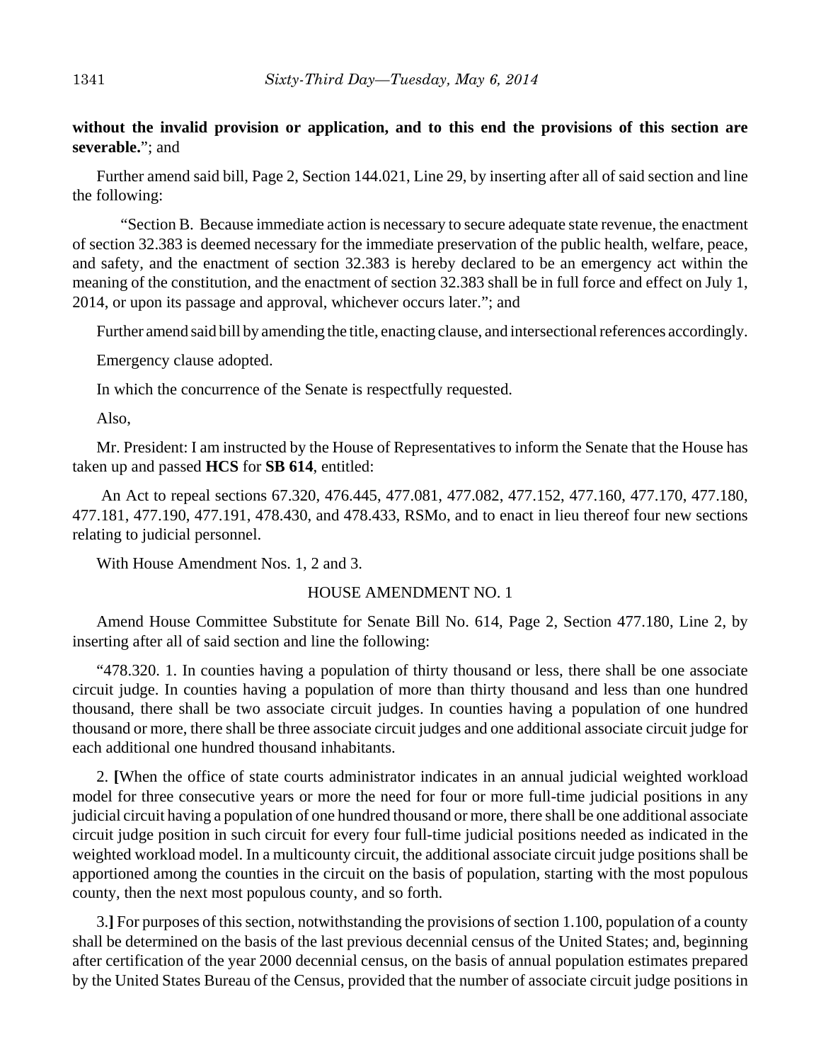**without the invalid provision or application, and to this end the provisions of this section are severable.**"; and

Further amend said bill, Page 2, Section 144.021, Line 29, by inserting after all of said section and line the following:

"Section B. Because immediate action is necessary to secure adequate state revenue, the enactment of section 32.383 is deemed necessary for the immediate preservation of the public health, welfare, peace, and safety, and the enactment of section 32.383 is hereby declared to be an emergency act within the meaning of the constitution, and the enactment of section 32.383 shall be in full force and effect on July 1, 2014, or upon its passage and approval, whichever occurs later."; and

Further amend said bill by amending the title, enacting clause, and intersectional references accordingly.

Emergency clause adopted.

In which the concurrence of the Senate is respectfully requested.

Also,

Mr. President: I am instructed by the House of Representatives to inform the Senate that the House has taken up and passed **HCS** for **SB 614**, entitled:

An Act to repeal sections 67.320, 476.445, 477.081, 477.082, 477.152, 477.160, 477.170, 477.180, 477.181, 477.190, 477.191, 478.430, and 478.433, RSMo, and to enact in lieu thereof four new sections relating to judicial personnel.

With House Amendment Nos. 1, 2 and 3.

HOUSE AMENDMENT NO. 1

Amend House Committee Substitute for Senate Bill No. 614, Page 2, Section 477.180, Line 2, by inserting after all of said section and line the following:

"478.320. 1. In counties having a population of thirty thousand or less, there shall be one associate circuit judge. In counties having a population of more than thirty thousand and less than one hundred thousand, there shall be two associate circuit judges. In counties having a population of one hundred thousand or more, there shall be three associate circuit judges and one additional associate circuit judge for each additional one hundred thousand inhabitants.

2. **[**When the office of state courts administrator indicates in an annual judicial weighted workload model for three consecutive years or more the need for four or more full-time judicial positions in any judicial circuit having a population of one hundred thousand or more, there shall be one additional associate circuit judge position in such circuit for every four full-time judicial positions needed as indicated in the weighted workload model. In a multicounty circuit, the additional associate circuit judge positions shall be apportioned among the counties in the circuit on the basis of population, starting with the most populous county, then the next most populous county, and so forth.

3.**]** For purposes of this section, notwithstanding the provisions of section 1.100, population of a county shall be determined on the basis of the last previous decennial census of the United States; and, beginning after certification of the year 2000 decennial census, on the basis of annual population estimates prepared by the United States Bureau of the Census, provided that the number of associate circuit judge positions in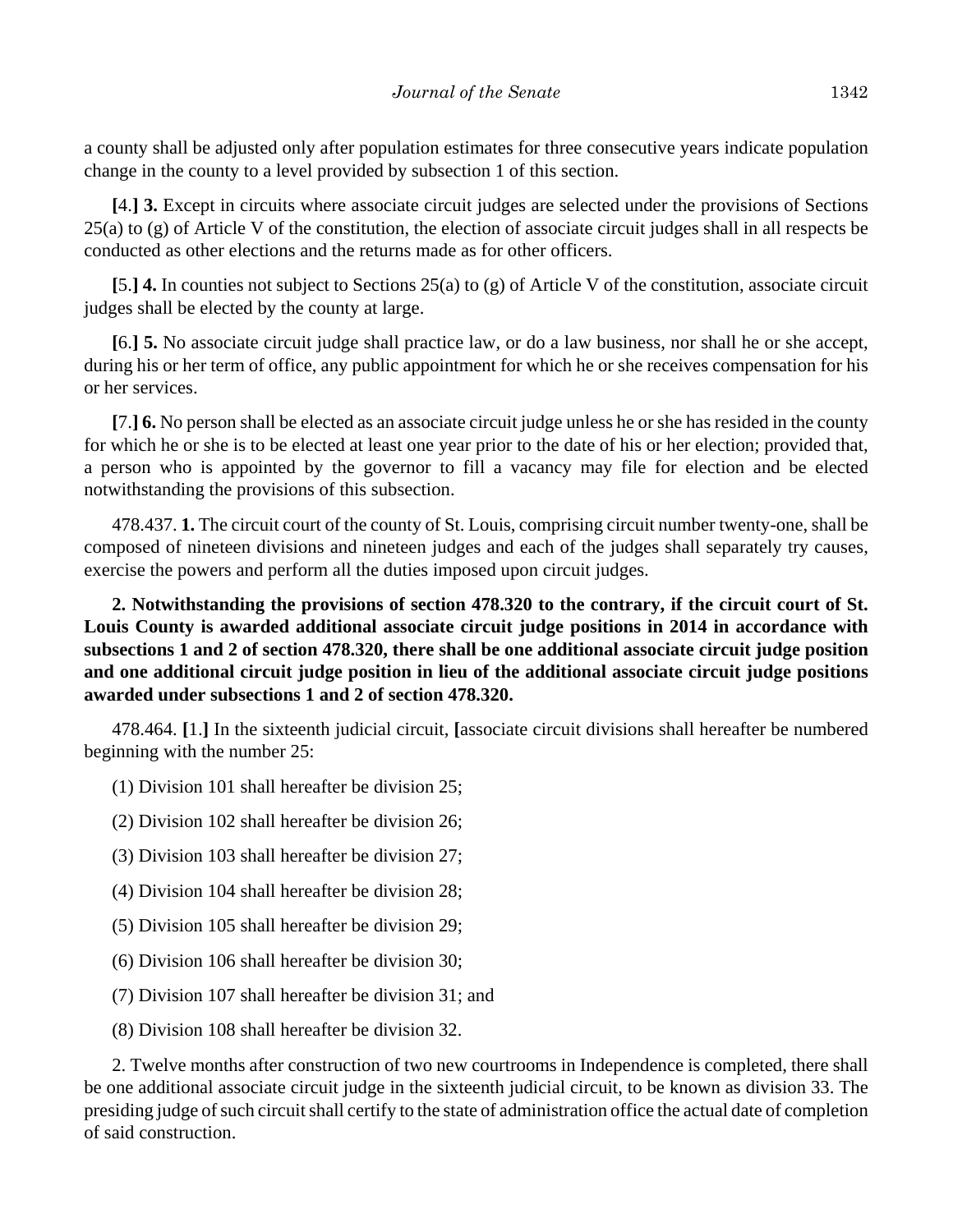a county shall be adjusted only after population estimates for three consecutive years indicate population change in the county to a level provided by subsection 1 of this section.

**[**4.**] 3.** Except in circuits where associate circuit judges are selected under the provisions of Sections 25(a) to (g) of Article V of the constitution, the election of associate circuit judges shall in all respects be conducted as other elections and the returns made as for other officers.

**[**5.**] 4.** In counties not subject to Sections 25(a) to (g) of Article V of the constitution, associate circuit judges shall be elected by the county at large.

**[**6.**] 5.** No associate circuit judge shall practice law, or do a law business, nor shall he or she accept, during his or her term of office, any public appointment for which he or she receives compensation for his or her services.

**[**7.**] 6.** No person shall be elected as an associate circuit judge unless he or she has resided in the county for which he or she is to be elected at least one year prior to the date of his or her election; provided that, a person who is appointed by the governor to fill a vacancy may file for election and be elected notwithstanding the provisions of this subsection.

478.437. **1.** The circuit court of the county of St. Louis, comprising circuit number twenty-one, shall be composed of nineteen divisions and nineteen judges and each of the judges shall separately try causes, exercise the powers and perform all the duties imposed upon circuit judges.

**2. Notwithstanding the provisions of section 478.320 to the contrary, if the circuit court of St. Louis County is awarded additional associate circuit judge positions in 2014 in accordance with subsections 1 and 2 of section 478.320, there shall be one additional associate circuit judge position and one additional circuit judge position in lieu of the additional associate circuit judge positions awarded under subsections 1 and 2 of section 478.320.**

478.464. **[**1.**]** In the sixteenth judicial circuit, **[**associate circuit divisions shall hereafter be numbered beginning with the number 25:

(1) Division 101 shall hereafter be division 25;

(2) Division 102 shall hereafter be division 26;

(3) Division 103 shall hereafter be division 27;

(4) Division 104 shall hereafter be division 28;

(5) Division 105 shall hereafter be division 29;

(6) Division 106 shall hereafter be division 30;

(7) Division 107 shall hereafter be division 31; and

(8) Division 108 shall hereafter be division 32.

2. Twelve months after construction of two new courtrooms in Independence is completed, there shall be one additional associate circuit judge in the sixteenth judicial circuit, to be known as division 33. The presiding judge of such circuit shall certify to the state of administration office the actual date of completion of said construction.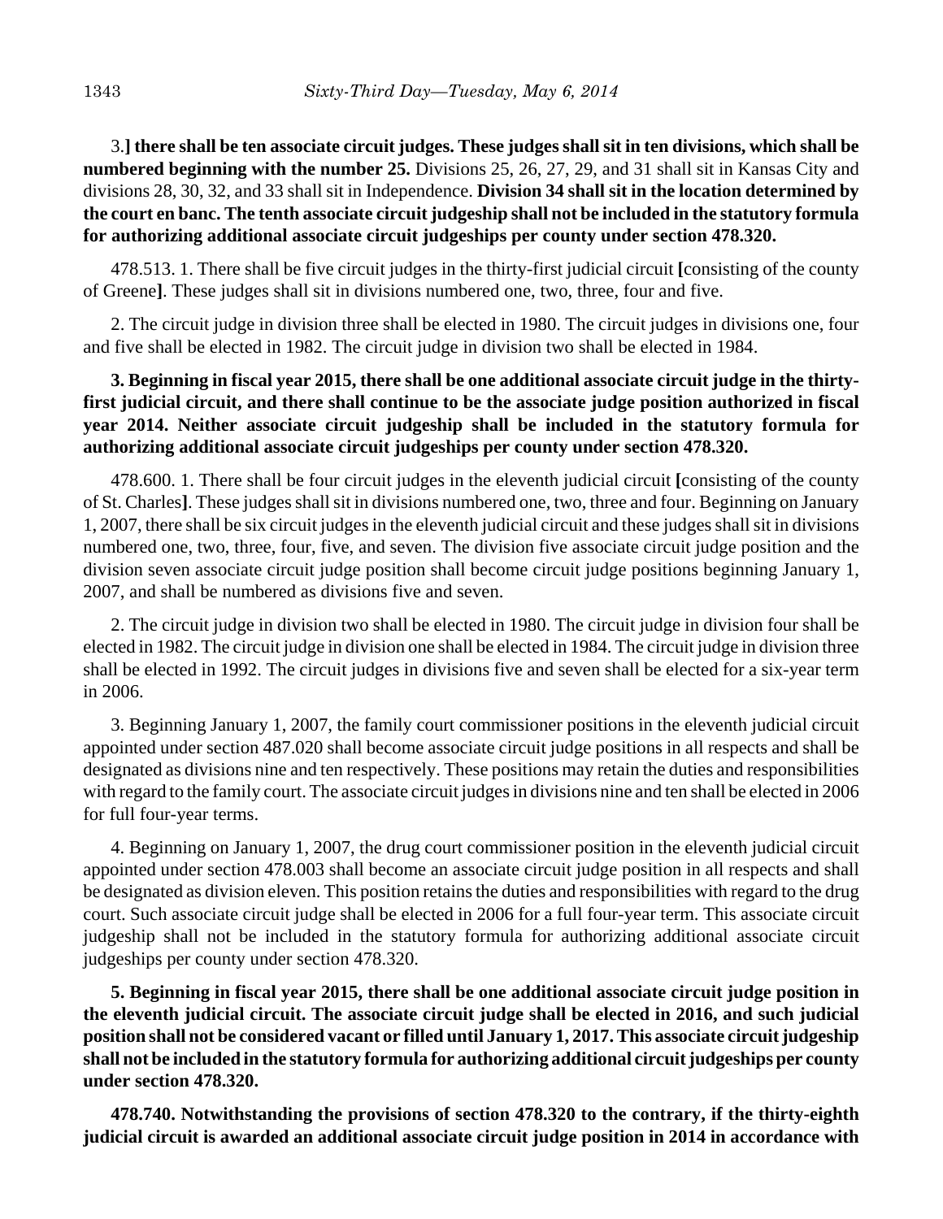3.**] there shall be ten associate circuit judges. These judges shall sit in ten divisions, which shall be numbered beginning with the number 25.** Divisions 25, 26, 27, 29, and 31 shall sit in Kansas City and divisions 28, 30, 32, and 33 shall sit in Independence. **Division 34 shall sit in the location determined by the court en banc. The tenth associate circuit judgeship shall not be included in the statutory formula for authorizing additional associate circuit judgeships per county under section 478.320.**

478.513. 1. There shall be five circuit judges in the thirty-first judicial circuit **[**consisting of the county of Greene**]**. These judges shall sit in divisions numbered one, two, three, four and five.

2. The circuit judge in division three shall be elected in 1980. The circuit judges in divisions one, four and five shall be elected in 1982. The circuit judge in division two shall be elected in 1984.

**3. Beginning in fiscal year 2015, there shall be one additional associate circuit judge in the thirty-first judicial circuit, and there shall continue to be the associate judge position authorized in fiscal year 2014. Neither associate circuit judgeship shall be included in the statutory formula for authorizing additional associate circuit judgeships per county under section 478.320.**

478.600. 1. There shall be four circuit judges in the eleventh judicial circuit **[**consisting of the county of St. Charles**]**. These judges shall sit in divisions numbered one, two, three and four. Beginning on January 1, 2007, there shall be six circuit judges in the eleventh judicial circuit and these judges shall sit in divisions numbered one, two, three, four, five, and seven. The division five associate circuit judge position and the division seven associate circuit judge position shall become circuit judge positions beginning January 1, 2007, and shall be numbered as divisions five and seven.

2. The circuit judge in division two shall be elected in 1980. The circuit judge in division four shall be elected in 1982. The circuit judge in division one shall be elected in 1984. The circuit judge in division three shall be elected in 1992. The circuit judges in divisions five and seven shall be elected for a six-year term in 2006.

3. Beginning January 1, 2007, the family court commissioner positions in the eleventh judicial circuit appointed under section 487.020 shall become associate circuit judge positions in all respects and shall be designated as divisions nine and ten respectively. These positions may retain the duties and responsibilities with regard to the family court. The associate circuit judges in divisions nine and ten shall be elected in 2006 for full four-year terms.

4. Beginning on January 1, 2007, the drug court commissioner position in the eleventh judicial circuit appointed under section 478.003 shall become an associate circuit judge position in all respects and shall be designated as division eleven. This position retains the duties and responsibilities with regard to the drug court. Such associate circuit judge shall be elected in 2006 for a full four-year term. This associate circuit judgeship shall not be included in the statutory formula for authorizing additional associate circuit judgeships per county under section 478.320.

**5. Beginning in fiscal year 2015, there shall be one additional associate circuit judge position in the eleventh judicial circuit. The associate circuit judge shall be elected in 2016, and such judicial position shall not be considered vacant or filled until January 1, 2017. This associate circuit judgeship shall not be included in the statutory formula for authorizing additional circuit judgeships per county under section 478.320.**

**478.740. Notwithstanding the provisions of section 478.320 to the contrary, if the thirty-eighth judicial circuit is awarded an additional associate circuit judge position in 2014 in accordance with**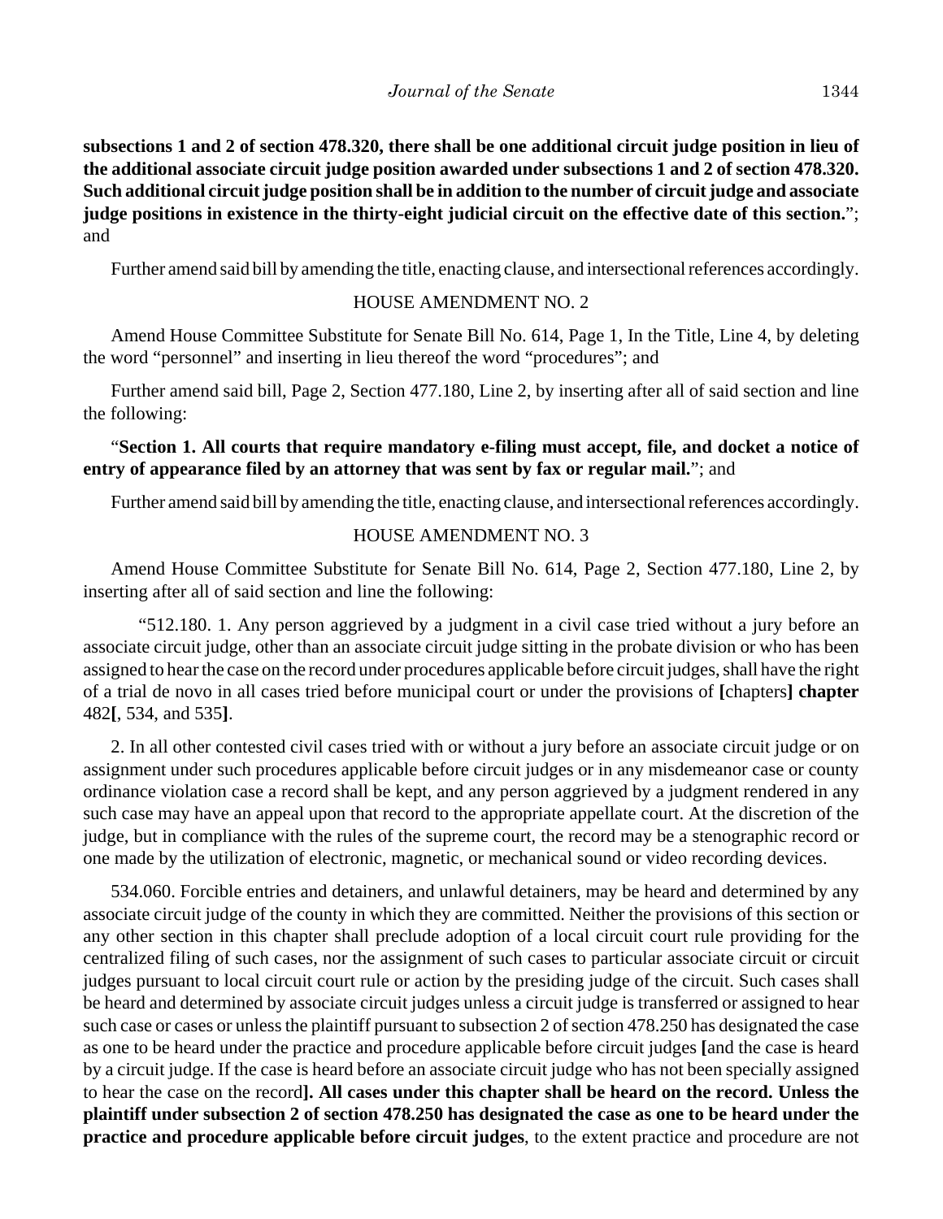**subsections 1 and 2 of section 478.320, there shall be one additional circuit judge position in lieu of the additional associate circuit judge position awarded under subsections 1 and 2 of section 478.320. Such additional circuit judge position shall be in addition to the number of circuit judge and associate judge positions in existence in the thirty-eight judicial circuit on the effective date of this section.**"; and

Further amend said bill by amending the title, enacting clause, and intersectional references accordingly.

HOUSE AMENDMENT NO. 2

Amend House Committee Substitute for Senate Bill No. 614, Page 1, In the Title, Line 4, by deleting the word "personnel" and inserting in lieu thereof the word "procedures"; and

Further amend said bill, Page 2, Section 477.180, Line 2, by inserting after all of said section and line the following:

"**Section 1. All courts that require mandatory e-filing must accept, file, and docket a notice of entry of appearance filed by an attorney that was sent by fax or regular mail.**"; and

Further amend said bill by amending the title, enacting clause, and intersectional references accordingly.

HOUSE AMENDMENT NO. 3

Amend House Committee Substitute for Senate Bill No. 614, Page 2, Section 477.180, Line 2, by inserting after all of said section and line the following:

"512.180. 1. Any person aggrieved by a judgment in a civil case tried without a jury before an associate circuit judge, other than an associate circuit judge sitting in the probate division or who has been assigned to hear the case on the record under procedures applicable before circuit judges, shall have the right of a trial de novo in all cases tried before municipal court or under the provisions of **[**chapters**] chapter** 482**[**, 534, and 535**]**.

2. In all other contested civil cases tried with or without a jury before an associate circuit judge or on assignment under such procedures applicable before circuit judges or in any misdemeanor case or county ordinance violation case a record shall be kept, and any person aggrieved by a judgment rendered in any such case may have an appeal upon that record to the appropriate appellate court. At the discretion of the judge, but in compliance with the rules of the supreme court, the record may be a stenographic record or one made by the utilization of electronic, magnetic, or mechanical sound or video recording devices.

534.060. Forcible entries and detainers, and unlawful detainers, may be heard and determined by any associate circuit judge of the county in which they are committed. Neither the provisions of this section or any other section in this chapter shall preclude adoption of a local circuit court rule providing for the centralized filing of such cases, nor the assignment of such cases to particular associate circuit or circuit judges pursuant to local circuit court rule or action by the presiding judge of the circuit. Such cases shall be heard and determined by associate circuit judges unless a circuit judge is transferred or assigned to hear such case or cases or unless the plaintiff pursuant to subsection 2 of section 478.250 has designated the case as one to be heard under the practice and procedure applicable before circuit judges **[**and the case is heard by a circuit judge. If the case is heard before an associate circuit judge who has not been specially assigned to hear the case on the record**]. All cases under this chapter shall be heard on the record. Unless the plaintiff under subsection 2 of section 478.250 has designated the case as one to be heard under the practice and procedure applicable before circuit judges**, to the extent practice and procedure are not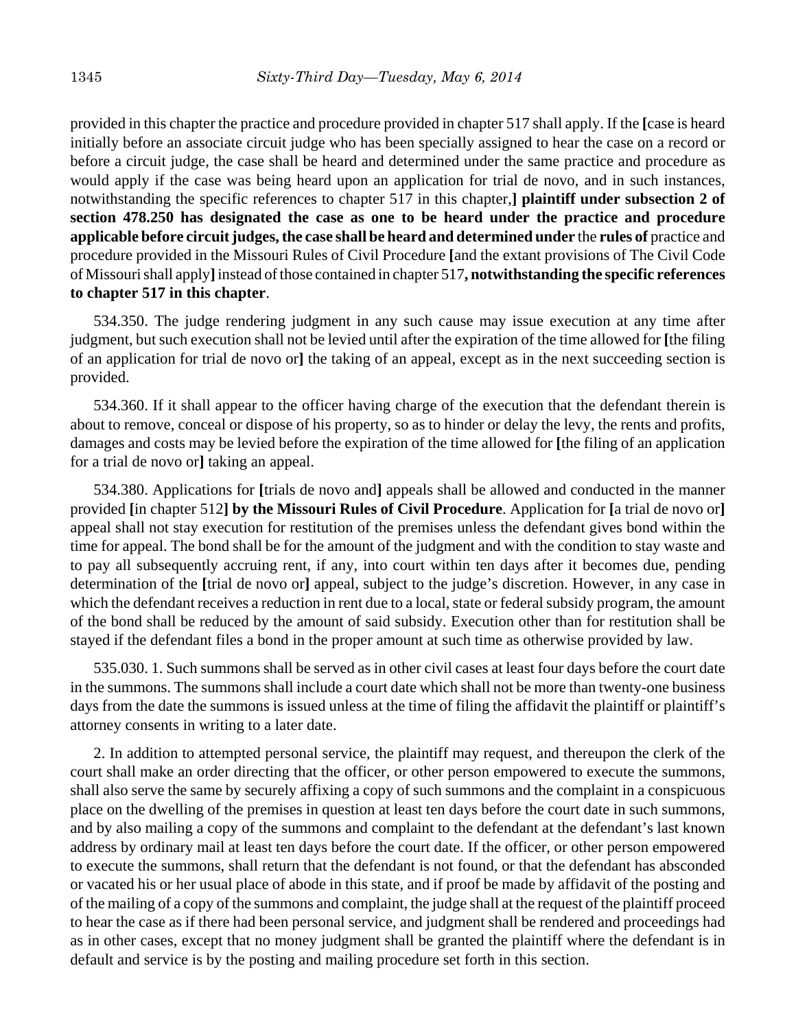provided in this chapter the practice and procedure provided in chapter 517 shall apply. If the [case is heard initially before an associate circuit judge who has been specially assigned to hear the case on a record or before a circuit judge, the case shall be heard and determined under the same practice and procedure as would apply if the case was being heard upon an application for trial de novo, and in such instances, notwithstanding the specific references to chapter 517 in this chapter,] **plaintiff under subsection 2 of section 478.250 has designated the case as one to be heard under the practice and procedure applicable before circuit judges, the case shall be heard and determined under** the **rules of** practice and procedure provided in the Missouri Rules of Civil Procedure [and the extant provisions of The Civil Code of Missouri shall apply] instead of those contained in chapter 517**, notwithstanding the specific references to chapter 517 in this chapter**.

534.350. The judge rendering judgment in any such cause may issue execution at any time after judgment, but such execution shall not be levied until after the expiration of the time allowed for [the filing of an application for trial de novo or] the taking of an appeal, except as in the next succeeding section is provided.

534.360. If it shall appear to the officer having charge of the execution that the defendant therein is about to remove, conceal or dispose of his property, so as to hinder or delay the levy, the rents and profits, damages and costs may be levied before the expiration of the time allowed for [the filing of an application for a trial de novo or] taking an appeal.

534.380. Applications for [trials de novo and] appeals shall be allowed and conducted in the manner provided [in chapter 512] **by the Missouri Rules of Civil Procedure**. Application for [a trial de novo or] appeal shall not stay execution for restitution of the premises unless the defendant gives bond within the time for appeal. The bond shall be for the amount of the judgment and with the condition to stay waste and to pay all subsequently accruing rent, if any, into court within ten days after it becomes due, pending determination of the [trial de novo or] appeal, subject to the judge's discretion. However, in any case in which the defendant receives a reduction in rent due to a local, state or federal subsidy program, the amount of the bond shall be reduced by the amount of said subsidy. Execution other than for restitution shall be stayed if the defendant files a bond in the proper amount at such time as otherwise provided by law.

535.030. 1. Such summons shall be served as in other civil cases at least four days before the court date in the summons. The summons shall include a court date which shall not be more than twenty-one business days from the date the summons is issued unless at the time of filing the affidavit the plaintiff or plaintiff's attorney consents in writing to a later date.

2. In addition to attempted personal service, the plaintiff may request, and thereupon the clerk of the court shall make an order directing that the officer, or other person empowered to execute the summons, shall also serve the same by securely affixing a copy of such summons and the complaint in a conspicuous place on the dwelling of the premises in question at least ten days before the court date in such summons, and by also mailing a copy of the summons and complaint to the defendant at the defendant's last known address by ordinary mail at least ten days before the court date. If the officer, or other person empowered to execute the summons, shall return that the defendant is not found, or that the defendant has absconded or vacated his or her usual place of abode in this state, and if proof be made by affidavit of the posting and of the mailing of a copy of the summons and complaint, the judge shall at the request of the plaintiff proceed to hear the case as if there had been personal service, and judgment shall be rendered and proceedings had as in other cases, except that no money judgment shall be granted the plaintiff where the defendant is in default and service is by the posting and mailing procedure set forth in this section.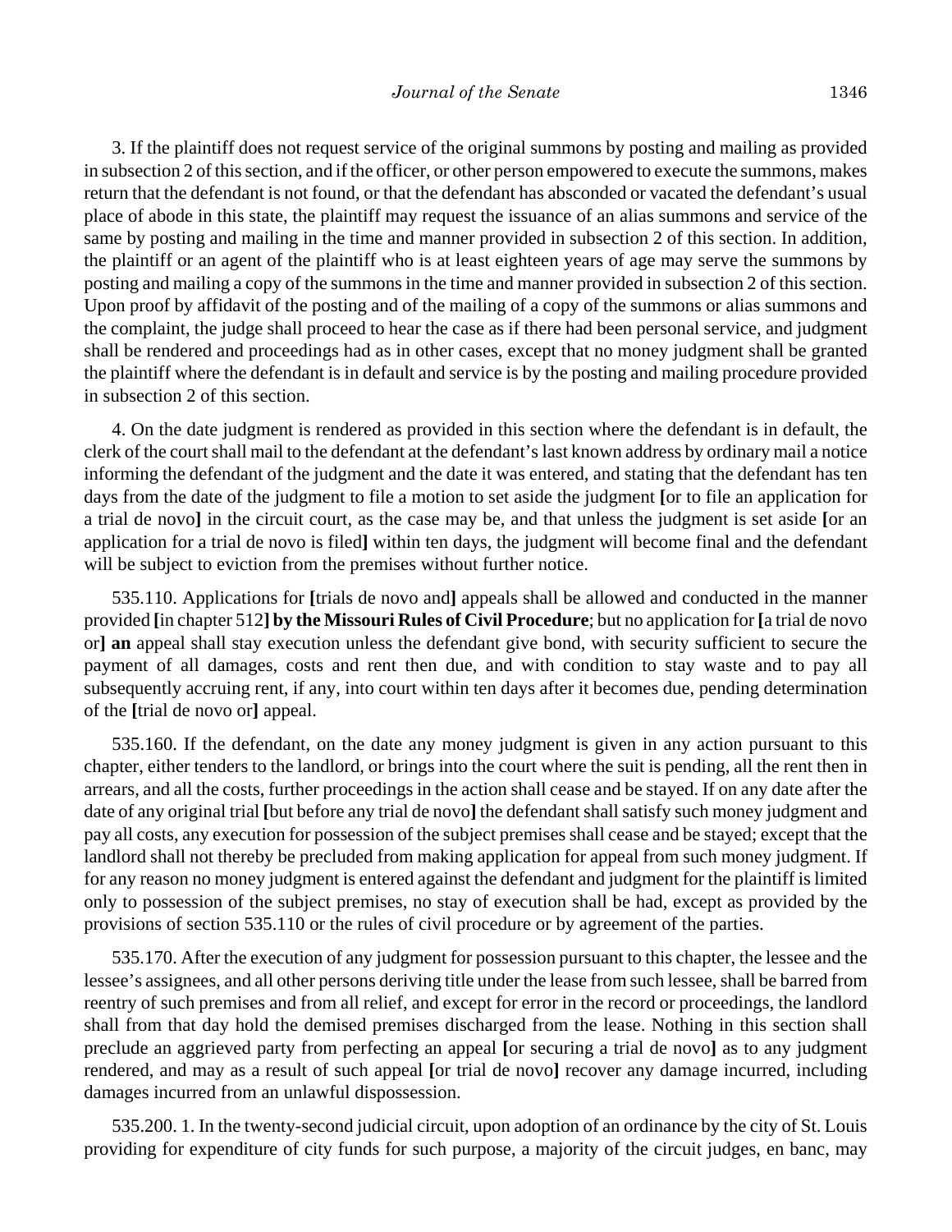3. If the plaintiff does not request service of the original summons by posting and mailing as provided in subsection 2 of this section, and if the officer, or other person empowered to execute the summons, makes return that the defendant is not found, or that the defendant has absconded or vacated the defendant's usual place of abode in this state, the plaintiff may request the issuance of an alias summons and service of the same by posting and mailing in the time and manner provided in subsection 2 of this section. In addition, the plaintiff or an agent of the plaintiff who is at least eighteen years of age may serve the summons by posting and mailing a copy of the summons in the time and manner provided in subsection 2 of this section. Upon proof by affidavit of the posting and of the mailing of a copy of the summons or alias summons and the complaint, the judge shall proceed to hear the case as if there had been personal service, and judgment shall be rendered and proceedings had as in other cases, except that no money judgment shall be granted the plaintiff where the defendant is in default and service is by the posting and mailing procedure provided in subsection 2 of this section.

4. On the date judgment is rendered as provided in this section where the defendant is in default, the clerk of the court shall mail to the defendant at the defendant's last known address by ordinary mail a notice informing the defendant of the judgment and the date it was entered, and stating that the defendant has ten days from the date of the judgment to file a motion to set aside the judgment **[**or to file an application for a trial de novo**]** in the circuit court, as the case may be, and that unless the judgment is set aside **[**or an application for a trial de novo is filed**]** within ten days, the judgment will become final and the defendant will be subject to eviction from the premises without further notice.

535.110. Applications for **[**trials de novo and**]** appeals shall be allowed and conducted in the manner provided **[**in chapter 512**] by the Missouri Rules of Civil Procedure**; but no application for **[**a trial de novo or**] an** appeal shall stay execution unless the defendant give bond, with security sufficient to secure the payment of all damages, costs and rent then due, and with condition to stay waste and to pay all subsequently accruing rent, if any, into court within ten days after it becomes due, pending determination of the **[**trial de novo or**]** appeal.

535.160. If the defendant, on the date any money judgment is given in any action pursuant to this chapter, either tenders to the landlord, or brings into the court where the suit is pending, all the rent then in arrears, and all the costs, further proceedings in the action shall cease and be stayed. If on any date after the date of any original trial **[**but before any trial de novo**]** the defendant shall satisfy such money judgment and pay all costs, any execution for possession of the subject premises shall cease and be stayed; except that the landlord shall not thereby be precluded from making application for appeal from such money judgment. If for any reason no money judgment is entered against the defendant and judgment for the plaintiff is limited only to possession of the subject premises, no stay of execution shall be had, except as provided by the provisions of section 535.110 or the rules of civil procedure or by agreement of the parties.

535.170. After the execution of any judgment for possession pursuant to this chapter, the lessee and the lessee's assignees, and all other persons deriving title under the lease from such lessee, shall be barred from reentry of such premises and from all relief, and except for error in the record or proceedings, the landlord shall from that day hold the demised premises discharged from the lease. Nothing in this section shall preclude an aggrieved party from perfecting an appeal **[**or securing a trial de novo**]** as to any judgment rendered, and may as a result of such appeal **[**or trial de novo**]** recover any damage incurred, including damages incurred from an unlawful dispossession.

535.200. 1. In the twenty-second judicial circuit, upon adoption of an ordinance by the city of St. Louis providing for expenditure of city funds for such purpose, a majority of the circuit judges, en banc, may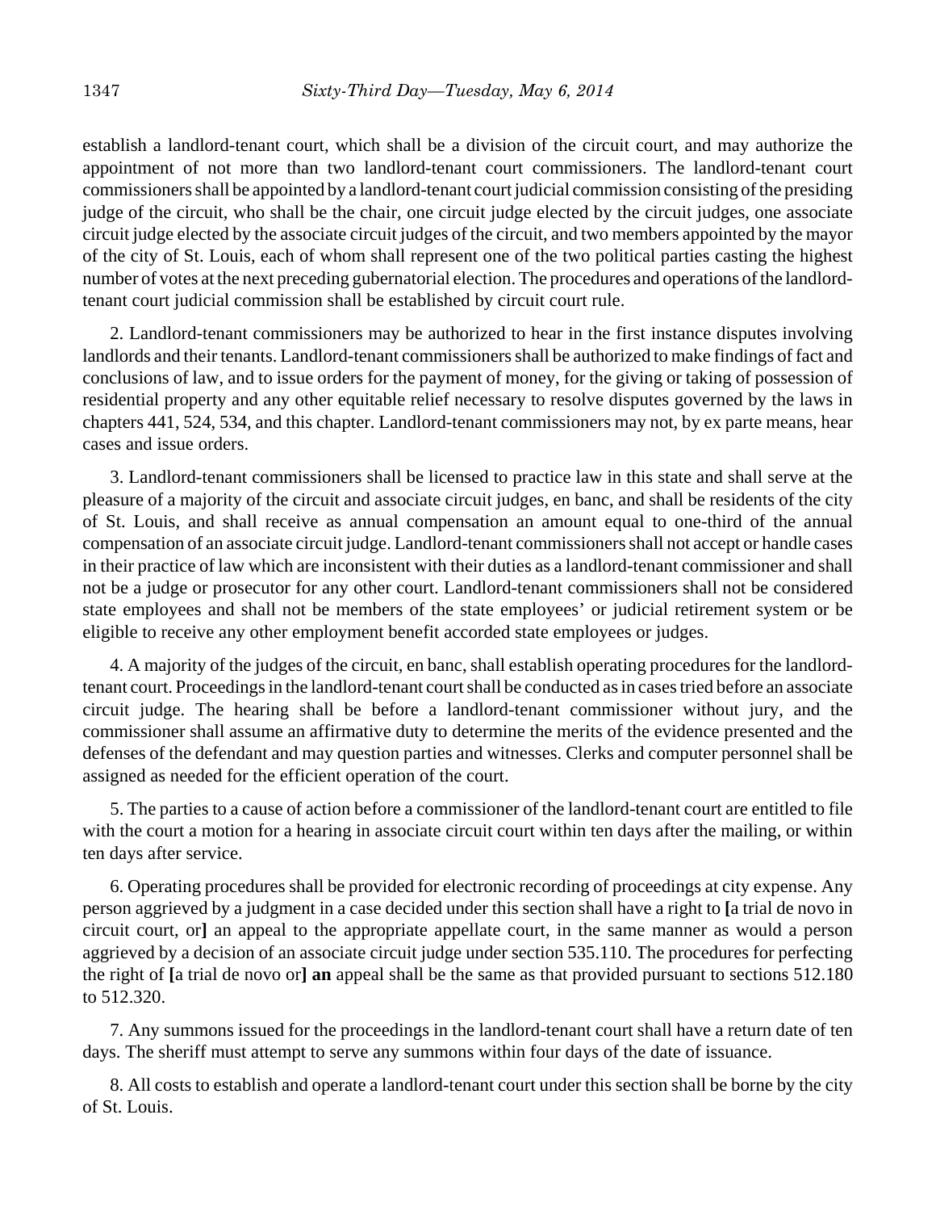establish a landlord-tenant court, which shall be a division of the circuit court, and may authorize the appointment of not more than two landlord-tenant court commissioners. The landlord-tenant court commissioners shall be appointed by a landlord-tenant court judicial commission consisting of the presiding judge of the circuit, who shall be the chair, one circuit judge elected by the circuit judges, one associate circuit judge elected by the associate circuit judges of the circuit, and two members appointed by the mayor of the city of St. Louis, each of whom shall represent one of the two political parties casting the highest number of votes at the next preceding gubernatorial election. The procedures and operations of the landlord-tenant court judicial commission shall be established by circuit court rule.

2. Landlord-tenant commissioners may be authorized to hear in the first instance disputes involving landlords and their tenants. Landlord-tenant commissioners shall be authorized to make findings of fact and conclusions of law, and to issue orders for the payment of money, for the giving or taking of possession of residential property and any other equitable relief necessary to resolve disputes governed by the laws in chapters 441, 524, 534, and this chapter. Landlord-tenant commissioners may not, by ex parte means, hear cases and issue orders.

3. Landlord-tenant commissioners shall be licensed to practice law in this state and shall serve at the pleasure of a majority of the circuit and associate circuit judges, en banc, and shall be residents of the city of St. Louis, and shall receive as annual compensation an amount equal to one-third of the annual compensation of an associate circuit judge. Landlord-tenant commissioners shall not accept or handle cases in their practice of law which are inconsistent with their duties as a landlord-tenant commissioner and shall not be a judge or prosecutor for any other court. Landlord-tenant commissioners shall not be considered state employees and shall not be members of the state employees' or judicial retirement system or be eligible to receive any other employment benefit accorded state employees or judges.

4. A majority of the judges of the circuit, en banc, shall establish operating procedures for the landlord-tenant court. Proceedings in the landlord-tenant court shall be conducted as in cases tried before an associate circuit judge. The hearing shall be before a landlord-tenant commissioner without jury, and the commissioner shall assume an affirmative duty to determine the merits of the evidence presented and the defenses of the defendant and may question parties and witnesses. Clerks and computer personnel shall be assigned as needed for the efficient operation of the court.

5. The parties to a cause of action before a commissioner of the landlord-tenant court are entitled to file with the court a motion for a hearing in associate circuit court within ten days after the mailing, or within ten days after service.

6. Operating procedures shall be provided for electronic recording of proceedings at city expense. Any person aggrieved by a judgment in a case decided under this section shall have a right to **[**a trial de novo in circuit court, or**]** an appeal to the appropriate appellate court, in the same manner as would a person aggrieved by a decision of an associate circuit judge under section 535.110. The procedures for perfecting the right of **[**a trial de novo or**] an** appeal shall be the same as that provided pursuant to sections 512.180 to 512.320.

7. Any summons issued for the proceedings in the landlord-tenant court shall have a return date of ten days. The sheriff must attempt to serve any summons within four days of the date of issuance.

8. All costs to establish and operate a landlord-tenant court under this section shall be borne by the city of St. Louis.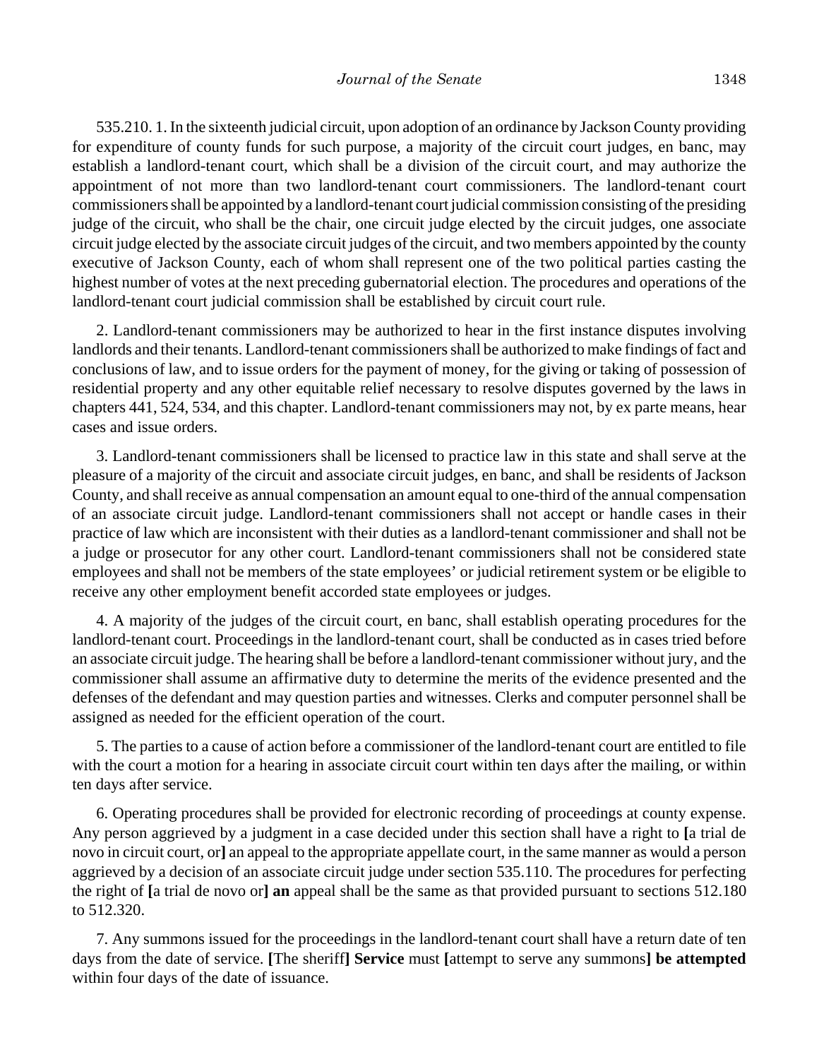535.210. 1. In the sixteenth judicial circuit, upon adoption of an ordinance by Jackson County providing for expenditure of county funds for such purpose, a majority of the circuit court judges, en banc, may establish a landlord-tenant court, which shall be a division of the circuit court, and may authorize the appointment of not more than two landlord-tenant court commissioners. The landlord-tenant court commissioners shall be appointed by a landlord-tenant court judicial commission consisting of the presiding judge of the circuit, who shall be the chair, one circuit judge elected by the circuit judges, one associate circuit judge elected by the associate circuit judges of the circuit, and two members appointed by the county executive of Jackson County, each of whom shall represent one of the two political parties casting the highest number of votes at the next preceding gubernatorial election. The procedures and operations of the landlord-tenant court judicial commission shall be established by circuit court rule.

2. Landlord-tenant commissioners may be authorized to hear in the first instance disputes involving landlords and their tenants. Landlord-tenant commissioners shall be authorized to make findings of fact and conclusions of law, and to issue orders for the payment of money, for the giving or taking of possession of residential property and any other equitable relief necessary to resolve disputes governed by the laws in chapters 441, 524, 534, and this chapter. Landlord-tenant commissioners may not, by ex parte means, hear cases and issue orders.

3. Landlord-tenant commissioners shall be licensed to practice law in this state and shall serve at the pleasure of a majority of the circuit and associate circuit judges, en banc, and shall be residents of Jackson County, and shall receive as annual compensation an amount equal to one-third of the annual compensation of an associate circuit judge. Landlord-tenant commissioners shall not accept or handle cases in their practice of law which are inconsistent with their duties as a landlord-tenant commissioner and shall not be a judge or prosecutor for any other court. Landlord-tenant commissioners shall not be considered state employees and shall not be members of the state employees' or judicial retirement system or be eligible to receive any other employment benefit accorded state employees or judges.

4. A majority of the judges of the circuit court, en banc, shall establish operating procedures for the landlord-tenant court. Proceedings in the landlord-tenant court, shall be conducted as in cases tried before an associate circuit judge. The hearing shall be before a landlord-tenant commissioner without jury, and the commissioner shall assume an affirmative duty to determine the merits of the evidence presented and the defenses of the defendant and may question parties and witnesses. Clerks and computer personnel shall be assigned as needed for the efficient operation of the court.

5. The parties to a cause of action before a commissioner of the landlord-tenant court are entitled to file with the court a motion for a hearing in associate circuit court within ten days after the mailing, or within ten days after service.

6. Operating procedures shall be provided for electronic recording of proceedings at county expense. Any person aggrieved by a judgment in a case decided under this section shall have a right to **[**a trial de novo in circuit court, or**]** an appeal to the appropriate appellate court, in the same manner as would a person aggrieved by a decision of an associate circuit judge under section 535.110. The procedures for perfecting the right of **[**a trial de novo or**] an** appeal shall be the same as that provided pursuant to sections 512.180 to 512.320.

7. Any summons issued for the proceedings in the landlord-tenant court shall have a return date of ten days from the date of service. **[**The sheriff**] Service** must **[**attempt to serve any summons**] be attempted** within four days of the date of issuance.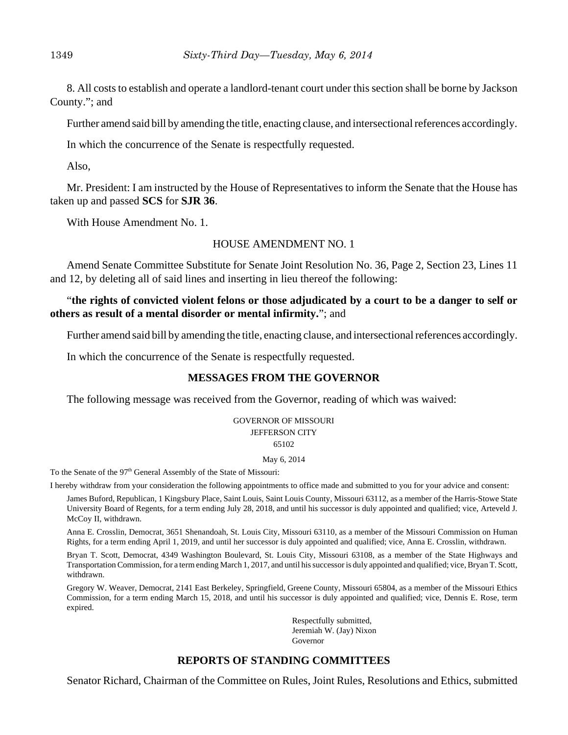8. All costs to establish and operate a landlord-tenant court under this section shall be borne by Jackson County."; and

Further amend said bill by amending the title, enacting clause, and intersectional references accordingly.

In which the concurrence of the Senate is respectfully requested.

Also,

Mr. President: I am instructed by the House of Representatives to inform the Senate that the House has taken up and passed **SCS** for **SJR 36**.

With House Amendment No. 1.

HOUSE AMENDMENT NO. 1

Amend Senate Committee Substitute for Senate Joint Resolution No. 36, Page 2, Section 23, Lines 11 and 12, by deleting all of said lines and inserting in lieu thereof the following:

"**the rights of convicted violent felons or those adjudicated by a court to be a danger to self or others as result of a mental disorder or mental infirmity.**"; and

Further amend said bill by amending the title, enacting clause, and intersectional references accordingly.

In which the concurrence of the Senate is respectfully requested.

## MESSAGES FROM THE GOVERNOR

The following message was received from the Governor, reading of which was waived:

GOVERNOR OF MISSOURI
JEFFERSON CITY
65102

May 6, 2014

To the Senate of the 97th General Assembly of the State of Missouri:

I hereby withdraw from your consideration the following appointments to office made and submitted to you for your advice and consent:

James Buford, Republican, 1 Kingsbury Place, Saint Louis, Saint Louis County, Missouri 63112, as a member of the Harris-Stowe State University Board of Regents, for a term ending July 28, 2018, and until his successor is duly appointed and qualified; vice, Arteveld J. McCoy II, withdrawn.

Anna E. Crosslin, Democrat, 3651 Shenandoah, St. Louis City, Missouri 63110, as a member of the Missouri Commission on Human Rights, for a term ending April 1, 2019, and until her successor is duly appointed and qualified; vice, Anna E. Crosslin, withdrawn.

Bryan T. Scott, Democrat, 4349 Washington Boulevard, St. Louis City, Missouri 63108, as a member of the State Highways and Transportation Commission, for a term ending March 1, 2017, and until his successor is duly appointed and qualified; vice, Bryan T. Scott, withdrawn.

Gregory W. Weaver, Democrat, 2141 East Berkeley, Springfield, Greene County, Missouri 65804, as a member of the Missouri Ethics Commission, for a term ending March 15, 2018, and until his successor is duly appointed and qualified; vice, Dennis E. Rose, term expired.

Respectfully submitted,
Jeremiah W. (Jay) Nixon
Governor

## REPORTS OF STANDING COMMITTEES

Senator Richard, Chairman of the Committee on Rules, Joint Rules, Resolutions and Ethics, submitted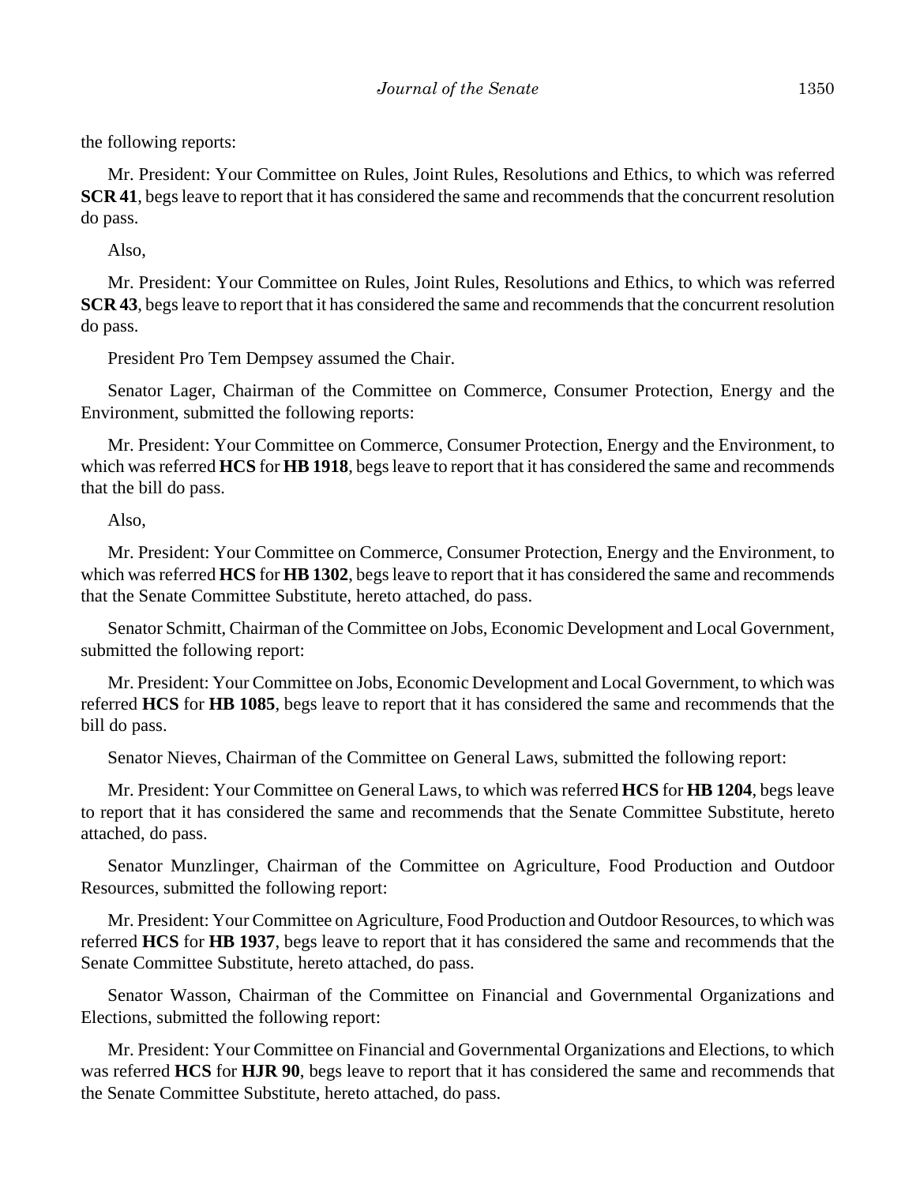the following reports:

Mr. President: Your Committee on Rules, Joint Rules, Resolutions and Ethics, to which was referred **SCR 41**, begs leave to report that it has considered the same and recommends that the concurrent resolution do pass.

Also,

Mr. President: Your Committee on Rules, Joint Rules, Resolutions and Ethics, to which was referred **SCR 43**, begs leave to report that it has considered the same and recommends that the concurrent resolution do pass.

President Pro Tem Dempsey assumed the Chair.

Senator Lager, Chairman of the Committee on Commerce, Consumer Protection, Energy and the Environment, submitted the following reports:

Mr. President: Your Committee on Commerce, Consumer Protection, Energy and the Environment, to which was referred **HCS** for **HB 1918**, begs leave to report that it has considered the same and recommends that the bill do pass.

Also,

Mr. President: Your Committee on Commerce, Consumer Protection, Energy and the Environment, to which was referred **HCS** for **HB 1302**, begs leave to report that it has considered the same and recommends that the Senate Committee Substitute, hereto attached, do pass.

Senator Schmitt, Chairman of the Committee on Jobs, Economic Development and Local Government, submitted the following report:

Mr. President: Your Committee on Jobs, Economic Development and Local Government, to which was referred **HCS** for **HB 1085**, begs leave to report that it has considered the same and recommends that the bill do pass.

Senator Nieves, Chairman of the Committee on General Laws, submitted the following report:

Mr. President: Your Committee on General Laws, to which was referred **HCS** for **HB 1204**, begs leave to report that it has considered the same and recommends that the Senate Committee Substitute, hereto attached, do pass.

Senator Munzlinger, Chairman of the Committee on Agriculture, Food Production and Outdoor Resources, submitted the following report:

Mr. President: Your Committee on Agriculture, Food Production and Outdoor Resources, to which was referred **HCS** for **HB 1937**, begs leave to report that it has considered the same and recommends that the Senate Committee Substitute, hereto attached, do pass.

Senator Wasson, Chairman of the Committee on Financial and Governmental Organizations and Elections, submitted the following report:

Mr. President: Your Committee on Financial and Governmental Organizations and Elections, to which was referred **HCS** for **HJR 90**, begs leave to report that it has considered the same and recommends that the Senate Committee Substitute, hereto attached, do pass.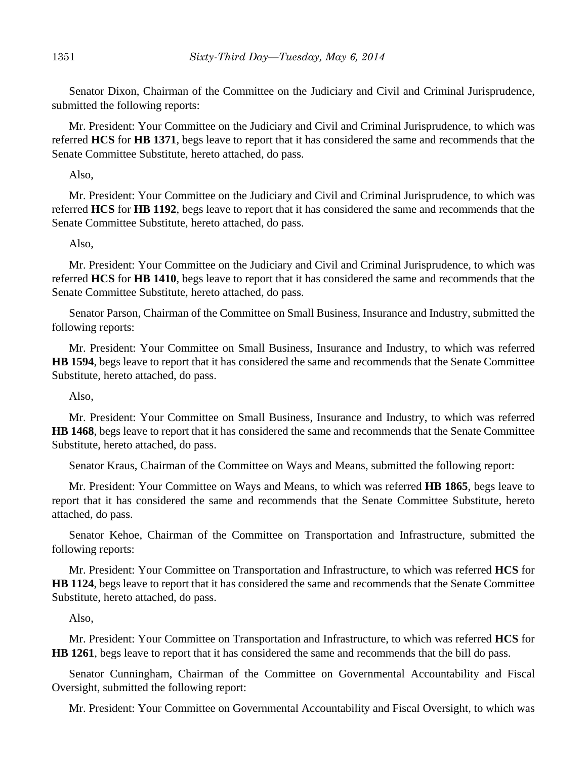Senator Dixon, Chairman of the Committee on the Judiciary and Civil and Criminal Jurisprudence, submitted the following reports:

Mr. President: Your Committee on the Judiciary and Civil and Criminal Jurisprudence, to which was referred **HCS** for **HB 1371**, begs leave to report that it has considered the same and recommends that the Senate Committee Substitute, hereto attached, do pass.

Also,

Mr. President: Your Committee on the Judiciary and Civil and Criminal Jurisprudence, to which was referred **HCS** for **HB 1192**, begs leave to report that it has considered the same and recommends that the Senate Committee Substitute, hereto attached, do pass.

Also,

Mr. President: Your Committee on the Judiciary and Civil and Criminal Jurisprudence, to which was referred **HCS** for **HB 1410**, begs leave to report that it has considered the same and recommends that the Senate Committee Substitute, hereto attached, do pass.

Senator Parson, Chairman of the Committee on Small Business, Insurance and Industry, submitted the following reports:

Mr. President: Your Committee on Small Business, Insurance and Industry, to which was referred **HB 1594**, begs leave to report that it has considered the same and recommends that the Senate Committee Substitute, hereto attached, do pass.

Also,

Mr. President: Your Committee on Small Business, Insurance and Industry, to which was referred **HB 1468**, begs leave to report that it has considered the same and recommends that the Senate Committee Substitute, hereto attached, do pass.

Senator Kraus, Chairman of the Committee on Ways and Means, submitted the following report:

Mr. President: Your Committee on Ways and Means, to which was referred **HB 1865**, begs leave to report that it has considered the same and recommends that the Senate Committee Substitute, hereto attached, do pass.

Senator Kehoe, Chairman of the Committee on Transportation and Infrastructure, submitted the following reports:

Mr. President: Your Committee on Transportation and Infrastructure, to which was referred **HCS** for **HB 1124**, begs leave to report that it has considered the same and recommends that the Senate Committee Substitute, hereto attached, do pass.

Also,

Mr. President: Your Committee on Transportation and Infrastructure, to which was referred **HCS** for **HB 1261**, begs leave to report that it has considered the same and recommends that the bill do pass.

Senator Cunningham, Chairman of the Committee on Governmental Accountability and Fiscal Oversight, submitted the following report:

Mr. President: Your Committee on Governmental Accountability and Fiscal Oversight, to which was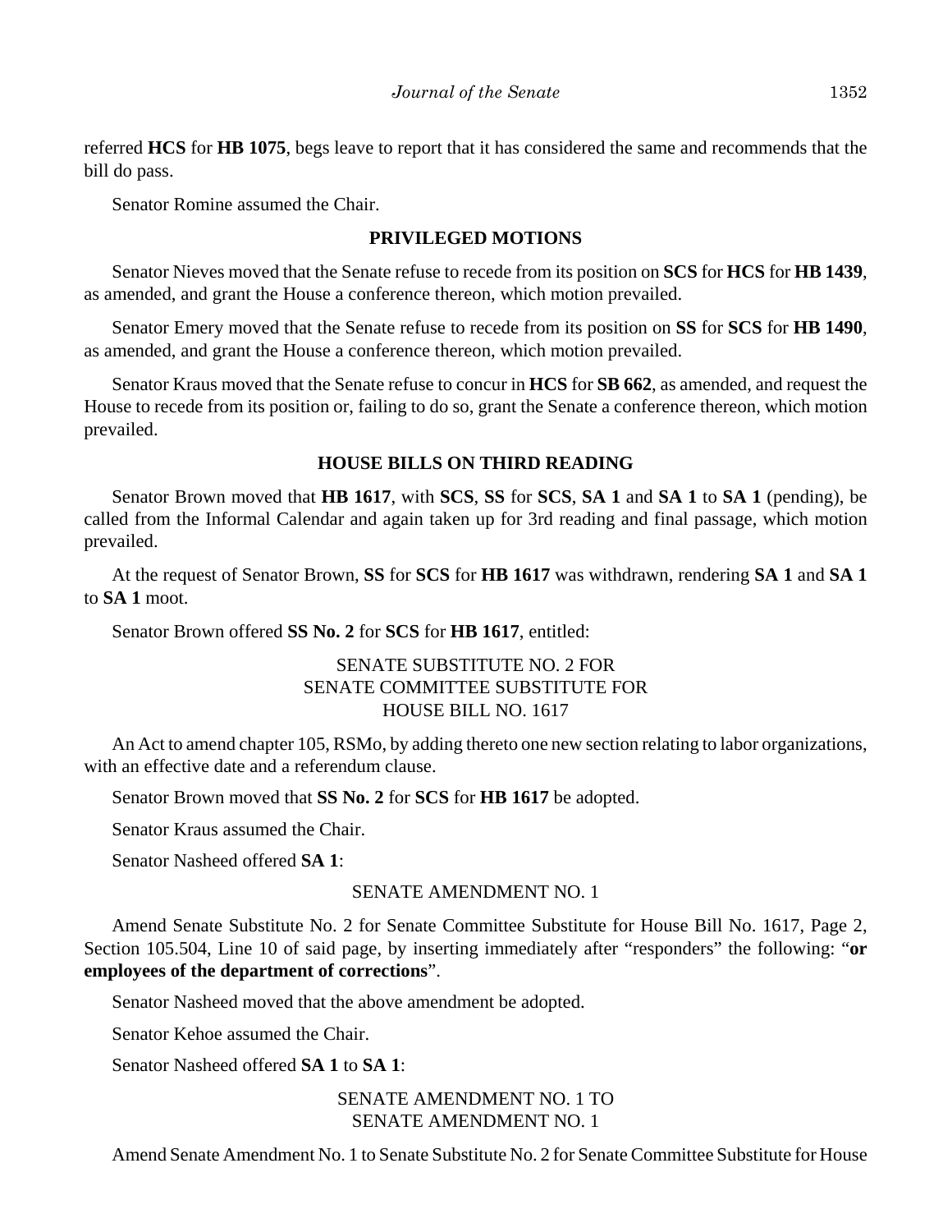referred **HCS** for **HB 1075**, begs leave to report that it has considered the same and recommends that the bill do pass.

Senator Romine assumed the Chair.

## PRIVILEGED MOTIONS

Senator Nieves moved that the Senate refuse to recede from its position on **SCS** for **HCS** for **HB 1439**, as amended, and grant the House a conference thereon, which motion prevailed.

Senator Emery moved that the Senate refuse to recede from its position on **SS** for **SCS** for **HB 1490**, as amended, and grant the House a conference thereon, which motion prevailed.

Senator Kraus moved that the Senate refuse to concur in **HCS** for **SB 662**, as amended, and request the House to recede from its position or, failing to do so, grant the Senate a conference thereon, which motion prevailed.

## HOUSE BILLS ON THIRD READING

Senator Brown moved that **HB 1617**, with **SCS**, **SS** for **SCS**, **SA 1** and **SA 1** to **SA 1** (pending), be called from the Informal Calendar and again taken up for 3rd reading and final passage, which motion prevailed.

At the request of Senator Brown, **SS** for **SCS** for **HB 1617** was withdrawn, rendering **SA 1** and **SA 1** to **SA 1** moot.

Senator Brown offered **SS No. 2** for **SCS** for **HB 1617**, entitled:

SENATE SUBSTITUTE NO. 2 FOR
SENATE COMMITTEE SUBSTITUTE FOR
HOUSE BILL NO. 1617

An Act to amend chapter 105, RSMo, by adding thereto one new section relating to labor organizations, with an effective date and a referendum clause.

Senator Brown moved that **SS No. 2** for **SCS** for **HB 1617** be adopted.

Senator Kraus assumed the Chair.

Senator Nasheed offered **SA 1**:

SENATE AMENDMENT NO. 1

Amend Senate Substitute No. 2 for Senate Committee Substitute for House Bill No. 1617, Page 2, Section 105.504, Line 10 of said page, by inserting immediately after "responders" the following: "**or employees of the department of corrections**".

Senator Nasheed moved that the above amendment be adopted.

Senator Kehoe assumed the Chair.

Senator Nasheed offered **SA 1** to **SA 1**:

SENATE AMENDMENT NO. 1 TO
SENATE AMENDMENT NO. 1

Amend Senate Amendment No. 1 to Senate Substitute No. 2 for Senate Committee Substitute for House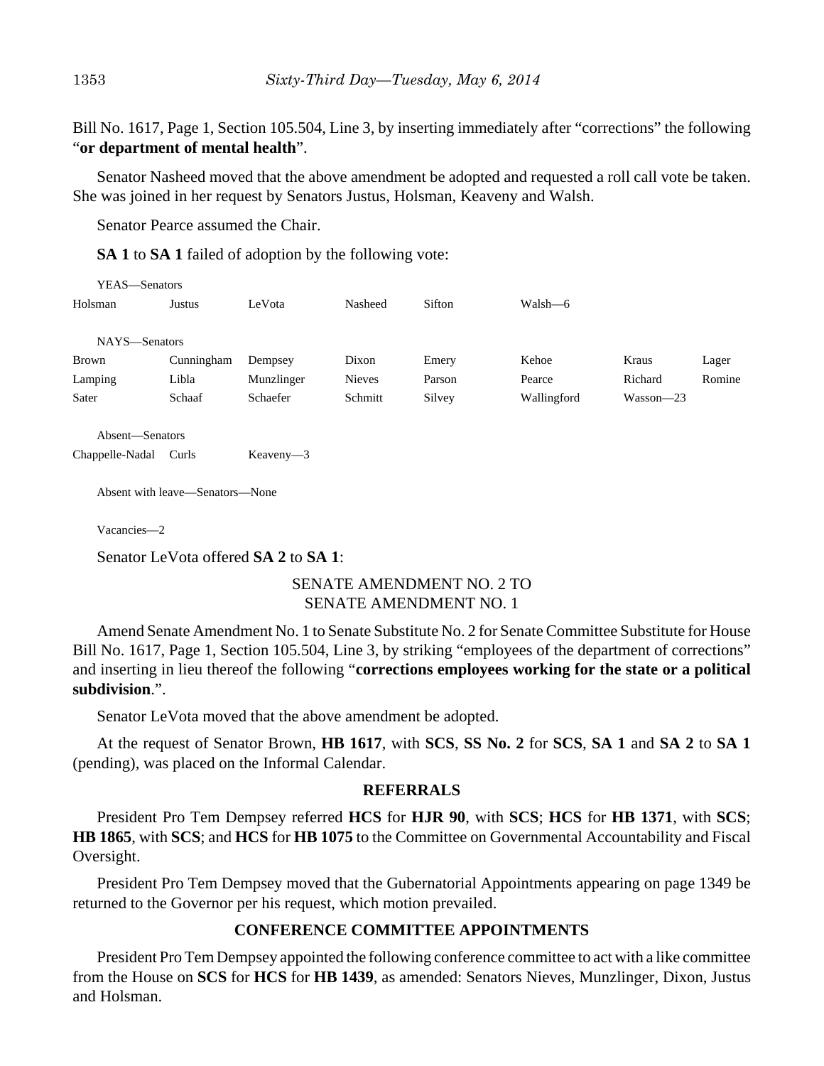Bill No. 1617, Page 1, Section 105.504, Line 3, by inserting immediately after "corrections" the following "**or department of mental health**".

Senator Nasheed moved that the above amendment be adopted and requested a roll call vote be taken. She was joined in her request by Senators Justus, Holsman, Keaveny and Walsh.

Senator Pearce assumed the Chair.

**SA 1** to **SA 1** failed of adoption by the following vote:

YEAS—Senators

| | | | | | | | |
|---|---|---|---|---|---|---|---|
| Holsman | Justus | LeVota | Nasheed | Sifton | Walsh—6 | | |

NAYS—Senators

| | | | | | | | |
|---|---|---|---|---|---|---|---|
| Brown | Cunningham | Dempsey | Dixon | Emery | Kehoe | Kraus | Lager |
| Lamping | Libla | Munzlinger | Nieves | Parson | Pearce | Richard | Romine |
| Sater | Schaaf | Schaefer | Schmitt | Silvey | Wallingford | Wasson—23 | |

Absent—Senators

| | | |
|---|---|---|
| Chappelle-Nadal | Curls | Keaveny—3 |

Absent with leave—Senators—None

Vacancies—2

Senator LeVota offered **SA 2** to **SA 1**:

SENATE AMENDMENT NO. 2 TO
SENATE AMENDMENT NO. 1

Amend Senate Amendment No. 1 to Senate Substitute No. 2 for Senate Committee Substitute for House Bill No. 1617, Page 1, Section 105.504, Line 3, by striking "employees of the department of corrections" and inserting in lieu thereof the following "**corrections employees working for the state or a political subdivision**.".

Senator LeVota moved that the above amendment be adopted.

At the request of Senator Brown, **HB 1617**, with **SCS**, **SS No. 2** for **SCS**, **SA 1** and **SA 2** to **SA 1** (pending), was placed on the Informal Calendar.

## REFERRALS

President Pro Tem Dempsey referred **HCS** for **HJR 90**, with **SCS**; **HCS** for **HB 1371**, with **SCS**; **HB 1865**, with **SCS**; and **HCS** for **HB 1075** to the Committee on Governmental Accountability and Fiscal Oversight.

President Pro Tem Dempsey moved that the Gubernatorial Appointments appearing on page 1349 be returned to the Governor per his request, which motion prevailed.

## CONFERENCE COMMITTEE APPOINTMENTS

President Pro Tem Dempsey appointed the following conference committee to act with a like committee from the House on **SCS** for **HCS** for **HB 1439**, as amended: Senators Nieves, Munzlinger, Dixon, Justus and Holsman.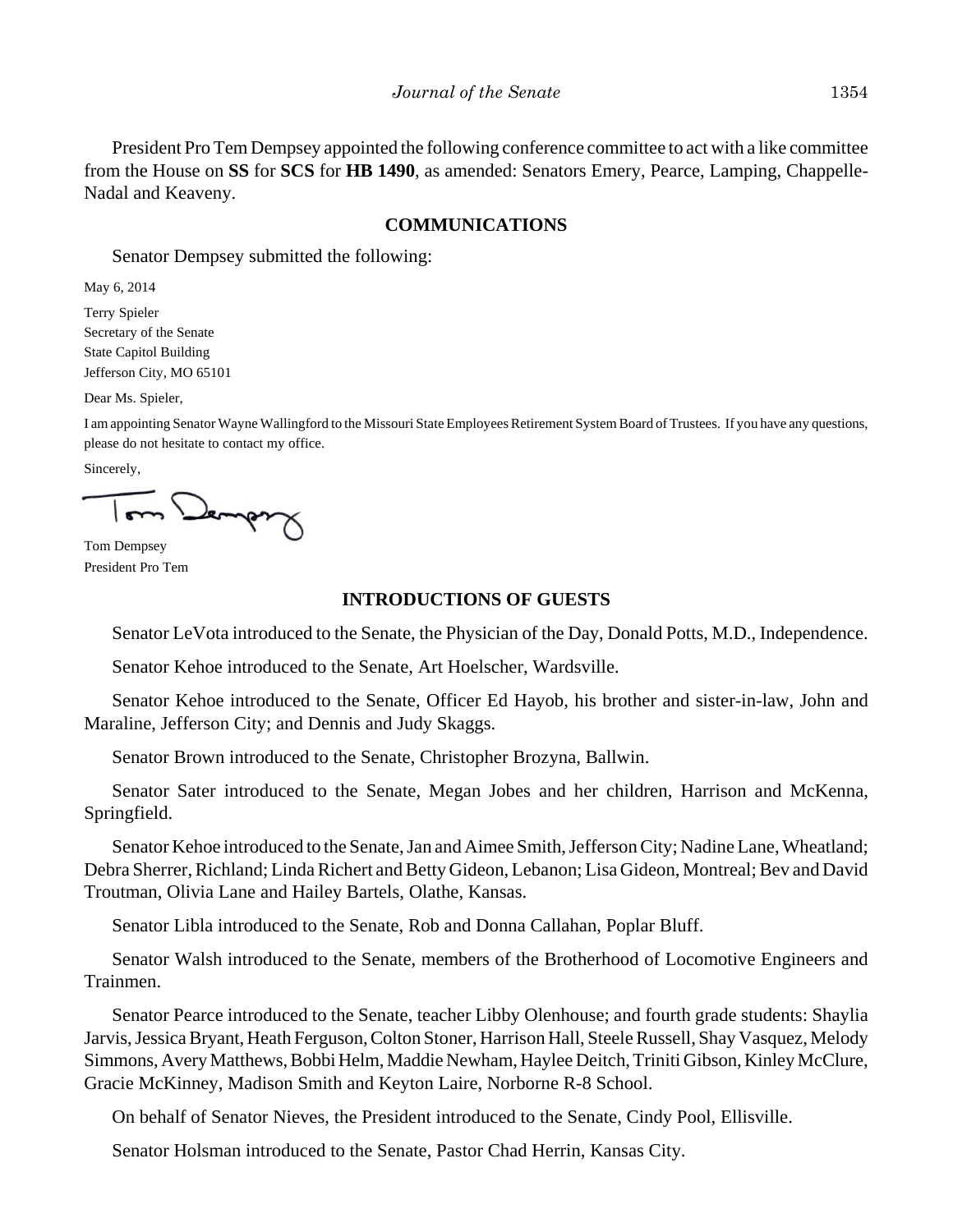President Pro Tem Dempsey appointed the following conference committee to act with a like committee from the House on **SS** for **SCS** for **HB 1490**, as amended: Senators Emery, Pearce, Lamping, Chappelle-Nadal and Keaveny.

## COMMUNICATIONS

Senator Dempsey submitted the following:

May 6, 2014

Terry Spieler
Secretary of the Senate
State Capitol Building
Jefferson City, MO 65101

Dear Ms. Spieler,

I am appointing Senator Wayne Wallingford to the Missouri State Employees Retirement System Board of Trustees. If you have any questions, please do not hesitate to contact my office.

Sincerely,

Tom Dempsey
President Pro Tem

## INTRODUCTIONS OF GUESTS

Senator LeVota introduced to the Senate, the Physician of the Day, Donald Potts, M.D., Independence.

Senator Kehoe introduced to the Senate, Art Hoelscher, Wardsville.

Senator Kehoe introduced to the Senate, Officer Ed Hayob, his brother and sister-in-law, John and Maraline, Jefferson City; and Dennis and Judy Skaggs.

Senator Brown introduced to the Senate, Christopher Brozyna, Ballwin.

Senator Sater introduced to the Senate, Megan Jobes and her children, Harrison and McKenna, Springfield.

Senator Kehoe introduced to the Senate, Jan and Aimee Smith, Jefferson City; Nadine Lane, Wheatland; Debra Sherrer, Richland; Linda Richert and Betty Gideon, Lebanon; Lisa Gideon, Montreal; Bev and David Troutman, Olivia Lane and Hailey Bartels, Olathe, Kansas.

Senator Libla introduced to the Senate, Rob and Donna Callahan, Poplar Bluff.

Senator Walsh introduced to the Senate, members of the Brotherhood of Locomotive Engineers and Trainmen.

Senator Pearce introduced to the Senate, teacher Libby Olenhouse; and fourth grade students: Shaylia Jarvis, Jessica Bryant, Heath Ferguson, Colton Stoner, Harrison Hall, Steele Russell, Shay Vasquez, Melody Simmons, Avery Matthews, Bobbi Helm, Maddie Newham, Haylee Deitch, Triniti Gibson, Kinley McClure, Gracie McKinney, Madison Smith and Keyton Laire, Norborne R-8 School.

On behalf of Senator Nieves, the President introduced to the Senate, Cindy Pool, Ellisville.

Senator Holsman introduced to the Senate, Pastor Chad Herrin, Kansas City.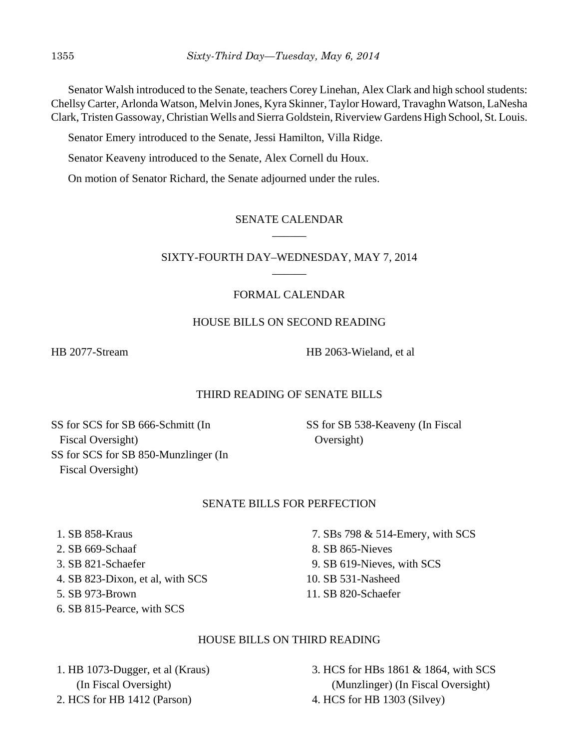Senator Walsh introduced to the Senate, teachers Corey Linehan, Alex Clark and high school students: Chellsy Carter, Arlonda Watson, Melvin Jones, Kyra Skinner, Taylor Howard, Travaghn Watson, LaNesha Clark, Tristen Gassoway, Christian Wells and Sierra Goldstein, Riverview Gardens High School, St. Louis.

Senator Emery introduced to the Senate, Jessi Hamilton, Villa Ridge.

Senator Keaveny introduced to the Senate, Alex Cornell du Houx.

On motion of Senator Richard, the Senate adjourned under the rules.

## SENATE CALENDAR

______

## SIXTY-FOURTH DAY–WEDNESDAY, MAY 7, 2014

______

### FORMAL CALENDAR

### HOUSE BILLS ON SECOND READING

HB 2077-Stream

HB 2063-Wieland, et al

### THIRD READING OF SENATE BILLS

SS for SCS for SB 666-Schmitt (In Fiscal Oversight)

SS for SCS for SB 850-Munzlinger (In Fiscal Oversight)

SS for SB 538-Keaveny (In Fiscal Oversight)

### SENATE BILLS FOR PERFECTION

1. SB 858-Kraus
2. SB 669-Schaaf
3. SB 821-Schaefer
4. SB 823-Dixon, et al, with SCS
5. SB 973-Brown
6. SB 815-Pearce, with SCS
7. SBs 798 & 514-Emery, with SCS
8. SB 865-Nieves
9. SB 619-Nieves, with SCS
10. SB 531-Nasheed
11. SB 820-Schaefer

### HOUSE BILLS ON THIRD READING

1. HB 1073-Dugger, et al (Kraus) (In Fiscal Oversight)
2. HCS for HB 1412 (Parson)
3. HCS for HBs 1861 & 1864, with SCS (Munzlinger) (In Fiscal Oversight)
4. HCS for HB 1303 (Silvey)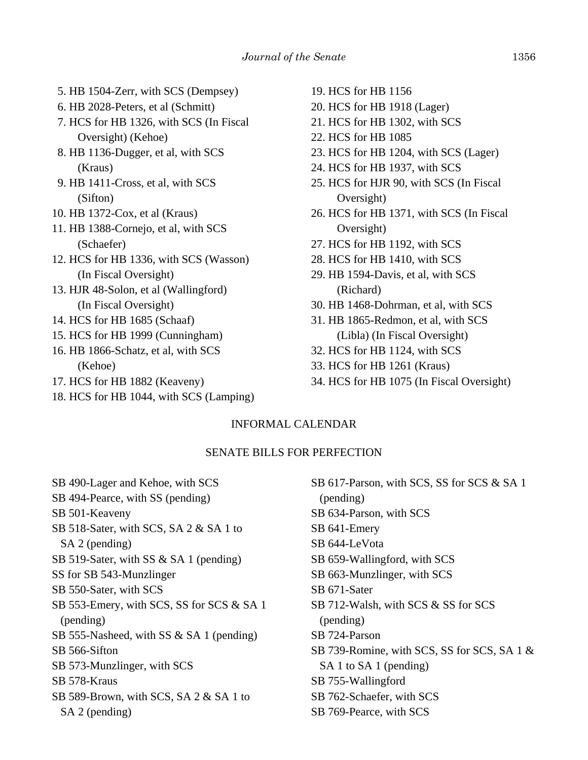5. HB 1504-Zerr, with SCS (Dempsey)
6. HB 2028-Peters, et al (Schmitt)
7. HCS for HB 1326, with SCS (In Fiscal Oversight) (Kehoe)
8. HB 1136-Dugger, et al, with SCS (Kraus)
9. HB 1411-Cross, et al, with SCS (Sifton)
10. HB 1372-Cox, et al (Kraus)
11. HB 1388-Cornejo, et al, with SCS (Schaefer)
12. HCS for HB 1336, with SCS (Wasson) (In Fiscal Oversight)
13. HJR 48-Solon, et al (Wallingford) (In Fiscal Oversight)
14. HCS for HB 1685 (Schaaf)
15. HCS for HB 1999 (Cunningham)
16. HB 1866-Schatz, et al, with SCS (Kehoe)
17. HCS for HB 1882 (Keaveny)
18. HCS for HB 1044, with SCS (Lamping)
19. HCS for HB 1156
20. HCS for HB 1918 (Lager)
21. HCS for HB 1302, with SCS
22. HCS for HB 1085
23. HCS for HB 1204, with SCS (Lager)
24. HCS for HB 1937, with SCS
25. HCS for HJR 90, with SCS (In Fiscal Oversight)
26. HCS for HB 1371, with SCS (In Fiscal Oversight)
27. HCS for HB 1192, with SCS
28. HCS for HB 1410, with SCS
29. HB 1594-Davis, et al, with SCS (Richard)
30. HB 1468-Dohrman, et al, with SCS
31. HB 1865-Redmon, et al, with SCS (Libla) (In Fiscal Oversight)
32. HCS for HB 1124, with SCS
33. HCS for HB 1261 (Kraus)
34. HCS for HB 1075 (In Fiscal Oversight)

## INFORMAL CALENDAR

### SENATE BILLS FOR PERFECTION

SB 490-Lager and Kehoe, with SCS
SB 494-Pearce, with SS (pending)
SB 501-Keaveny
SB 518-Sater, with SCS, SA 2 & SA 1 to SA 2 (pending)
SB 519-Sater, with SS & SA 1 (pending)
SS for SB 543-Munzlinger
SB 550-Sater, with SCS
SB 553-Emery, with SCS, SS for SCS & SA 1 (pending)
SB 555-Nasheed, with SS & SA 1 (pending)
SB 566-Sifton
SB 573-Munzlinger, with SCS
SB 578-Kraus
SB 589-Brown, with SCS, SA 2 & SA 1 to SA 2 (pending)
SB 617-Parson, with SCS, SS for SCS & SA 1 (pending)
SB 634-Parson, with SCS
SB 641-Emery
SB 644-LeVota
SB 659-Wallingford, with SCS
SB 663-Munzlinger, with SCS
SB 671-Sater
SB 712-Walsh, with SCS & SS for SCS (pending)
SB 724-Parson
SB 739-Romine, with SCS, SS for SCS, SA 1 & SA 1 to SA 1 (pending)
SB 755-Wallingford
SB 762-Schaefer, with SCS
SB 769-Pearce, with SCS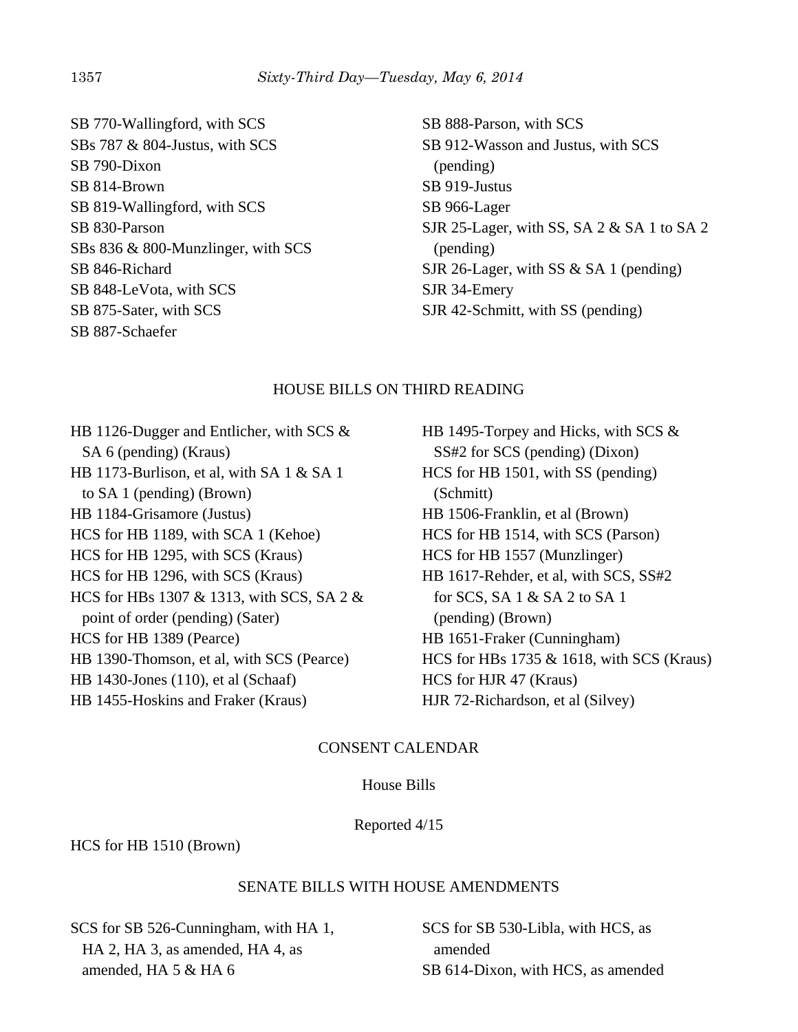SB 770-Wallingford, with SCS
SBs 787 & 804-Justus, with SCS
SB 790-Dixon
SB 814-Brown
SB 819-Wallingford, with SCS
SB 830-Parson
SBs 836 & 800-Munzlinger, with SCS
SB 846-Richard
SB 848-LeVota, with SCS
SB 875-Sater, with SCS
SB 887-Schaefer
SB 888-Parson, with SCS
SB 912-Wasson and Justus, with SCS (pending)
SB 919-Justus
SB 966-Lager
SJR 25-Lager, with SS, SA 2 & SA 1 to SA 2 (pending)
SJR 26-Lager, with SS & SA 1 (pending)
SJR 34-Emery
SJR 42-Schmitt, with SS (pending)

## HOUSE BILLS ON THIRD READING

HB 1126-Dugger and Entlicher, with SCS & SA 6 (pending) (Kraus)
HB 1173-Burlison, et al, with SA 1 & SA 1 to SA 1 (pending) (Brown)
HB 1184-Grisamore (Justus)
HCS for HB 1189, with SCA 1 (Kehoe)
HCS for HB 1295, with SCS (Kraus)
HCS for HB 1296, with SCS (Kraus)
HCS for HBs 1307 & 1313, with SCS, SA 2 & point of order (pending) (Sater)
HCS for HB 1389 (Pearce)
HB 1390-Thomson, et al, with SCS (Pearce)
HB 1430-Jones (110), et al (Schaaf)
HB 1455-Hoskins and Fraker (Kraus)
HB 1495-Torpey and Hicks, with SCS & SS#2 for SCS (pending) (Dixon)
HCS for HB 1501, with SS (pending) (Schmitt)
HB 1506-Franklin, et al (Brown)
HCS for HB 1514, with SCS (Parson)
HCS for HB 1557 (Munzlinger)
HB 1617-Rehder, et al, with SCS, SS#2 for SCS, SA 1 & SA 2 to SA 1 (pending) (Brown)
HB 1651-Fraker (Cunningham)
HCS for HBs 1735 & 1618, with SCS (Kraus)
HCS for HJR 47 (Kraus)
HJR 72-Richardson, et al (Silvey)

## CONSENT CALENDAR

### House Bills

Reported 4/15

HCS for HB 1510 (Brown)

## SENATE BILLS WITH HOUSE AMENDMENTS

SCS for SB 526-Cunningham, with HA 1, HA 2, HA 3, as amended, HA 4, as amended, HA 5 & HA 6
SCS for SB 530-Libla, with HCS, as amended
SB 614-Dixon, with HCS, as amended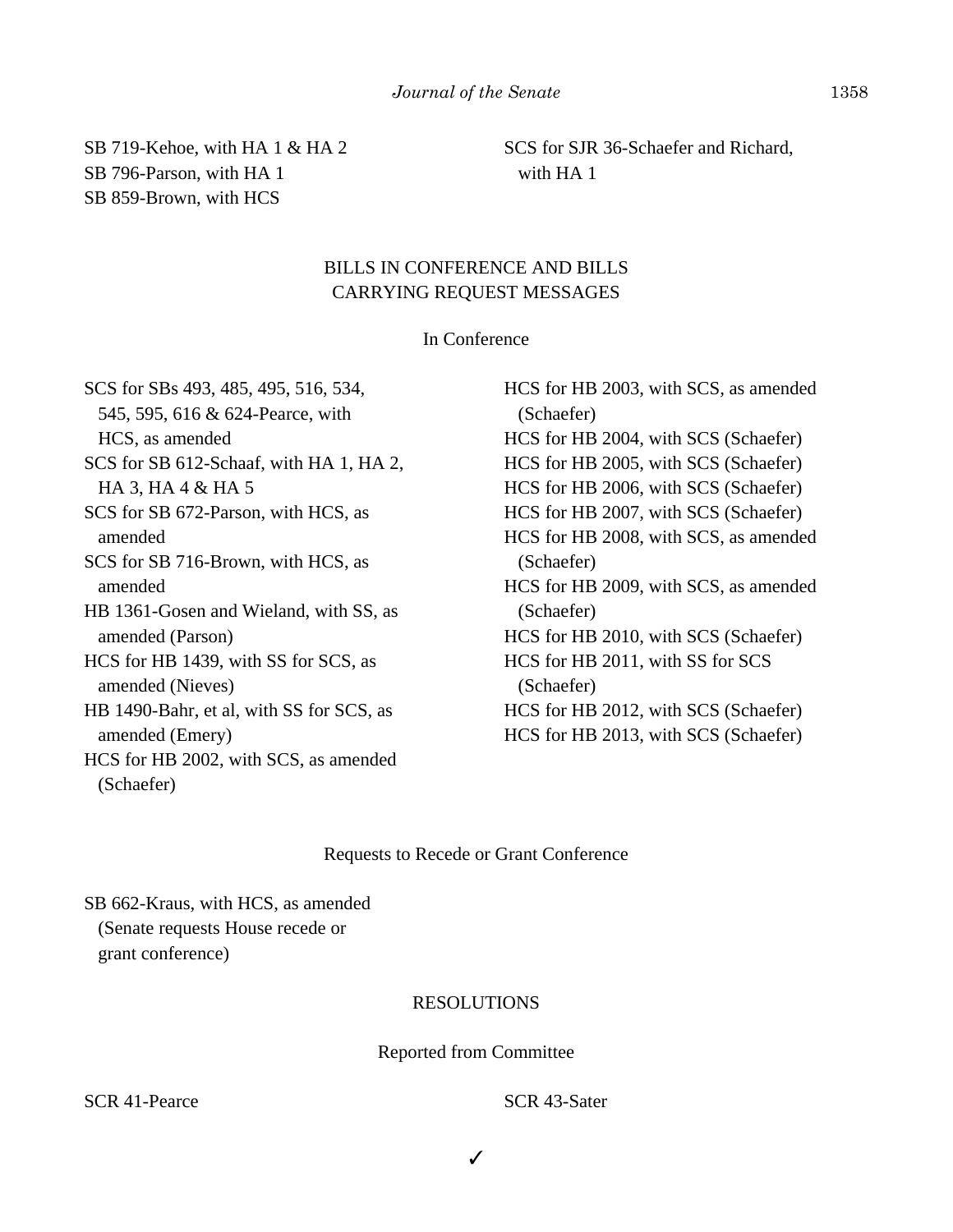SB 719-Kehoe, with HA 1 & HA 2
SB 796-Parson, with HA 1
SB 859-Brown, with HCS
SCS for SJR 36-Schaefer and Richard, with HA 1

## BILLS IN CONFERENCE AND BILLS CARRYING REQUEST MESSAGES

### In Conference

SCS for SBs 493, 485, 495, 516, 534, 545, 595, 616 & 624-Pearce, with HCS, as amended
SCS for SB 612-Schaaf, with HA 1, HA 2, HA 3, HA 4 & HA 5
SCS for SB 672-Parson, with HCS, as amended
SCS for SB 716-Brown, with HCS, as amended
HB 1361-Gosen and Wieland, with SS, as amended (Parson)
HCS for HB 1439, with SS for SCS, as amended (Nieves)
HB 1490-Bahr, et al, with SS for SCS, as amended (Emery)
HCS for HB 2002, with SCS, as amended (Schaefer)
HCS for HB 2003, with SCS, as amended (Schaefer)
HCS for HB 2004, with SCS (Schaefer)
HCS for HB 2005, with SCS (Schaefer)
HCS for HB 2006, with SCS (Schaefer)
HCS for HB 2007, with SCS (Schaefer)
HCS for HB 2008, with SCS, as amended (Schaefer)
HCS for HB 2009, with SCS, as amended (Schaefer)
HCS for HB 2010, with SCS (Schaefer)
HCS for HB 2011, with SS for SCS (Schaefer)
HCS for HB 2012, with SCS (Schaefer)
HCS for HB 2013, with SCS (Schaefer)

### Requests to Recede or Grant Conference

SB 662-Kraus, with HCS, as amended (Senate requests House recede or grant conference)

## RESOLUTIONS

### Reported from Committee

SCR 41-Pearce
SCR 43-Sater

✓